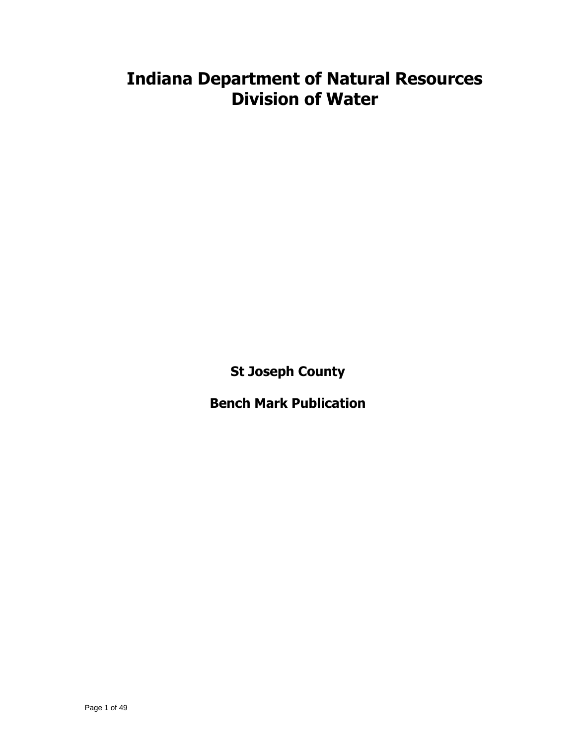# Indiana Department of Natural Resources
# Division of Water

## St Joseph County

## Bench Mark Publication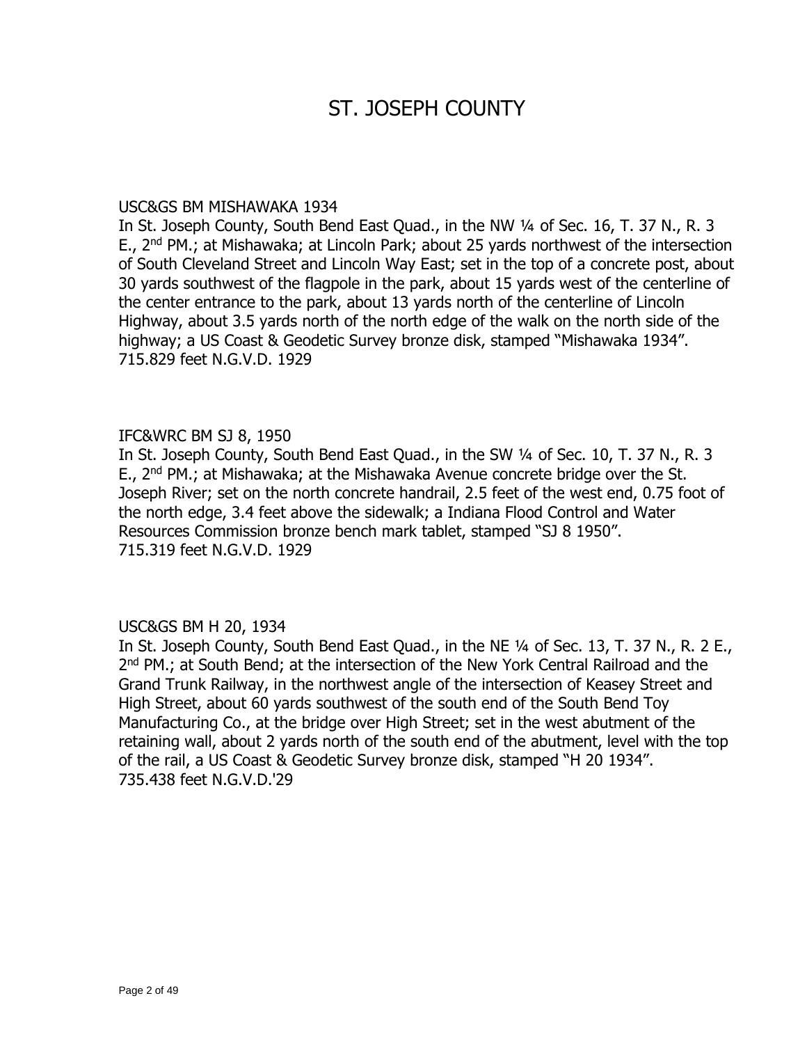# ST. JOSEPH COUNTY

USC&GS BM MISHAWAKA 1934
In St. Joseph County, South Bend East Quad., in the NW ¼ of Sec. 16, T. 37 N., R. 3 E., 2nd PM.; at Mishawaka; at Lincoln Park; about 25 yards northwest of the intersection of South Cleveland Street and Lincoln Way East; set in the top of a concrete post, about 30 yards southwest of the flagpole in the park, about 15 yards west of the centerline of the center entrance to the park, about 13 yards north of the centerline of Lincoln Highway, about 3.5 yards north of the north edge of the walk on the north side of the highway; a US Coast & Geodetic Survey bronze disk, stamped "Mishawaka 1934".
715.829 feet N.G.V.D. 1929

IFC&WRC BM SJ 8, 1950
In St. Joseph County, South Bend East Quad., in the SW ¼ of Sec. 10, T. 37 N., R. 3 E., 2nd PM.; at Mishawaka; at the Mishawaka Avenue concrete bridge over the St. Joseph River; set on the north concrete handrail, 2.5 feet of the west end, 0.75 foot of the north edge, 3.4 feet above the sidewalk; a Indiana Flood Control and Water Resources Commission bronze bench mark tablet, stamped "SJ 8 1950".
715.319 feet N.G.V.D. 1929

USC&GS BM H 20, 1934
In St. Joseph County, South Bend East Quad., in the NE ¼ of Sec. 13, T. 37 N., R. 2 E., 2nd PM.; at South Bend; at the intersection of the New York Central Railroad and the Grand Trunk Railway, in the northwest angle of the intersection of Keasey Street and High Street, about 60 yards southwest of the south end of the South Bend Toy Manufacturing Co., at the bridge over High Street; set in the west abutment of the retaining wall, about 2 yards north of the south end of the abutment, level with the top of the rail, a US Coast & Geodetic Survey bronze disk, stamped "H 20 1934".
735.438 feet N.G.V.D.'29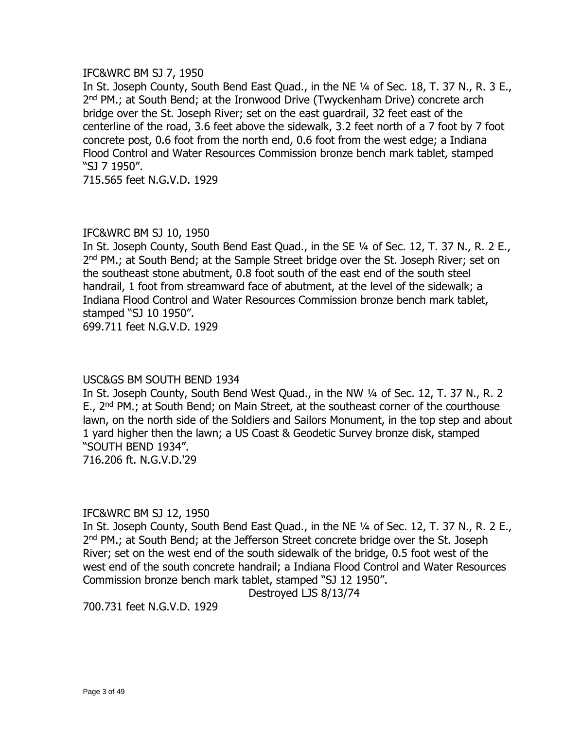IFC&WRC BM SJ 7, 1950

In St. Joseph County, South Bend East Quad., in the NE ¼ of Sec. 18, T. 37 N., R. 3 E., 2nd PM.; at South Bend; at the Ironwood Drive (Twyckenham Drive) concrete arch bridge over the St. Joseph River; set on the east guardrail, 32 feet east of the centerline of the road, 3.6 feet above the sidewalk, 3.2 feet north of a 7 foot by 7 foot concrete post, 0.6 foot from the north end, 0.6 foot from the west edge; a Indiana Flood Control and Water Resources Commission bronze bench mark tablet, stamped "SJ 7 1950".

715.565 feet N.G.V.D. 1929

IFC&WRC BM SJ 10, 1950

In St. Joseph County, South Bend East Quad., in the SE ¼ of Sec. 12, T. 37 N., R. 2 E., 2nd PM.; at South Bend; at the Sample Street bridge over the St. Joseph River; set on the southeast stone abutment, 0.8 foot south of the east end of the south steel handrail, 1 foot from streamward face of abutment, at the level of the sidewalk; a Indiana Flood Control and Water Resources Commission bronze bench mark tablet, stamped "SJ 10 1950".

699.711 feet N.G.V.D. 1929

USC&GS BM SOUTH BEND 1934

In St. Joseph County, South Bend West Quad., in the NW ¼ of Sec. 12, T. 37 N., R. 2 E., 2nd PM.; at South Bend; on Main Street, at the southeast corner of the courthouse lawn, on the north side of the Soldiers and Sailors Monument, in the top step and about 1 yard higher then the lawn; a US Coast & Geodetic Survey bronze disk, stamped "SOUTH BEND 1934".

716.206 ft. N.G.V.D.'29

IFC&WRC BM SJ 12, 1950

In St. Joseph County, South Bend East Quad., in the NE ¼ of Sec. 12, T. 37 N., R. 2 E., 2nd PM.; at South Bend; at the Jefferson Street concrete bridge over the St. Joseph River; set on the west end of the south sidewalk of the bridge, 0.5 foot west of the west end of the south concrete handrail; a Indiana Flood Control and Water Resources Commission bronze bench mark tablet, stamped "SJ 12 1950".

Destroyed LJS 8/13/74

700.731 feet N.G.V.D. 1929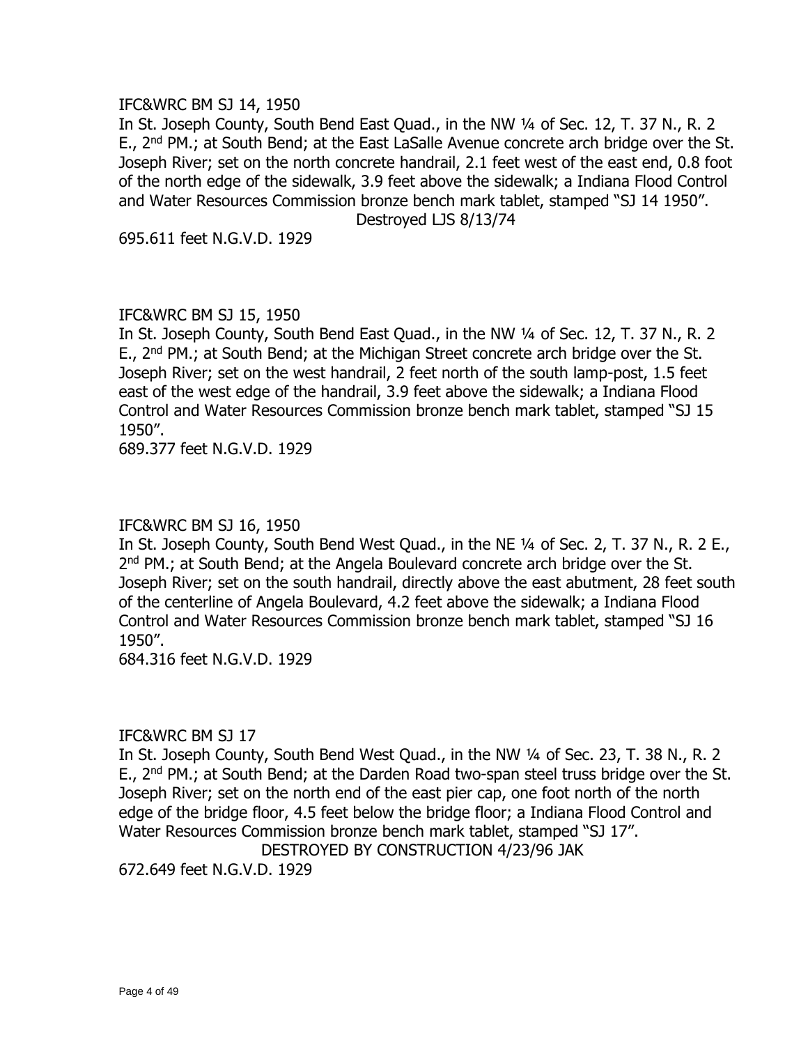IFC&WRC BM SJ 14, 1950

In St. Joseph County, South Bend East Quad., in the NW ¼ of Sec. 12, T. 37 N., R. 2 E., 2nd PM.; at South Bend; at the East LaSalle Avenue concrete arch bridge over the St. Joseph River; set on the north concrete handrail, 2.1 feet west of the east end, 0.8 foot of the north edge of the sidewalk, 3.9 feet above the sidewalk; a Indiana Flood Control and Water Resources Commission bronze bench mark tablet, stamped "SJ 14 1950".

Destroyed LJS 8/13/74

695.611 feet N.G.V.D. 1929

IFC&WRC BM SJ 15, 1950

In St. Joseph County, South Bend East Quad., in the NW ¼ of Sec. 12, T. 37 N., R. 2 E., 2nd PM.; at South Bend; at the Michigan Street concrete arch bridge over the St. Joseph River; set on the west handrail, 2 feet north of the south lamp-post, 1.5 feet east of the west edge of the handrail, 3.9 feet above the sidewalk; a Indiana Flood Control and Water Resources Commission bronze bench mark tablet, stamped "SJ 15 1950".

689.377 feet N.G.V.D. 1929

IFC&WRC BM SJ 16, 1950

In St. Joseph County, South Bend West Quad., in the NE ¼ of Sec. 2, T. 37 N., R. 2 E., 2nd PM.; at South Bend; at the Angela Boulevard concrete arch bridge over the St. Joseph River; set on the south handrail, directly above the east abutment, 28 feet south of the centerline of Angela Boulevard, 4.2 feet above the sidewalk; a Indiana Flood Control and Water Resources Commission bronze bench mark tablet, stamped "SJ 16 1950".

684.316 feet N.G.V.D. 1929

IFC&WRC BM SJ 17

In St. Joseph County, South Bend West Quad., in the NW ¼ of Sec. 23, T. 38 N., R. 2 E., 2nd PM.; at South Bend; at the Darden Road two-span steel truss bridge over the St. Joseph River; set on the north end of the east pier cap, one foot north of the north edge of the bridge floor, 4.5 feet below the bridge floor; a Indiana Flood Control and Water Resources Commission bronze bench mark tablet, stamped "SJ 17".

DESTROYED BY CONSTRUCTION 4/23/96 JAK

672.649 feet N.G.V.D. 1929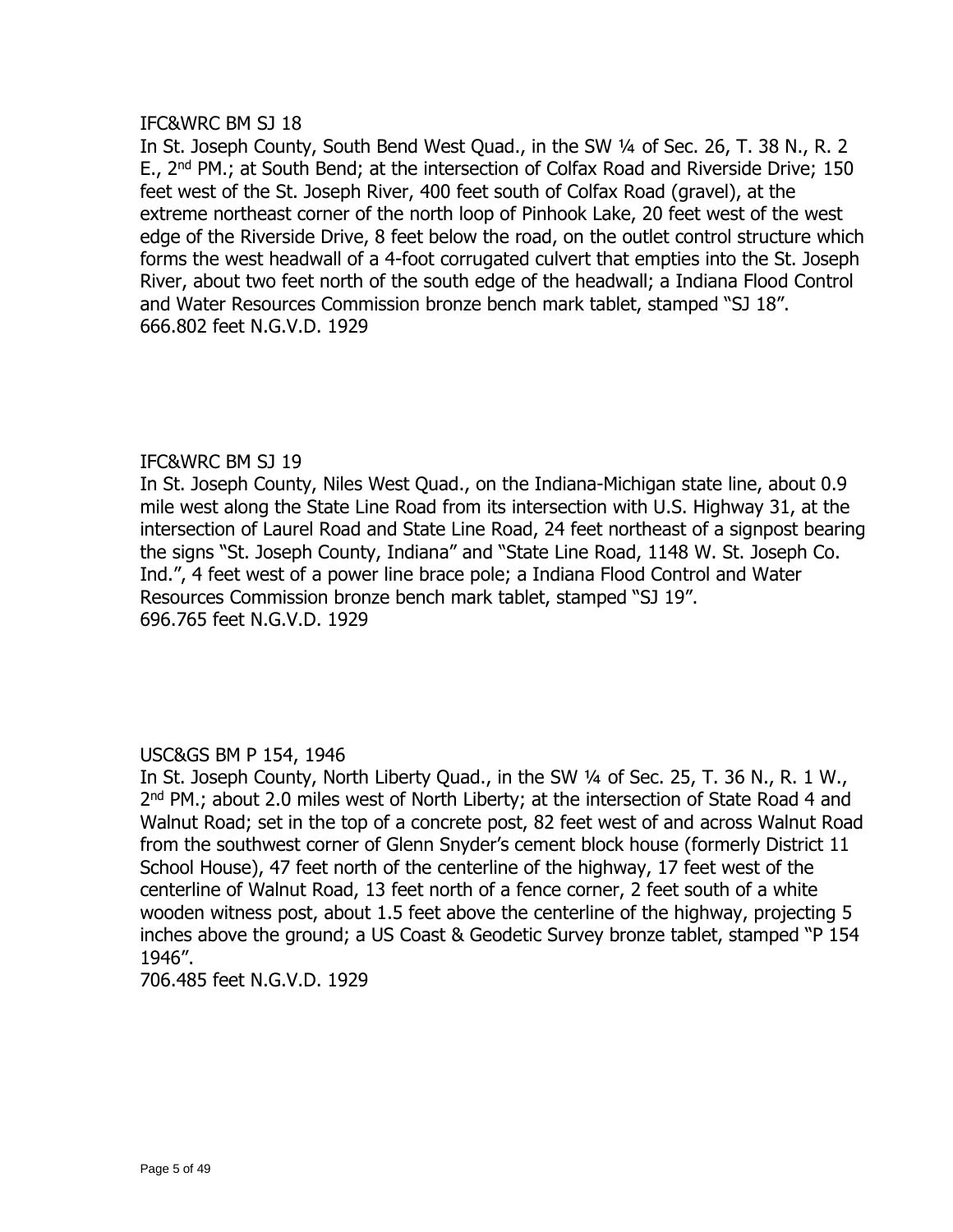IFC&WRC BM SJ 18

In St. Joseph County, South Bend West Quad., in the SW ¼ of Sec. 26, T. 38 N., R. 2 E., 2nd PM.; at South Bend; at the intersection of Colfax Road and Riverside Drive; 150 feet west of the St. Joseph River, 400 feet south of Colfax Road (gravel), at the extreme northeast corner of the north loop of Pinhook Lake, 20 feet west of the west edge of the Riverside Drive, 8 feet below the road, on the outlet control structure which forms the west headwall of a 4-foot corrugated culvert that empties into the St. Joseph River, about two feet north of the south edge of the headwall; a Indiana Flood Control and Water Resources Commission bronze bench mark tablet, stamped "SJ 18".
666.802 feet N.G.V.D. 1929

IFC&WRC BM SJ 19

In St. Joseph County, Niles West Quad., on the Indiana-Michigan state line, about 0.9 mile west along the State Line Road from its intersection with U.S. Highway 31, at the intersection of Laurel Road and State Line Road, 24 feet northeast of a signpost bearing the signs "St. Joseph County, Indiana" and "State Line Road, 1148 W. St. Joseph Co. Ind.", 4 feet west of a power line brace pole; a Indiana Flood Control and Water Resources Commission bronze bench mark tablet, stamped "SJ 19".
696.765 feet N.G.V.D. 1929

USC&GS BM P 154, 1946

In St. Joseph County, North Liberty Quad., in the SW ¼ of Sec. 25, T. 36 N., R. 1 W., 2nd PM.; about 2.0 miles west of North Liberty; at the intersection of State Road 4 and Walnut Road; set in the top of a concrete post, 82 feet west of and across Walnut Road from the southwest corner of Glenn Snyder's cement block house (formerly District 11 School House), 47 feet north of the centerline of the highway, 17 feet west of the centerline of Walnut Road, 13 feet north of a fence corner, 2 feet south of a white wooden witness post, about 1.5 feet above the centerline of the highway, projecting 5 inches above the ground; a US Coast & Geodetic Survey bronze tablet, stamped "P 154 1946".
706.485 feet N.G.V.D. 1929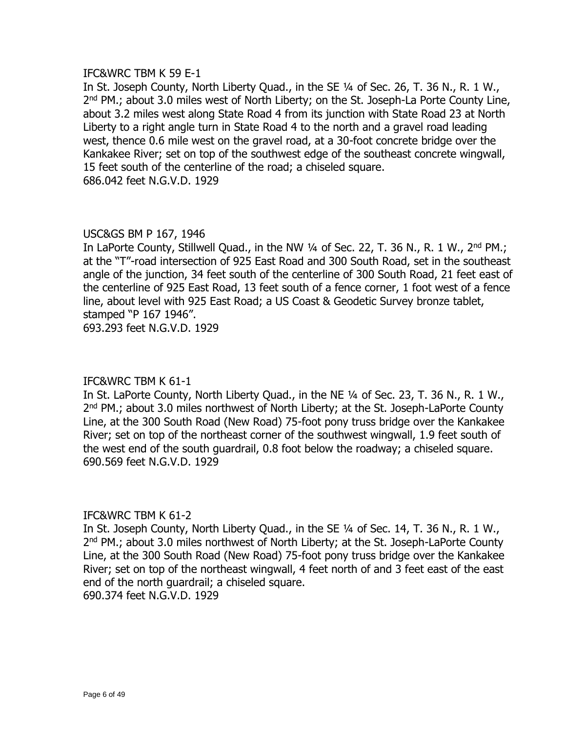IFC&WRC TBM K 59 E-1

In St. Joseph County, North Liberty Quad., in the SE ¼ of Sec. 26, T. 36 N., R. 1 W., 2nd PM.; about 3.0 miles west of North Liberty; on the St. Joseph-La Porte County Line, about 3.2 miles west along State Road 4 from its junction with State Road 23 at North Liberty to a right angle turn in State Road 4 to the north and a gravel road leading west, thence 0.6 mile west on the gravel road, at a 30-foot concrete bridge over the Kankakee River; set on top of the southwest edge of the southeast concrete wingwall, 15 feet south of the centerline of the road; a chiseled square.

686.042 feet N.G.V.D. 1929

USC&GS BM P 167, 1946

In LaPorte County, Stillwell Quad., in the NW ¼ of Sec. 22, T. 36 N., R. 1 W., 2nd PM.; at the "T"-road intersection of 925 East Road and 300 South Road, set in the southeast angle of the junction, 34 feet south of the centerline of 300 South Road, 21 feet east of the centerline of 925 East Road, 13 feet south of a fence corner, 1 foot west of a fence line, about level with 925 East Road; a US Coast & Geodetic Survey bronze tablet, stamped "P 167 1946".

693.293 feet N.G.V.D. 1929

IFC&WRC TBM K 61-1

In St. LaPorte County, North Liberty Quad., in the NE ¼ of Sec. 23, T. 36 N., R. 1 W., 2nd PM.; about 3.0 miles northwest of North Liberty; at the St. Joseph-LaPorte County Line, at the 300 South Road (New Road) 75-foot pony truss bridge over the Kankakee River; set on top of the northeast corner of the southwest wingwall, 1.9 feet south of the west end of the south guardrail, 0.8 foot below the roadway; a chiseled square.

690.569 feet N.G.V.D. 1929

IFC&WRC TBM K 61-2

In St. Joseph County, North Liberty Quad., in the SE ¼ of Sec. 14, T. 36 N., R. 1 W., 2nd PM.; about 3.0 miles northwest of North Liberty; at the St. Joseph-LaPorte County Line, at the 300 South Road (New Road) 75-foot pony truss bridge over the Kankakee River; set on top of the northeast wingwall, 4 feet north of and 3 feet east of the east end of the north guardrail; a chiseled square.

690.374 feet N.G.V.D. 1929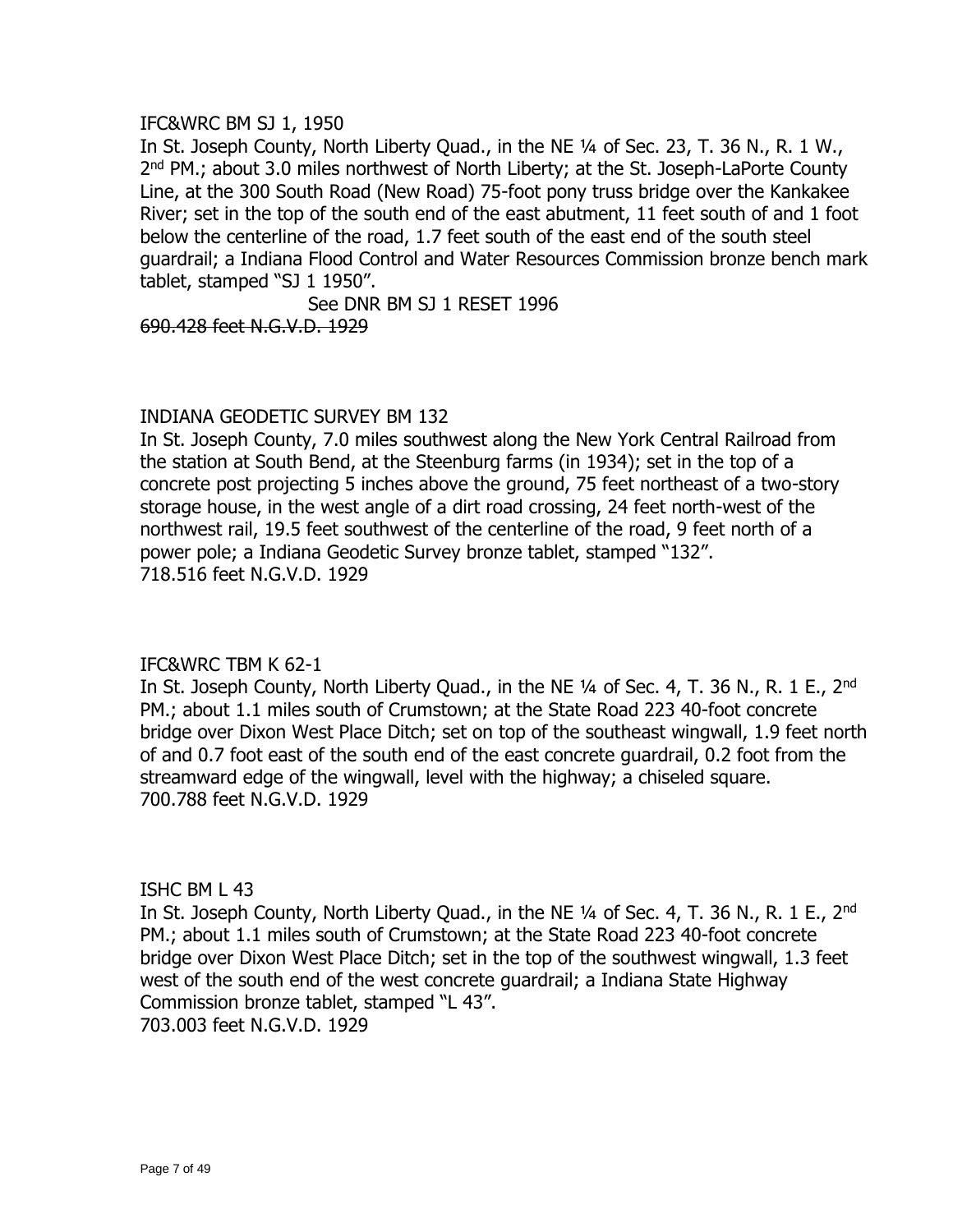IFC&WRC BM SJ 1, 1950

In St. Joseph County, North Liberty Quad., in the NE ¼ of Sec. 23, T. 36 N., R. 1 W., 2nd PM.; about 3.0 miles northwest of North Liberty; at the St. Joseph-LaPorte County Line, at the 300 South Road (New Road) 75-foot pony truss bridge over the Kankakee River; set in the top of the south end of the east abutment, 11 feet south of and 1 foot below the centerline of the road, 1.7 feet south of the east end of the south steel guardrail; a Indiana Flood Control and Water Resources Commission bronze bench mark tablet, stamped "SJ 1 1950".

See DNR BM SJ 1 RESET 1996

~~690.428 feet N.G.V.D. 1929~~

INDIANA GEODETIC SURVEY BM 132

In St. Joseph County, 7.0 miles southwest along the New York Central Railroad from the station at South Bend, at the Steenburg farms (in 1934); set in the top of a concrete post projecting 5 inches above the ground, 75 feet northeast of a two-story storage house, in the west angle of a dirt road crossing, 24 feet north-west of the northwest rail, 19.5 feet southwest of the centerline of the road, 9 feet north of a power pole; a Indiana Geodetic Survey bronze tablet, stamped "132".

718.516 feet N.G.V.D. 1929

IFC&WRC TBM K 62-1

In St. Joseph County, North Liberty Quad., in the NE ¼ of Sec. 4, T. 36 N., R. 1 E., 2nd PM.; about 1.1 miles south of Crumstown; at the State Road 223 40-foot concrete bridge over Dixon West Place Ditch; set on top of the southeast wingwall, 1.9 feet north of and 0.7 foot east of the south end of the east concrete guardrail, 0.2 foot from the streamward edge of the wingwall, level with the highway; a chiseled square.

700.788 feet N.G.V.D. 1929

ISHC BM L 43

In St. Joseph County, North Liberty Quad., in the NE ¼ of Sec. 4, T. 36 N., R. 1 E., 2nd PM.; about 1.1 miles south of Crumstown; at the State Road 223 40-foot concrete bridge over Dixon West Place Ditch; set in the top of the southwest wingwall, 1.3 feet west of the south end of the west concrete guardrail; a Indiana State Highway Commission bronze tablet, stamped "L 43".

703.003 feet N.G.V.D. 1929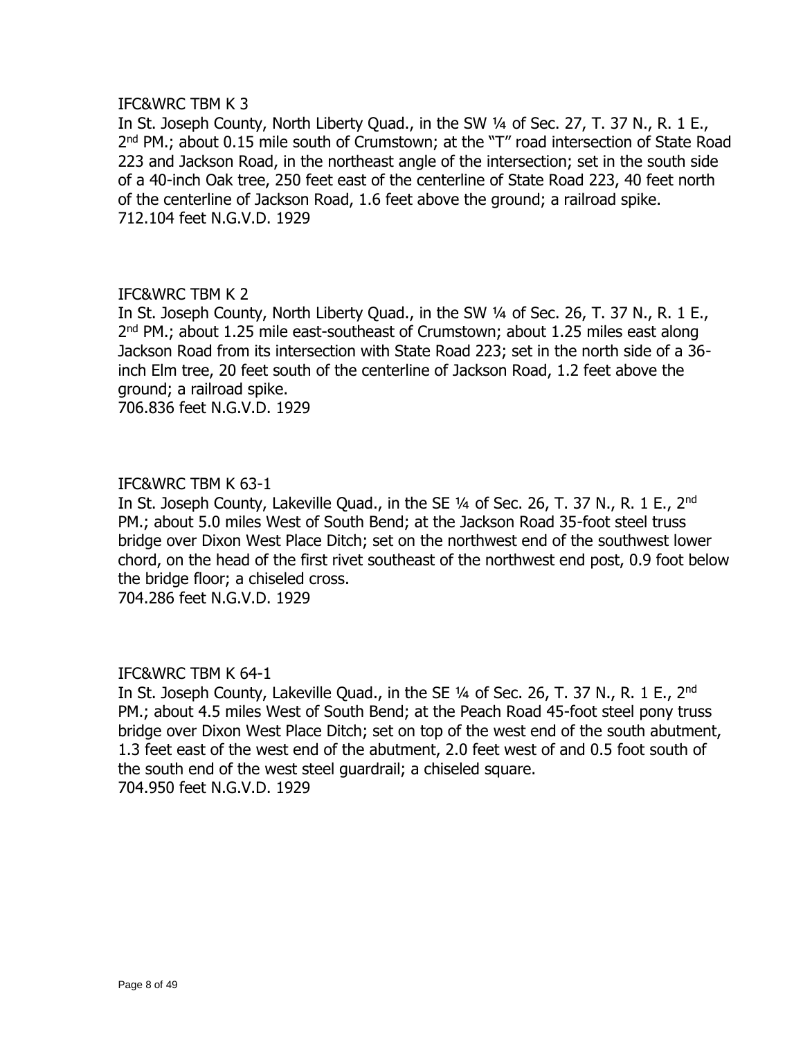IFC&WRC TBM K 3
In St. Joseph County, North Liberty Quad., in the SW ¼ of Sec. 27, T. 37 N., R. 1 E., 2nd PM.; about 0.15 mile south of Crumstown; at the "T" road intersection of State Road 223 and Jackson Road, in the northeast angle of the intersection; set in the south side of a 40-inch Oak tree, 250 feet east of the centerline of State Road 223, 40 feet north of the centerline of Jackson Road, 1.6 feet above the ground; a railroad spike.
712.104 feet N.G.V.D. 1929

IFC&WRC TBM K 2
In St. Joseph County, North Liberty Quad., in the SW ¼ of Sec. 26, T. 37 N., R. 1 E., 2nd PM.; about 1.25 mile east-southeast of Crumstown; about 1.25 miles east along Jackson Road from its intersection with State Road 223; set in the north side of a 36-inch Elm tree, 20 feet south of the centerline of Jackson Road, 1.2 feet above the ground; a railroad spike.
706.836 feet N.G.V.D. 1929

IFC&WRC TBM K 63-1
In St. Joseph County, Lakeville Quad., in the SE ¼ of Sec. 26, T. 37 N., R. 1 E., 2nd PM.; about 5.0 miles West of South Bend; at the Jackson Road 35-foot steel truss bridge over Dixon West Place Ditch; set on the northwest end of the southwest lower chord, on the head of the first rivet southeast of the northwest end post, 0.9 foot below the bridge floor; a chiseled cross.
704.286 feet N.G.V.D. 1929

IFC&WRC TBM K 64-1
In St. Joseph County, Lakeville Quad., in the SE ¼ of Sec. 26, T. 37 N., R. 1 E., 2nd PM.; about 4.5 miles West of South Bend; at the Peach Road 45-foot steel pony truss bridge over Dixon West Place Ditch; set on top of the west end of the south abutment, 1.3 feet east of the west end of the abutment, 2.0 feet west of and 0.5 foot south of the south end of the west steel guardrail; a chiseled square.
704.950 feet N.G.V.D. 1929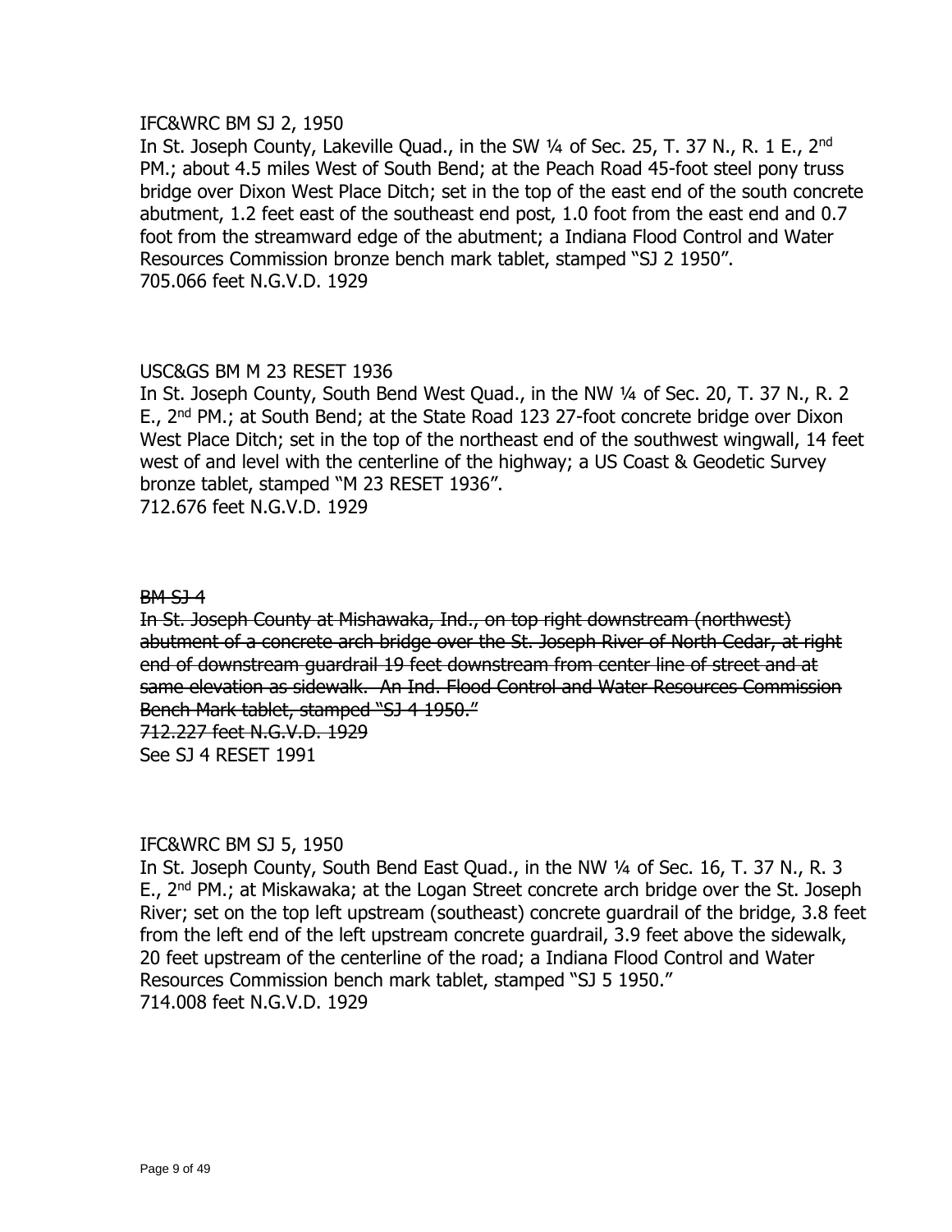IFC&WRC BM SJ 2, 1950

In St. Joseph County, Lakeville Quad., in the SW ¼ of Sec. 25, T. 37 N., R. 1 E., 2nd PM.; about 4.5 miles West of South Bend; at the Peach Road 45-foot steel pony truss bridge over Dixon West Place Ditch; set in the top of the east end of the south concrete abutment, 1.2 feet east of the southeast end post, 1.0 foot from the east end and 0.7 foot from the streamward edge of the abutment; a Indiana Flood Control and Water Resources Commission bronze bench mark tablet, stamped "SJ 2 1950".

705.066 feet N.G.V.D. 1929

USC&GS BM M 23 RESET 1936

In St. Joseph County, South Bend West Quad., in the NW ¼ of Sec. 20, T. 37 N., R. 2 E., 2nd PM.; at South Bend; at the State Road 123 27-foot concrete bridge over Dixon West Place Ditch; set in the top of the northeast end of the southwest wingwall, 14 feet west of and level with the centerline of the highway; a US Coast & Geodetic Survey bronze tablet, stamped "M 23 RESET 1936".

712.676 feet N.G.V.D. 1929

~~BM SJ 4~~

~~In St. Joseph County at Mishawaka, Ind., on top right downstream (northwest) abutment of a concrete arch bridge over the St. Joseph River of North Cedar, at right end of downstream guardrail 19 feet downstream from center line of street and at same elevation as sidewalk. An Ind. Flood Control and Water Resources Commission Bench Mark tablet, stamped "SJ 4 1950."~~

~~712.227 feet N.G.V.D. 1929~~

See SJ 4 RESET 1991

IFC&WRC BM SJ 5, 1950

In St. Joseph County, South Bend East Quad., in the NW ¼ of Sec. 16, T. 37 N., R. 3 E., 2nd PM.; at Miskawaka; at the Logan Street concrete arch bridge over the St. Joseph River; set on the top left upstream (southeast) concrete guardrail of the bridge, 3.8 feet from the left end of the left upstream concrete guardrail, 3.9 feet above the sidewalk, 20 feet upstream of the centerline of the road; a Indiana Flood Control and Water Resources Commission bench mark tablet, stamped "SJ 5 1950."

714.008 feet N.G.V.D. 1929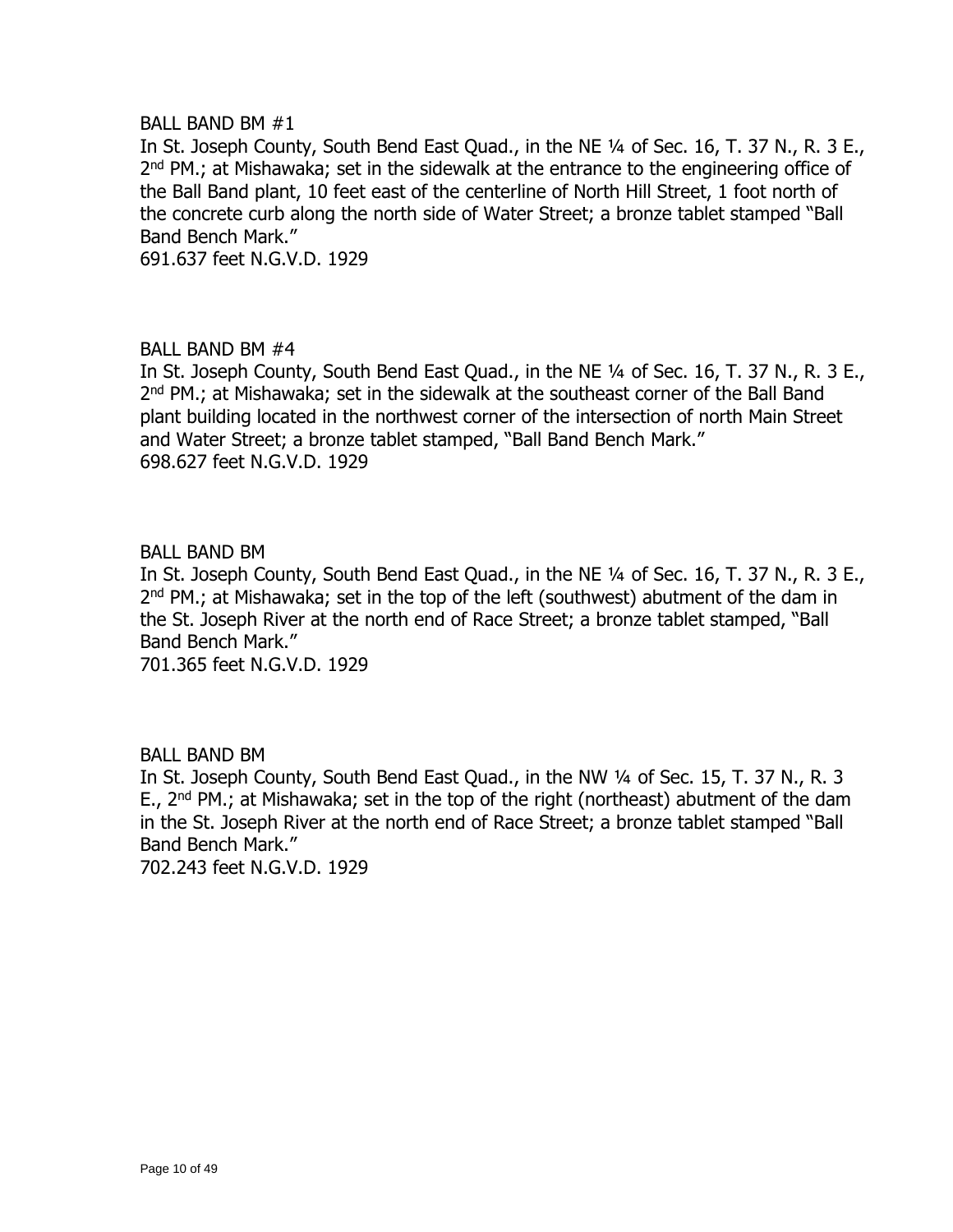BALL BAND BM #1

In St. Joseph County, South Bend East Quad., in the NE ¼ of Sec. 16, T. 37 N., R. 3 E., 2nd PM.; at Mishawaka; set in the sidewalk at the entrance to the engineering office of the Ball Band plant, 10 feet east of the centerline of North Hill Street, 1 foot north of the concrete curb along the north side of Water Street; a bronze tablet stamped "Ball Band Bench Mark."
691.637 feet N.G.V.D. 1929

BALL BAND BM #4

In St. Joseph County, South Bend East Quad., in the NE ¼ of Sec. 16, T. 37 N., R. 3 E., 2nd PM.; at Mishawaka; set in the sidewalk at the southeast corner of the Ball Band plant building located in the northwest corner of the intersection of north Main Street and Water Street; a bronze tablet stamped, "Ball Band Bench Mark."
698.627 feet N.G.V.D. 1929

BALL BAND BM

In St. Joseph County, South Bend East Quad., in the NE ¼ of Sec. 16, T. 37 N., R. 3 E., 2nd PM.; at Mishawaka; set in the top of the left (southwest) abutment of the dam in the St. Joseph River at the north end of Race Street; a bronze tablet stamped, "Ball Band Bench Mark."
701.365 feet N.G.V.D. 1929

BALL BAND BM

In St. Joseph County, South Bend East Quad., in the NW ¼ of Sec. 15, T. 37 N., R. 3 E., 2nd PM.; at Mishawaka; set in the top of the right (northeast) abutment of the dam in the St. Joseph River at the north end of Race Street; a bronze tablet stamped "Ball Band Bench Mark."
702.243 feet N.G.V.D. 1929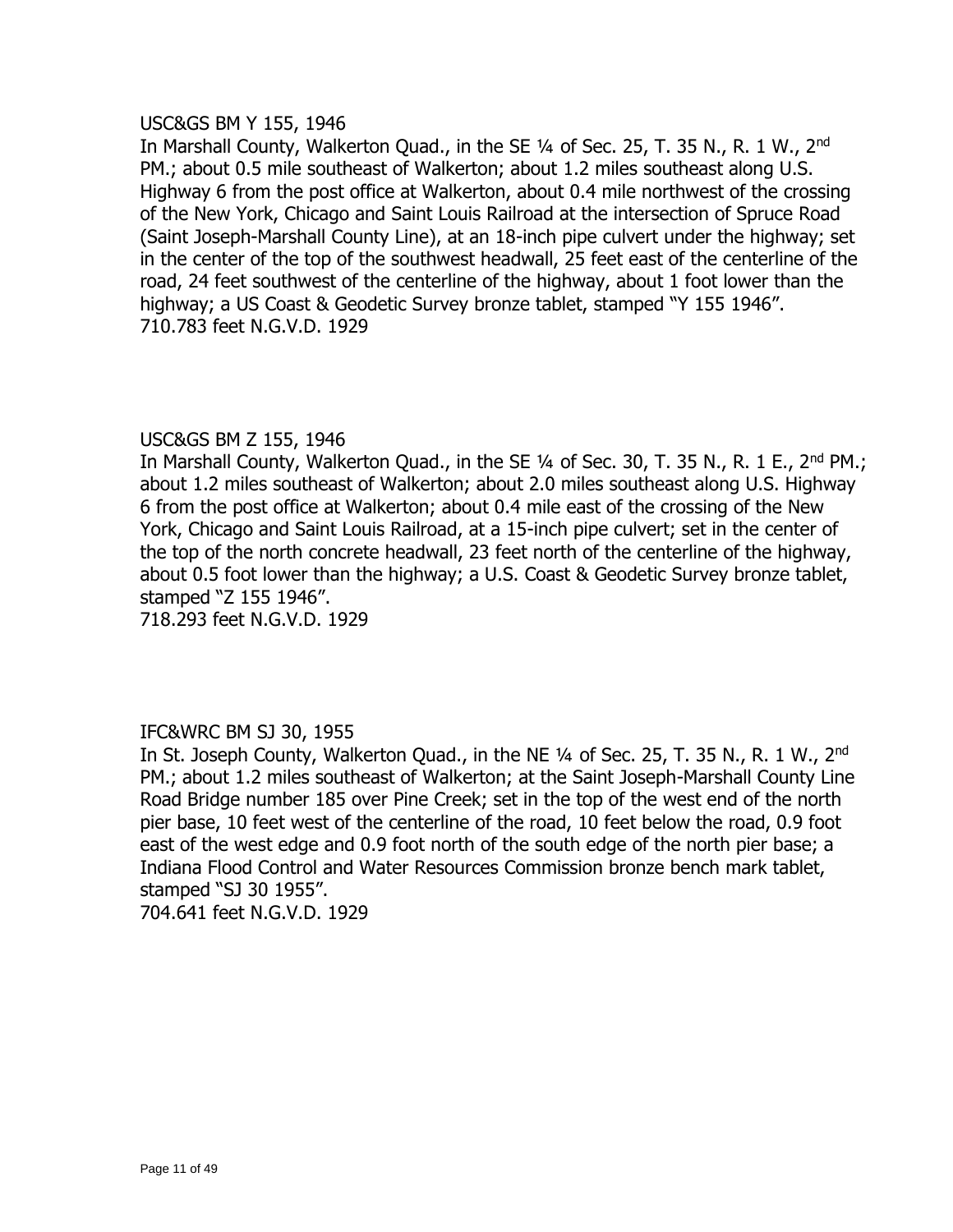USC&GS BM Y 155, 1946

In Marshall County, Walkerton Quad., in the SE ¼ of Sec. 25, T. 35 N., R. 1 W., 2nd PM.; about 0.5 mile southeast of Walkerton; about 1.2 miles southeast along U.S. Highway 6 from the post office at Walkerton, about 0.4 mile northwest of the crossing of the New York, Chicago and Saint Louis Railroad at the intersection of Spruce Road (Saint Joseph-Marshall County Line), at an 18-inch pipe culvert under the highway; set in the center of the top of the southwest headwall, 25 feet east of the centerline of the road, 24 feet southwest of the centerline of the highway, about 1 foot lower than the highway; a US Coast & Geodetic Survey bronze tablet, stamped "Y 155 1946".

710.783 feet N.G.V.D. 1929

USC&GS BM Z 155, 1946

In Marshall County, Walkerton Quad., in the SE ¼ of Sec. 30, T. 35 N., R. 1 E., 2nd PM.; about 1.2 miles southeast of Walkerton; about 2.0 miles southeast along U.S. Highway 6 from the post office at Walkerton; about 0.4 mile east of the crossing of the New York, Chicago and Saint Louis Railroad, at a 15-inch pipe culvert; set in the center of the top of the north concrete headwall, 23 feet north of the centerline of the highway, about 0.5 foot lower than the highway; a U.S. Coast & Geodetic Survey bronze tablet, stamped "Z 155 1946".

718.293 feet N.G.V.D. 1929

IFC&WRC BM SJ 30, 1955

In St. Joseph County, Walkerton Quad., in the NE ¼ of Sec. 25, T. 35 N., R. 1 W., 2nd PM.; about 1.2 miles southeast of Walkerton; at the Saint Joseph-Marshall County Line Road Bridge number 185 over Pine Creek; set in the top of the west end of the north pier base, 10 feet west of the centerline of the road, 10 feet below the road, 0.9 foot east of the west edge and 0.9 foot north of the south edge of the north pier base; a Indiana Flood Control and Water Resources Commission bronze bench mark tablet, stamped "SJ 30 1955".

704.641 feet N.G.V.D. 1929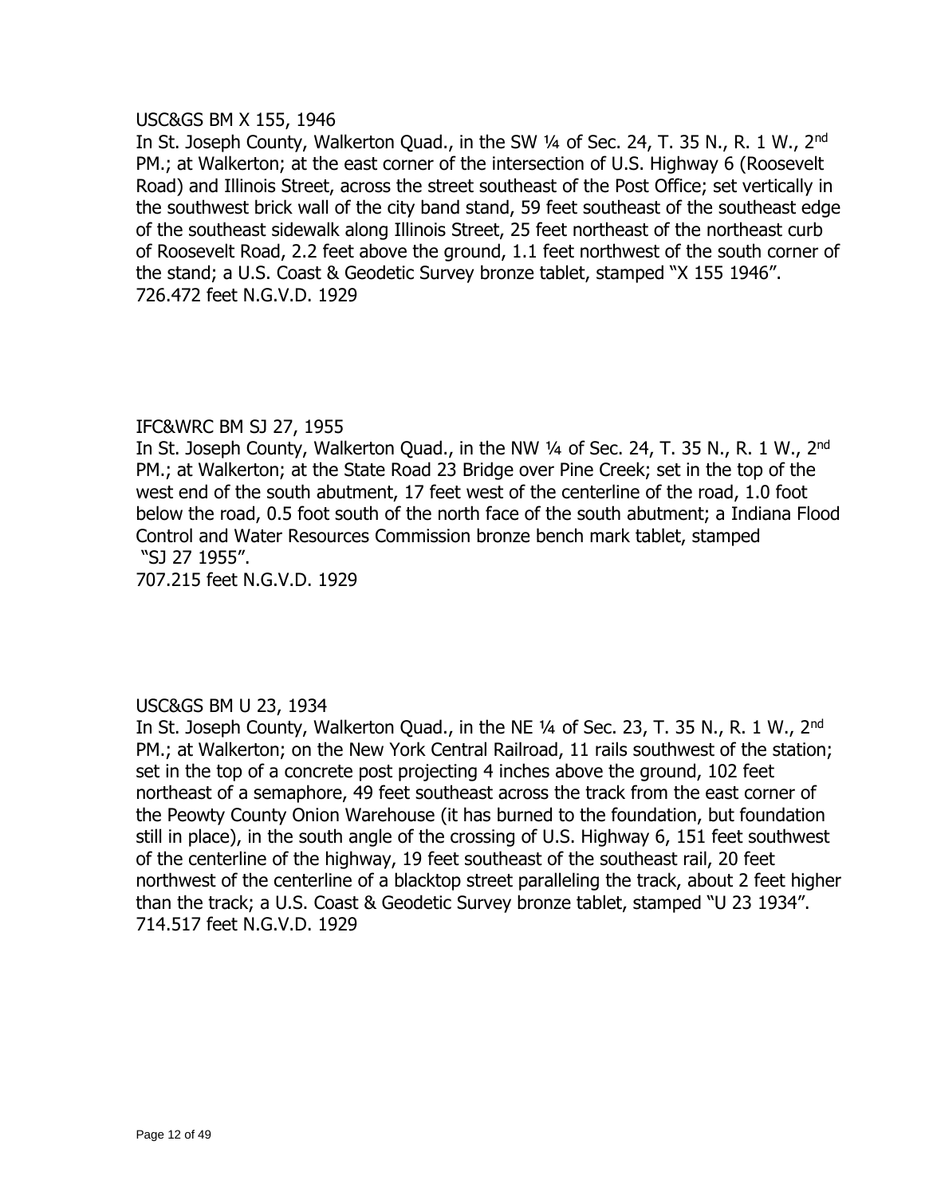USC&GS BM X 155, 1946

In St. Joseph County, Walkerton Quad., in the SW ¼ of Sec. 24, T. 35 N., R. 1 W., 2nd PM.; at Walkerton; at the east corner of the intersection of U.S. Highway 6 (Roosevelt Road) and Illinois Street, across the street southeast of the Post Office; set vertically in the southwest brick wall of the city band stand, 59 feet southeast of the southeast edge of the southeast sidewalk along Illinois Street, 25 feet northeast of the northeast curb of Roosevelt Road, 2.2 feet above the ground, 1.1 feet northwest of the south corner of the stand; a U.S. Coast & Geodetic Survey bronze tablet, stamped "X 155 1946".
726.472 feet N.G.V.D. 1929

IFC&WRC BM SJ 27, 1955

In St. Joseph County, Walkerton Quad., in the NW ¼ of Sec. 24, T. 35 N., R. 1 W., 2nd PM.; at Walkerton; at the State Road 23 Bridge over Pine Creek; set in the top of the west end of the south abutment, 17 feet west of the centerline of the road, 1.0 foot below the road, 0.5 foot south of the north face of the south abutment; a Indiana Flood Control and Water Resources Commission bronze bench mark tablet, stamped "SJ 27 1955".
707.215 feet N.G.V.D. 1929

USC&GS BM U 23, 1934

In St. Joseph County, Walkerton Quad., in the NE ¼ of Sec. 23, T. 35 N., R. 1 W., 2nd PM.; at Walkerton; on the New York Central Railroad, 11 rails southwest of the station; set in the top of a concrete post projecting 4 inches above the ground, 102 feet northeast of a semaphore, 49 feet southeast across the track from the east corner of the Peowty County Onion Warehouse (it has burned to the foundation, but foundation still in place), in the south angle of the crossing of U.S. Highway 6, 151 feet southwest of the centerline of the highway, 19 feet southeast of the southeast rail, 20 feet northwest of the centerline of a blacktop street paralleling the track, about 2 feet higher than the track; a U.S. Coast & Geodetic Survey bronze tablet, stamped "U 23 1934".
714.517 feet N.G.V.D. 1929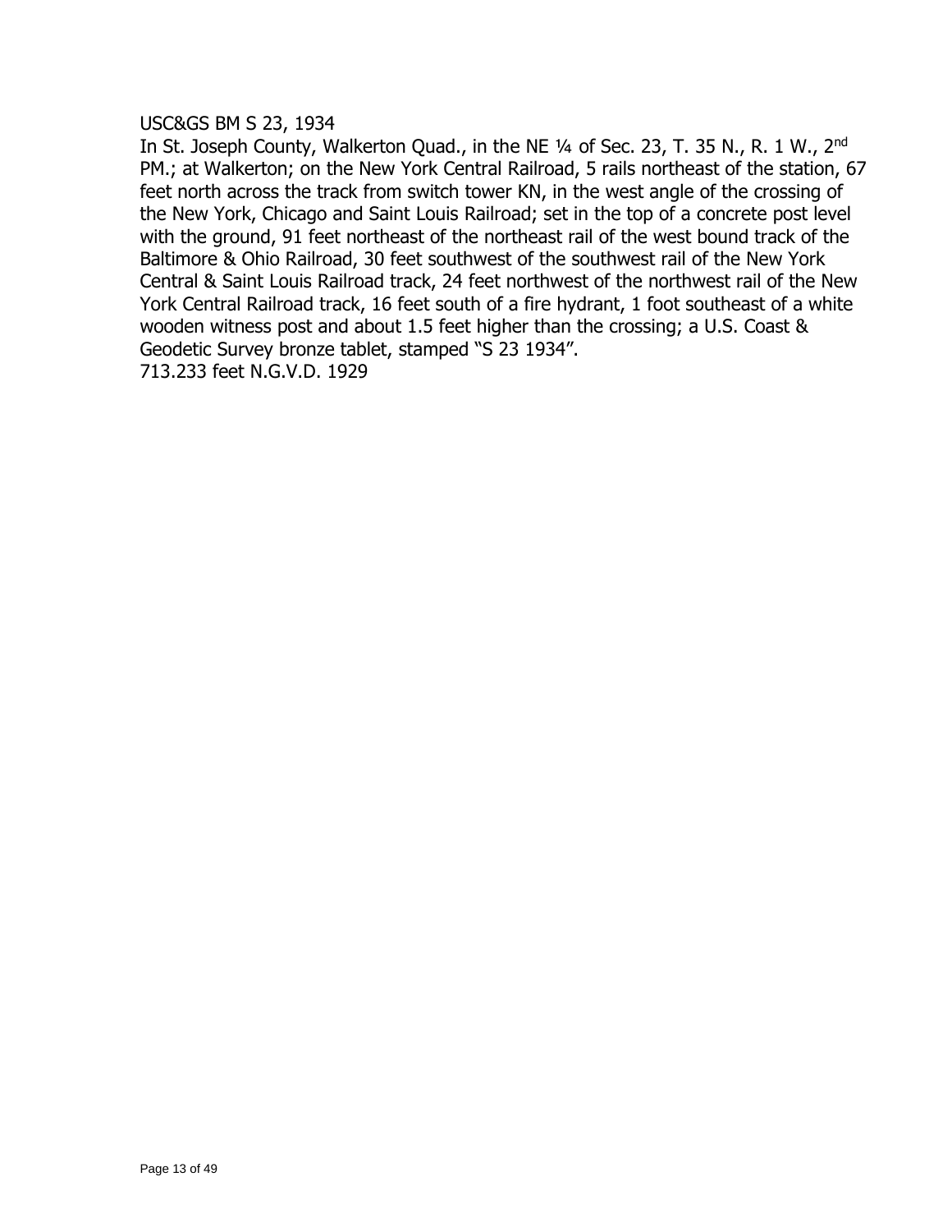USC&GS BM S 23, 1934

In St. Joseph County, Walkerton Quad., in the NE ¼ of Sec. 23, T. 35 N., R. 1 W., 2nd PM.; at Walkerton; on the New York Central Railroad, 5 rails northeast of the station, 67 feet north across the track from switch tower KN, in the west angle of the crossing of the New York, Chicago and Saint Louis Railroad; set in the top of a concrete post level with the ground, 91 feet northeast of the northeast rail of the west bound track of the Baltimore & Ohio Railroad, 30 feet southwest of the southwest rail of the New York Central & Saint Louis Railroad track, 24 feet northwest of the northwest rail of the New York Central Railroad track, 16 feet south of a fire hydrant, 1 foot southeast of a white wooden witness post and about 1.5 feet higher than the crossing; a U.S. Coast & Geodetic Survey bronze tablet, stamped "S 23 1934".

713.233 feet N.G.V.D. 1929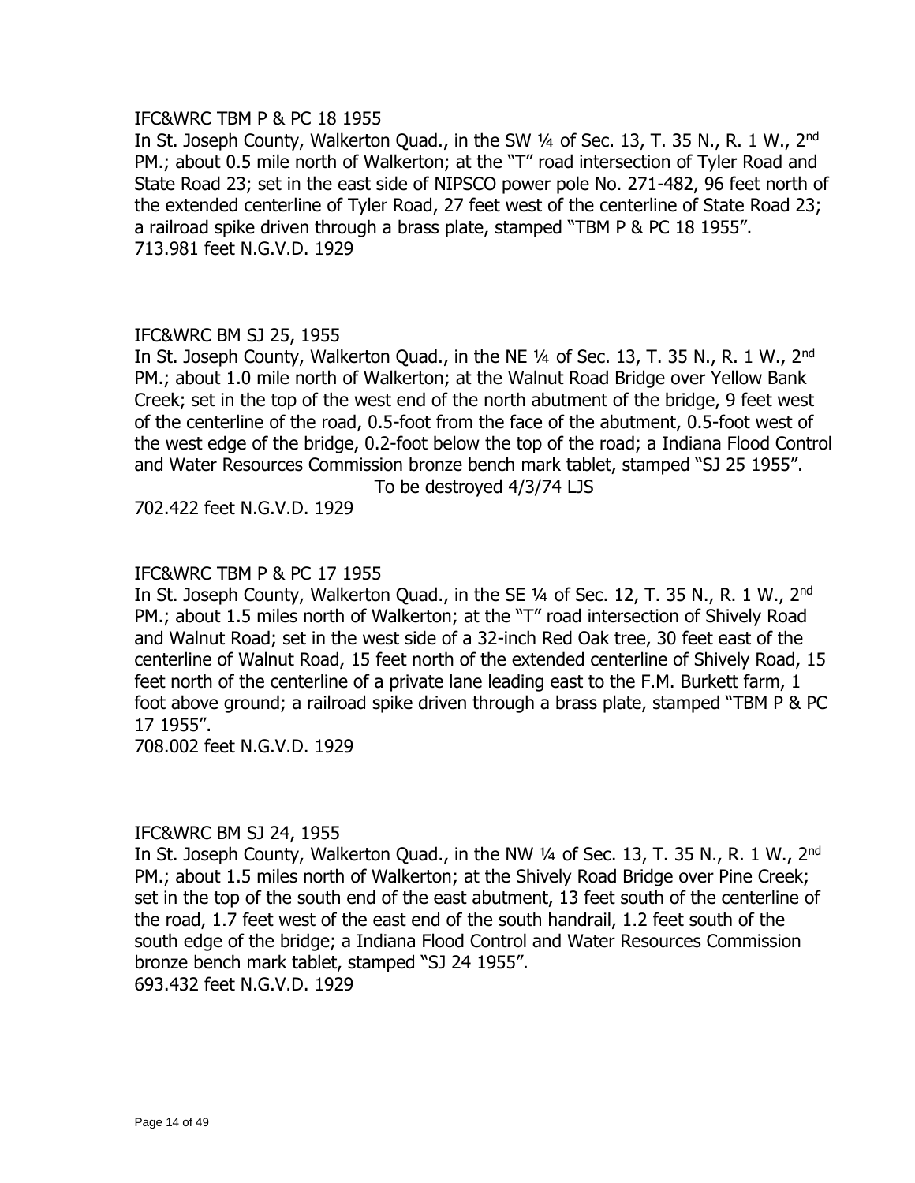IFC&WRC TBM P & PC 18 1955

In St. Joseph County, Walkerton Quad., in the SW ¼ of Sec. 13, T. 35 N., R. 1 W., 2nd PM.; about 0.5 mile north of Walkerton; at the "T" road intersection of Tyler Road and State Road 23; set in the east side of NIPSCO power pole No. 271-482, 96 feet north of the extended centerline of Tyler Road, 27 feet west of the centerline of State Road 23; a railroad spike driven through a brass plate, stamped "TBM P & PC 18 1955".
713.981 feet N.G.V.D. 1929

IFC&WRC BM SJ 25, 1955

In St. Joseph County, Walkerton Quad., in the NE ¼ of Sec. 13, T. 35 N., R. 1 W., 2nd PM.; about 1.0 mile north of Walkerton; at the Walnut Road Bridge over Yellow Bank Creek; set in the top of the west end of the north abutment of the bridge, 9 feet west of the centerline of the road, 0.5-foot from the face of the abutment, 0.5-foot west of the west edge of the bridge, 0.2-foot below the top of the road; a Indiana Flood Control and Water Resources Commission bronze bench mark tablet, stamped "SJ 25 1955".
To be destroyed 4/3/74 LJS
702.422 feet N.G.V.D. 1929

IFC&WRC TBM P & PC 17 1955

In St. Joseph County, Walkerton Quad., in the SE ¼ of Sec. 12, T. 35 N., R. 1 W., 2nd PM.; about 1.5 miles north of Walkerton; at the "T" road intersection of Shively Road and Walnut Road; set in the west side of a 32-inch Red Oak tree, 30 feet east of the centerline of Walnut Road, 15 feet north of the extended centerline of Shively Road, 15 feet north of the centerline of a private lane leading east to the F.M. Burkett farm, 1 foot above ground; a railroad spike driven through a brass plate, stamped "TBM P & PC 17 1955".
708.002 feet N.G.V.D. 1929

IFC&WRC BM SJ 24, 1955

In St. Joseph County, Walkerton Quad., in the NW ¼ of Sec. 13, T. 35 N., R. 1 W., 2nd PM.; about 1.5 miles north of Walkerton; at the Shively Road Bridge over Pine Creek; set in the top of the south end of the east abutment, 13 feet south of the centerline of the road, 1.7 feet west of the east end of the south handrail, 1.2 feet south of the south edge of the bridge; a Indiana Flood Control and Water Resources Commission bronze bench mark tablet, stamped "SJ 24 1955".
693.432 feet N.G.V.D. 1929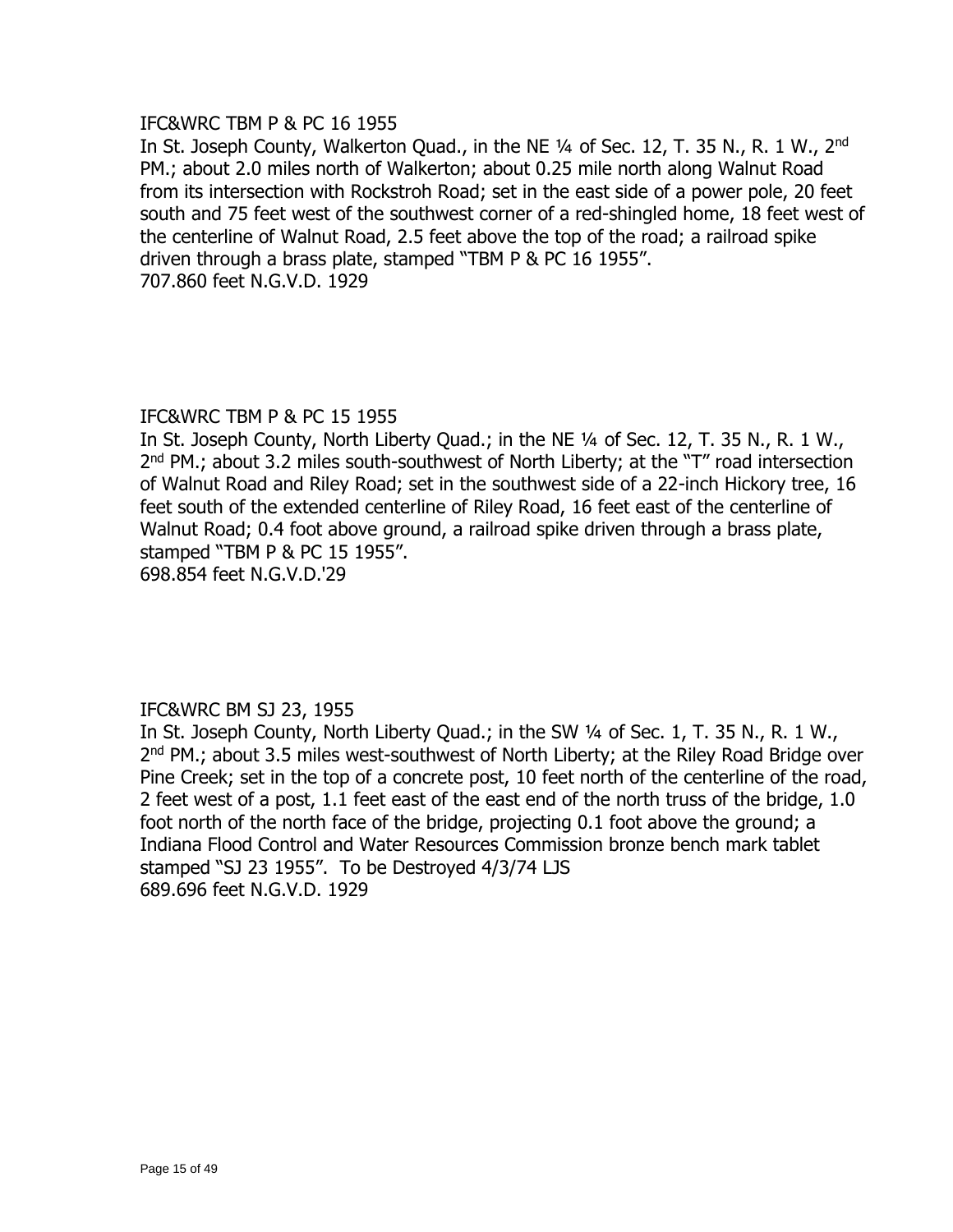IFC&WRC TBM P & PC 16 1955

In St. Joseph County, Walkerton Quad., in the NE ¼ of Sec. 12, T. 35 N., R. 1 W., 2nd PM.; about 2.0 miles north of Walkerton; about 0.25 mile north along Walnut Road from its intersection with Rockstroh Road; set in the east side of a power pole, 20 feet south and 75 feet west of the southwest corner of a red-shingled home, 18 feet west of the centerline of Walnut Road, 2.5 feet above the top of the road; a railroad spike driven through a brass plate, stamped "TBM P & PC 16 1955".
707.860 feet N.G.V.D. 1929

IFC&WRC TBM P & PC 15 1955

In St. Joseph County, North Liberty Quad.; in the NE ¼ of Sec. 12, T. 35 N., R. 1 W., 2nd PM.; about 3.2 miles south-southwest of North Liberty; at the "T" road intersection of Walnut Road and Riley Road; set in the southwest side of a 22-inch Hickory tree, 16 feet south of the extended centerline of Riley Road, 16 feet east of the centerline of Walnut Road; 0.4 foot above ground, a railroad spike driven through a brass plate, stamped "TBM P & PC 15 1955".
698.854 feet N.G.V.D.'29

IFC&WRC BM SJ 23, 1955

In St. Joseph County, North Liberty Quad.; in the SW ¼ of Sec. 1, T. 35 N., R. 1 W., 2nd PM.; about 3.5 miles west-southwest of North Liberty; at the Riley Road Bridge over Pine Creek; set in the top of a concrete post, 10 feet north of the centerline of the road, 2 feet west of a post, 1.1 feet east of the east end of the north truss of the bridge, 1.0 foot north of the north face of the bridge, projecting 0.1 foot above the ground; a Indiana Flood Control and Water Resources Commission bronze bench mark tablet stamped "SJ 23 1955". To be Destroyed 4/3/74 LJS
689.696 feet N.G.V.D. 1929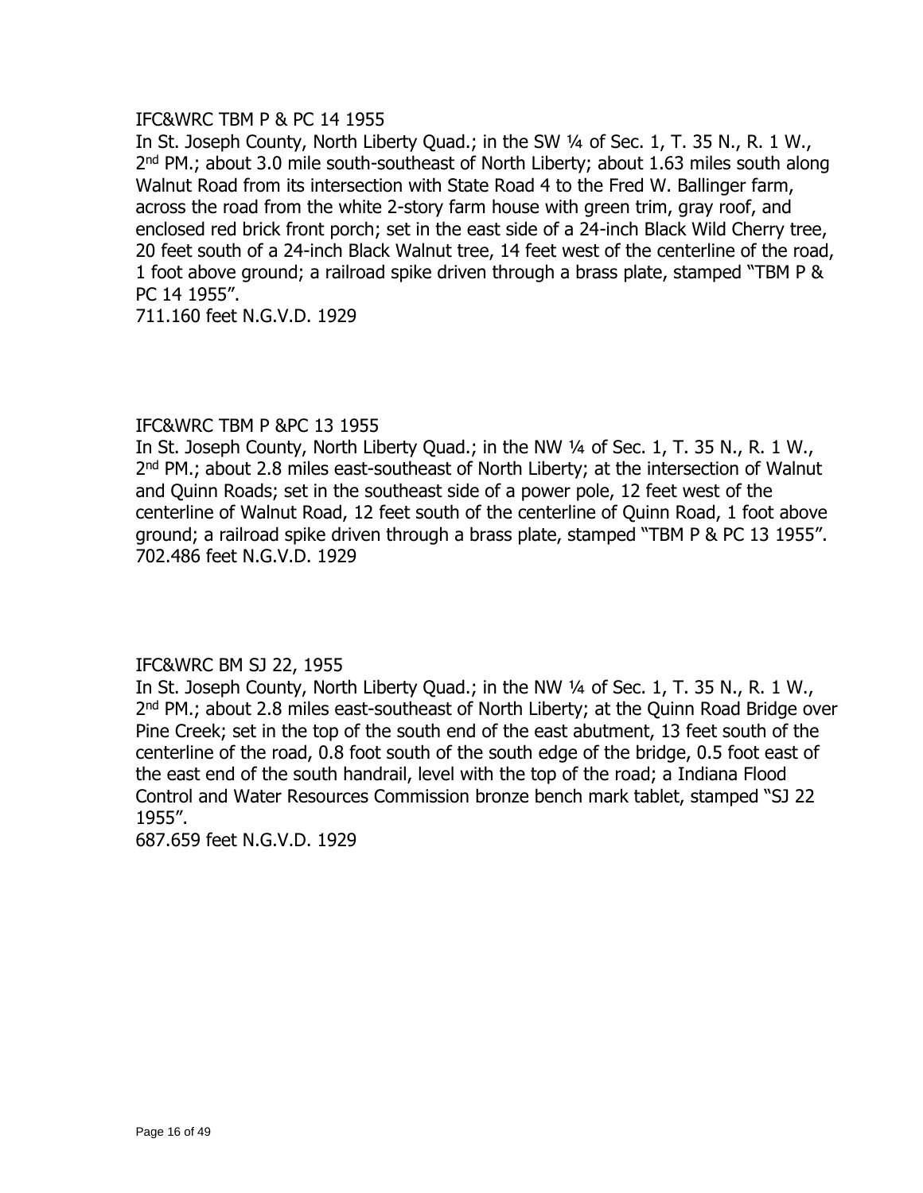IFC&WRC TBM P & PC 14 1955

In St. Joseph County, North Liberty Quad.; in the SW ¼ of Sec. 1, T. 35 N., R. 1 W., 2nd PM.; about 3.0 mile south-southeast of North Liberty; about 1.63 miles south along Walnut Road from its intersection with State Road 4 to the Fred W. Ballinger farm, across the road from the white 2-story farm house with green trim, gray roof, and enclosed red brick front porch; set in the east side of a 24-inch Black Wild Cherry tree, 20 feet south of a 24-inch Black Walnut tree, 14 feet west of the centerline of the road, 1 foot above ground; a railroad spike driven through a brass plate, stamped "TBM P & PC 14 1955".

711.160 feet N.G.V.D. 1929

IFC&WRC TBM P &PC 13 1955

In St. Joseph County, North Liberty Quad.; in the NW ¼ of Sec. 1, T. 35 N., R. 1 W., 2nd PM.; about 2.8 miles east-southeast of North Liberty; at the intersection of Walnut and Quinn Roads; set in the southeast side of a power pole, 12 feet west of the centerline of Walnut Road, 12 feet south of the centerline of Quinn Road, 1 foot above ground; a railroad spike driven through a brass plate, stamped "TBM P & PC 13 1955".

702.486 feet N.G.V.D. 1929

IFC&WRC BM SJ 22, 1955

In St. Joseph County, North Liberty Quad.; in the NW ¼ of Sec. 1, T. 35 N., R. 1 W., 2nd PM.; about 2.8 miles east-southeast of North Liberty; at the Quinn Road Bridge over Pine Creek; set in the top of the south end of the east abutment, 13 feet south of the centerline of the road, 0.8 foot south of the south edge of the bridge, 0.5 foot east of the east end of the south handrail, level with the top of the road; a Indiana Flood Control and Water Resources Commission bronze bench mark tablet, stamped "SJ 22 1955".

687.659 feet N.G.V.D. 1929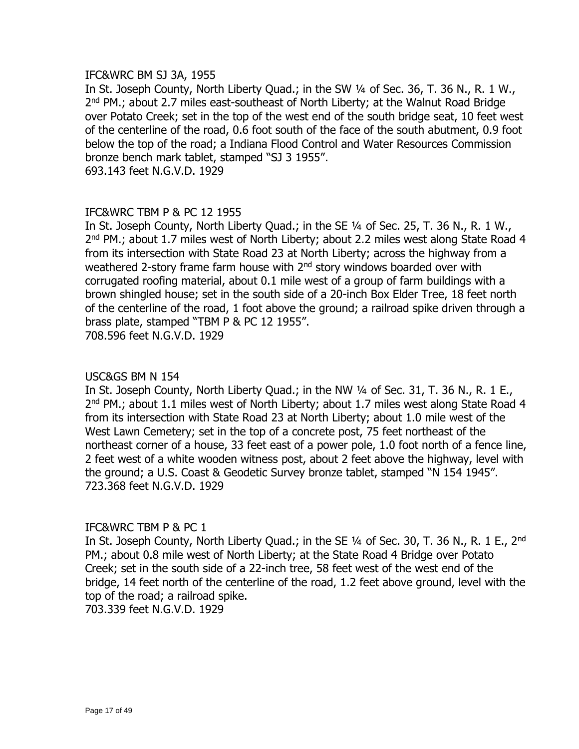IFC&WRC BM SJ 3A, 1955

In St. Joseph County, North Liberty Quad.; in the SW ¼ of Sec. 36, T. 36 N., R. 1 W., 2nd PM.; about 2.7 miles east-southeast of North Liberty; at the Walnut Road Bridge over Potato Creek; set in the top of the west end of the south bridge seat, 10 feet west of the centerline of the road, 0.6 foot south of the face of the south abutment, 0.9 foot below the top of the road; a Indiana Flood Control and Water Resources Commission bronze bench mark tablet, stamped "SJ 3 1955".
693.143 feet N.G.V.D. 1929

IFC&WRC TBM P & PC 12 1955

In St. Joseph County, North Liberty Quad.; in the SE ¼ of Sec. 25, T. 36 N., R. 1 W., 2nd PM.; about 1.7 miles west of North Liberty; about 2.2 miles west along State Road 4 from its intersection with State Road 23 at North Liberty; across the highway from a weathered 2-story frame farm house with 2nd story windows boarded over with corrugated roofing material, about 0.1 mile west of a group of farm buildings with a brown shingled house; set in the south side of a 20-inch Box Elder Tree, 18 feet north of the centerline of the road, 1 foot above the ground; a railroad spike driven through a brass plate, stamped "TBM P & PC 12 1955".
708.596 feet N.G.V.D. 1929

USC&GS BM N 154

In St. Joseph County, North Liberty Quad.; in the NW ¼ of Sec. 31, T. 36 N., R. 1 E., 2nd PM.; about 1.1 miles west of North Liberty; about 1.7 miles west along State Road 4 from its intersection with State Road 23 at North Liberty; about 1.0 mile west of the West Lawn Cemetery; set in the top of a concrete post, 75 feet northeast of the northeast corner of a house, 33 feet east of a power pole, 1.0 foot north of a fence line, 2 feet west of a white wooden witness post, about 2 feet above the highway, level with the ground; a U.S. Coast & Geodetic Survey bronze tablet, stamped "N 154 1945".
723.368 feet N.G.V.D. 1929

IFC&WRC TBM P & PC 1

In St. Joseph County, North Liberty Quad.; in the SE ¼ of Sec. 30, T. 36 N., R. 1 E., 2nd PM.; about 0.8 mile west of North Liberty; at the State Road 4 Bridge over Potato Creek; set in the south side of a 22-inch tree, 58 feet west of the west end of the bridge, 14 feet north of the centerline of the road, 1.2 feet above ground, level with the top of the road; a railroad spike.
703.339 feet N.G.V.D. 1929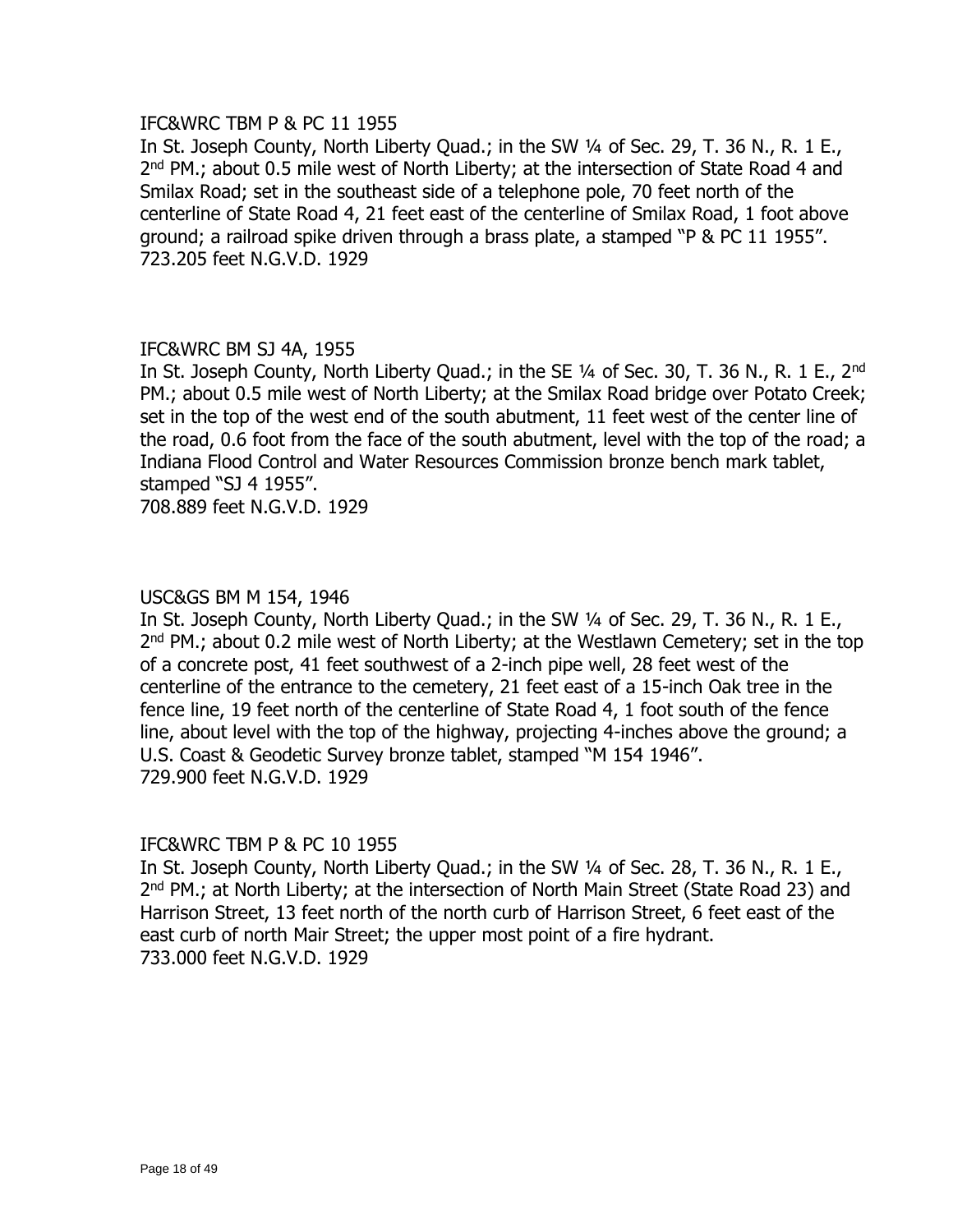IFC&WRC TBM P & PC 11 1955

In St. Joseph County, North Liberty Quad.; in the SW ¼ of Sec. 29, T. 36 N., R. 1 E., 2nd PM.; about 0.5 mile west of North Liberty; at the intersection of State Road 4 and Smilax Road; set in the southeast side of a telephone pole, 70 feet north of the centerline of State Road 4, 21 feet east of the centerline of Smilax Road, 1 foot above ground; a railroad spike driven through a brass plate, a stamped "P & PC 11 1955".
723.205 feet N.G.V.D. 1929

IFC&WRC BM SJ 4A, 1955

In St. Joseph County, North Liberty Quad.; in the SE ¼ of Sec. 30, T. 36 N., R. 1 E., 2nd PM.; about 0.5 mile west of North Liberty; at the Smilax Road bridge over Potato Creek; set in the top of the west end of the south abutment, 11 feet west of the center line of the road, 0.6 foot from the face of the south abutment, level with the top of the road; a Indiana Flood Control and Water Resources Commission bronze bench mark tablet, stamped "SJ 4 1955".
708.889 feet N.G.V.D. 1929

USC&GS BM M 154, 1946

In St. Joseph County, North Liberty Quad.; in the SW ¼ of Sec. 29, T. 36 N., R. 1 E., 2nd PM.; about 0.2 mile west of North Liberty; at the Westlawn Cemetery; set in the top of a concrete post, 41 feet southwest of a 2-inch pipe well, 28 feet west of the centerline of the entrance to the cemetery, 21 feet east of a 15-inch Oak tree in the fence line, 19 feet north of the centerline of State Road 4, 1 foot south of the fence line, about level with the top of the highway, projecting 4-inches above the ground; a U.S. Coast & Geodetic Survey bronze tablet, stamped "M 154 1946".
729.900 feet N.G.V.D. 1929

IFC&WRC TBM P & PC 10 1955

In St. Joseph County, North Liberty Quad.; in the SW ¼ of Sec. 28, T. 36 N., R. 1 E., 2nd PM.; at North Liberty; at the intersection of North Main Street (State Road 23) and Harrison Street, 13 feet north of the north curb of Harrison Street, 6 feet east of the east curb of north Mair Street; the upper most point of a fire hydrant.
733.000 feet N.G.V.D. 1929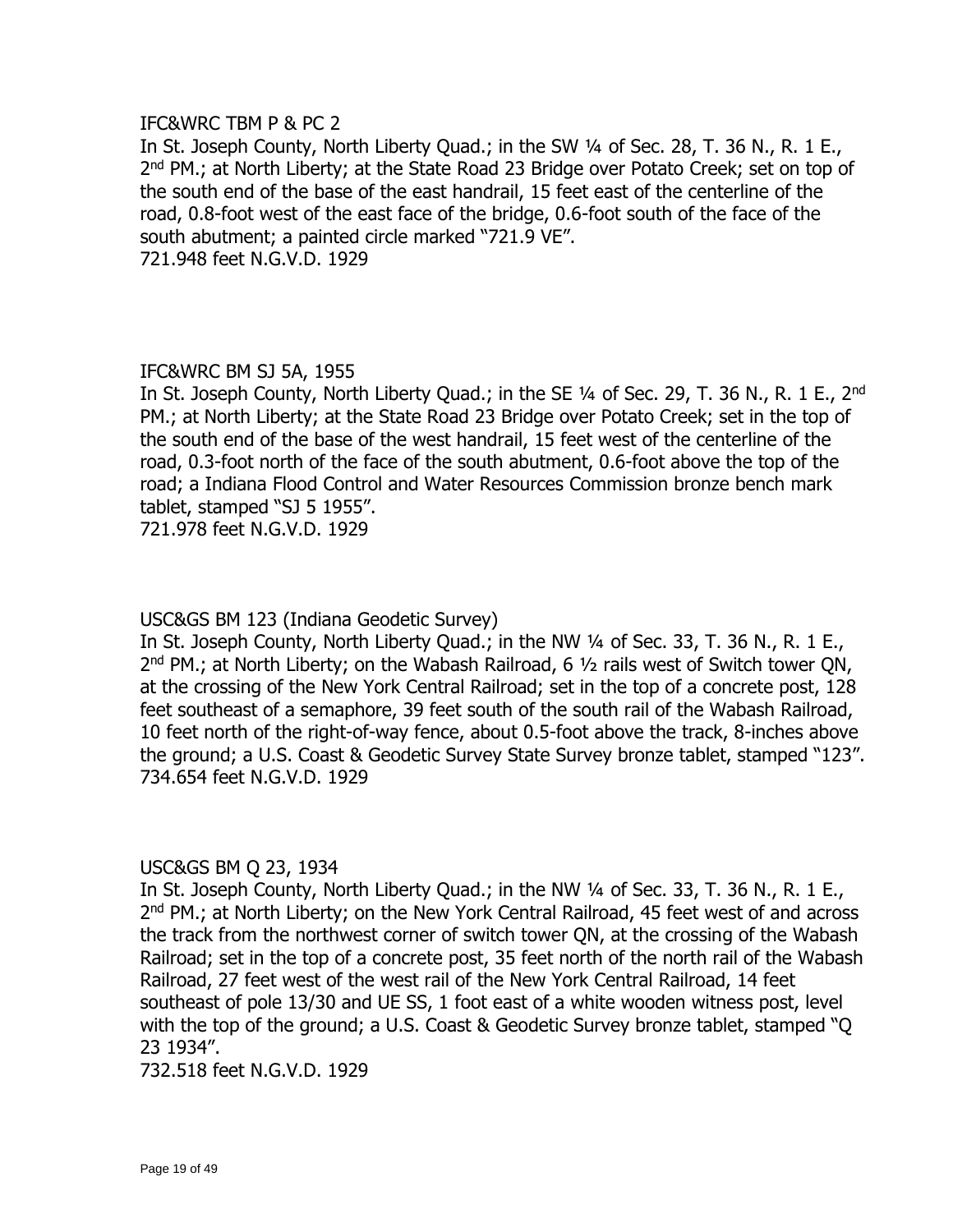IFC&WRC TBM P & PC 2

In St. Joseph County, North Liberty Quad.; in the SW ¼ of Sec. 28, T. 36 N., R. 1 E., 2nd PM.; at North Liberty; at the State Road 23 Bridge over Potato Creek; set on top of the south end of the base of the east handrail, 15 feet east of the centerline of the road, 0.8-foot west of the east face of the bridge, 0.6-foot south of the face of the south abutment; a painted circle marked "721.9 VE".

721.948 feet N.G.V.D. 1929

IFC&WRC BM SJ 5A, 1955

In St. Joseph County, North Liberty Quad.; in the SE ¼ of Sec. 29, T. 36 N., R. 1 E., 2nd PM.; at North Liberty; at the State Road 23 Bridge over Potato Creek; set in the top of the south end of the base of the west handrail, 15 feet west of the centerline of the road, 0.3-foot north of the face of the south abutment, 0.6-foot above the top of the road; a Indiana Flood Control and Water Resources Commission bronze bench mark tablet, stamped "SJ 5 1955".

721.978 feet N.G.V.D. 1929

USC&GS BM 123 (Indiana Geodetic Survey)

In St. Joseph County, North Liberty Quad.; in the NW ¼ of Sec. 33, T. 36 N., R. 1 E., 2nd PM.; at North Liberty; on the Wabash Railroad, 6 ½ rails west of Switch tower QN, at the crossing of the New York Central Railroad; set in the top of a concrete post, 128 feet southeast of a semaphore, 39 feet south of the south rail of the Wabash Railroad, 10 feet north of the right-of-way fence, about 0.5-foot above the track, 8-inches above the ground; a U.S. Coast & Geodetic Survey State Survey bronze tablet, stamped "123".

734.654 feet N.G.V.D. 1929

USC&GS BM Q 23, 1934

In St. Joseph County, North Liberty Quad.; in the NW ¼ of Sec. 33, T. 36 N., R. 1 E., 2nd PM.; at North Liberty; on the New York Central Railroad, 45 feet west of and across the track from the northwest corner of switch tower QN, at the crossing of the Wabash Railroad; set in the top of a concrete post, 35 feet north of the north rail of the Wabash Railroad, 27 feet west of the west rail of the New York Central Railroad, 14 feet southeast of pole 13/30 and UE SS, 1 foot east of a white wooden witness post, level with the top of the ground; a U.S. Coast & Geodetic Survey bronze tablet, stamped "Q 23 1934".

732.518 feet N.G.V.D. 1929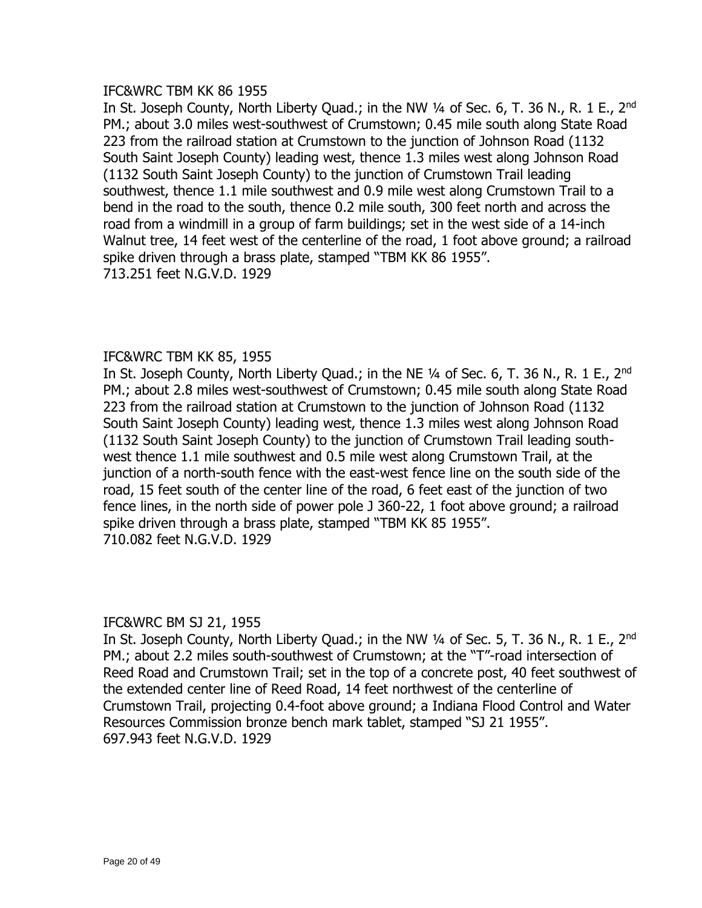IFC&WRC TBM KK 86 1955

In St. Joseph County, North Liberty Quad.; in the NW ¼ of Sec. 6, T. 36 N., R. 1 E., 2nd PM.; about 3.0 miles west-southwest of Crumstown; 0.45 mile south along State Road 223 from the railroad station at Crumstown to the junction of Johnson Road (1132 South Saint Joseph County) leading west, thence 1.3 miles west along Johnson Road (1132 South Saint Joseph County) to the junction of Crumstown Trail leading southwest, thence 1.1 mile southwest and 0.9 mile west along Crumstown Trail to a bend in the road to the south, thence 0.2 mile south, 300 feet north and across the road from a windmill in a group of farm buildings; set in the west side of a 14-inch Walnut tree, 14 feet west of the centerline of the road, 1 foot above ground; a railroad spike driven through a brass plate, stamped "TBM KK 86 1955".
713.251 feet N.G.V.D. 1929

IFC&WRC TBM KK 85, 1955

In St. Joseph County, North Liberty Quad.; in the NE ¼ of Sec. 6, T. 36 N., R. 1 E., 2nd PM.; about 2.8 miles west-southwest of Crumstown; 0.45 mile south along State Road 223 from the railroad station at Crumstown to the junction of Johnson Road (1132 South Saint Joseph County) leading west, thence 1.3 miles west along Johnson Road (1132 South Saint Joseph County) to the junction of Crumstown Trail leading south-west thence 1.1 mile southwest and 0.5 mile west along Crumstown Trail, at the junction of a north-south fence with the east-west fence line on the south side of the road, 15 feet south of the center line of the road, 6 feet east of the junction of two fence lines, in the north side of power pole J 360-22, 1 foot above ground; a railroad spike driven through a brass plate, stamped "TBM KK 85 1955".
710.082 feet N.G.V.D. 1929

IFC&WRC BM SJ 21, 1955

In St. Joseph County, North Liberty Quad.; in the NW ¼ of Sec. 5, T. 36 N., R. 1 E., 2nd PM.; about 2.2 miles south-southwest of Crumstown; at the "T"-road intersection of Reed Road and Crumstown Trail; set in the top of a concrete post, 40 feet southwest of the extended center line of Reed Road, 14 feet northwest of the centerline of Crumstown Trail, projecting 0.4-foot above ground; a Indiana Flood Control and Water Resources Commission bronze bench mark tablet, stamped "SJ 21 1955".
697.943 feet N.G.V.D. 1929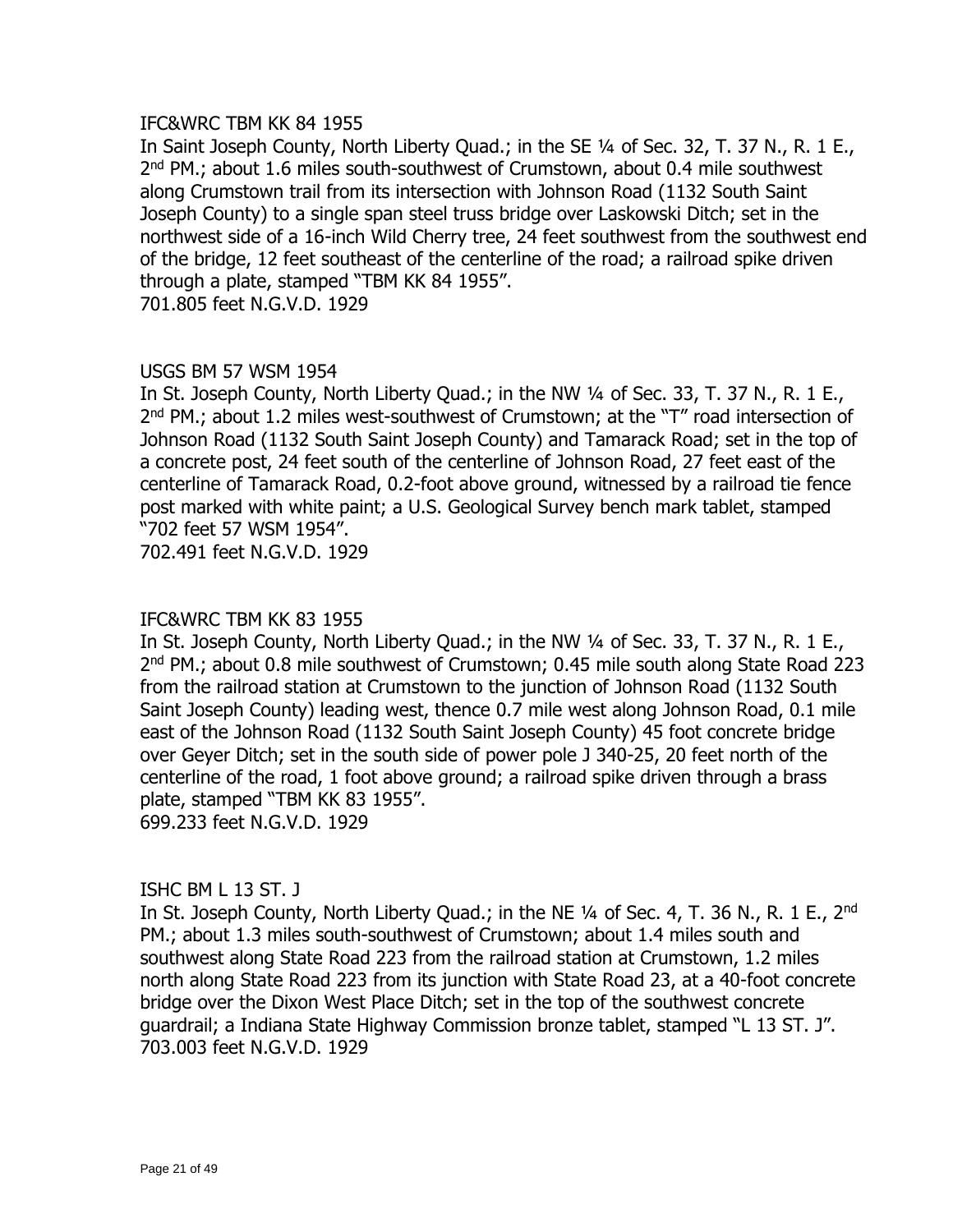IFC&WRC TBM KK 84 1955

In Saint Joseph County, North Liberty Quad.; in the SE ¼ of Sec. 32, T. 37 N., R. 1 E., 2nd PM.; about 1.6 miles south-southwest of Crumstown, about 0.4 mile southwest along Crumstown trail from its intersection with Johnson Road (1132 South Saint Joseph County) to a single span steel truss bridge over Laskowski Ditch; set in the northwest side of a 16-inch Wild Cherry tree, 24 feet southwest from the southwest end of the bridge, 12 feet southeast of the centerline of the road; a railroad spike driven through a plate, stamped "TBM KK 84 1955".

701.805 feet N.G.V.D. 1929

USGS BM 57 WSM 1954

In St. Joseph County, North Liberty Quad.; in the NW ¼ of Sec. 33, T. 37 N., R. 1 E., 2nd PM.; about 1.2 miles west-southwest of Crumstown; at the "T" road intersection of Johnson Road (1132 South Saint Joseph County) and Tamarack Road; set in the top of a concrete post, 24 feet south of the centerline of Johnson Road, 27 feet east of the centerline of Tamarack Road, 0.2-foot above ground, witnessed by a railroad tie fence post marked with white paint; a U.S. Geological Survey bench mark tablet, stamped "702 feet 57 WSM 1954".

702.491 feet N.G.V.D. 1929

IFC&WRC TBM KK 83 1955

In St. Joseph County, North Liberty Quad.; in the NW ¼ of Sec. 33, T. 37 N., R. 1 E., 2nd PM.; about 0.8 mile southwest of Crumstown; 0.45 mile south along State Road 223 from the railroad station at Crumstown to the junction of Johnson Road (1132 South Saint Joseph County) leading west, thence 0.7 mile west along Johnson Road, 0.1 mile east of the Johnson Road (1132 South Saint Joseph County) 45 foot concrete bridge over Geyer Ditch; set in the south side of power pole J 340-25, 20 feet north of the centerline of the road, 1 foot above ground; a railroad spike driven through a brass plate, stamped "TBM KK 83 1955".

699.233 feet N.G.V.D. 1929

ISHC BM L 13 ST. J

In St. Joseph County, North Liberty Quad.; in the NE ¼ of Sec. 4, T. 36 N., R. 1 E., 2nd PM.; about 1.3 miles south-southwest of Crumstown; about 1.4 miles south and southwest along State Road 223 from the railroad station at Crumstown, 1.2 miles north along State Road 223 from its junction with State Road 23, at a 40-foot concrete bridge over the Dixon West Place Ditch; set in the top of the southwest concrete guardrail; a Indiana State Highway Commission bronze tablet, stamped "L 13 ST. J".

703.003 feet N.G.V.D. 1929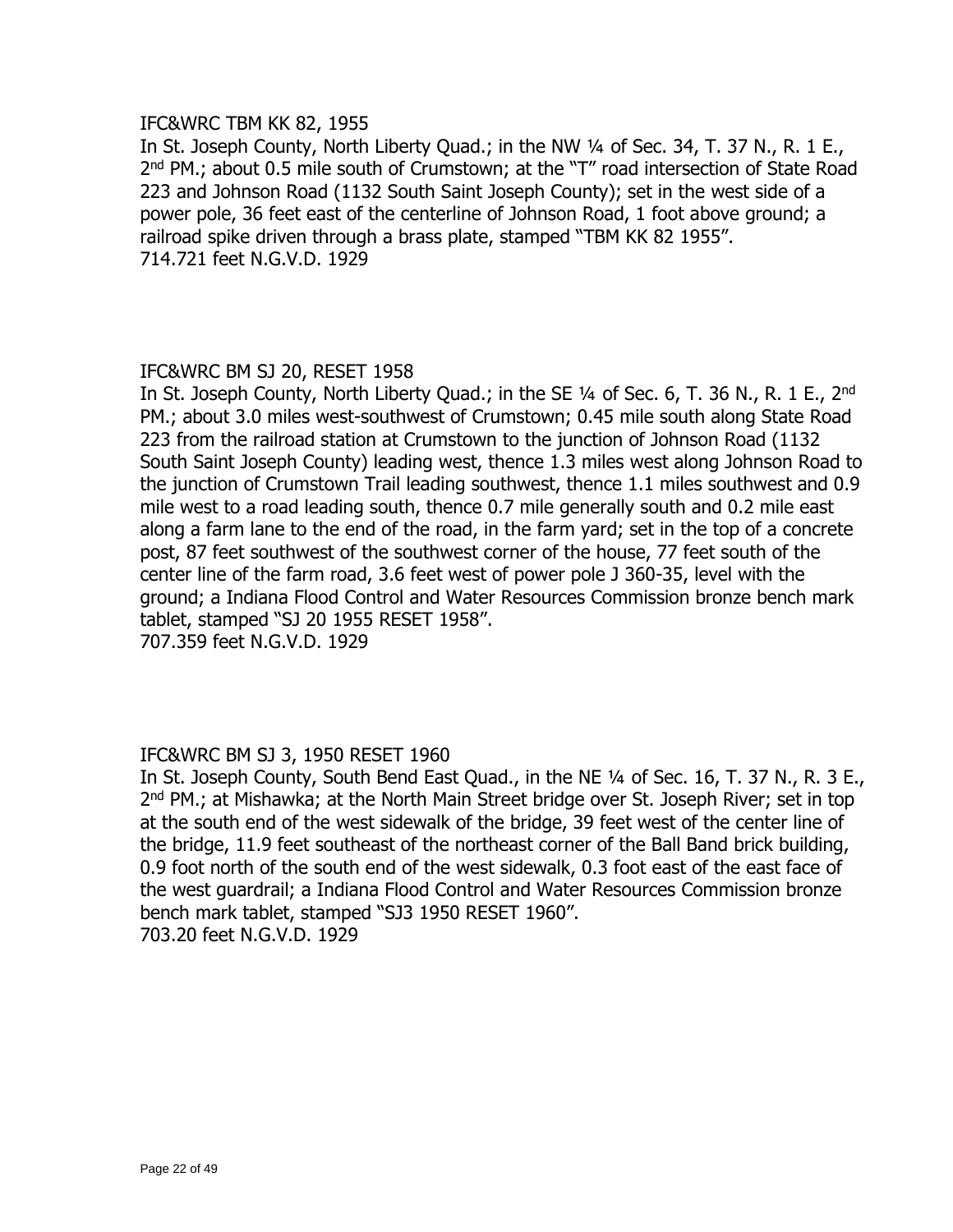IFC&WRC TBM KK 82, 1955
In St. Joseph County, North Liberty Quad.; in the NW ¼ of Sec. 34, T. 37 N., R. 1 E., 2nd PM.; about 0.5 mile south of Crumstown; at the "T" road intersection of State Road 223 and Johnson Road (1132 South Saint Joseph County); set in the west side of a power pole, 36 feet east of the centerline of Johnson Road, 1 foot above ground; a railroad spike driven through a brass plate, stamped "TBM KK 82 1955".
714.721 feet N.G.V.D. 1929

IFC&WRC BM SJ 20, RESET 1958
In St. Joseph County, North Liberty Quad.; in the SE ¼ of Sec. 6, T. 36 N., R. 1 E., 2nd PM.; about 3.0 miles west-southwest of Crumstown; 0.45 mile south along State Road 223 from the railroad station at Crumstown to the junction of Johnson Road (1132 South Saint Joseph County) leading west, thence 1.3 miles west along Johnson Road to the junction of Crumstown Trail leading southwest, thence 1.1 miles southwest and 0.9 mile west to a road leading south, thence 0.7 mile generally south and 0.2 mile east along a farm lane to the end of the road, in the farm yard; set in the top of a concrete post, 87 feet southwest of the southwest corner of the house, 77 feet south of the center line of the farm road, 3.6 feet west of power pole J 360-35, level with the ground; a Indiana Flood Control and Water Resources Commission bronze bench mark tablet, stamped "SJ 20 1955 RESET 1958".
707.359 feet N.G.V.D. 1929

IFC&WRC BM SJ 3, 1950 RESET 1960
In St. Joseph County, South Bend East Quad., in the NE ¼ of Sec. 16, T. 37 N., R. 3 E., 2nd PM.; at Mishawka; at the North Main Street bridge over St. Joseph River; set in top at the south end of the west sidewalk of the bridge, 39 feet west of the center line of the bridge, 11.9 feet southeast of the northeast corner of the Ball Band brick building, 0.9 foot north of the south end of the west sidewalk, 0.3 foot east of the east face of the west guardrail; a Indiana Flood Control and Water Resources Commission bronze bench mark tablet, stamped "SJ3 1950 RESET 1960".
703.20 feet N.G.V.D. 1929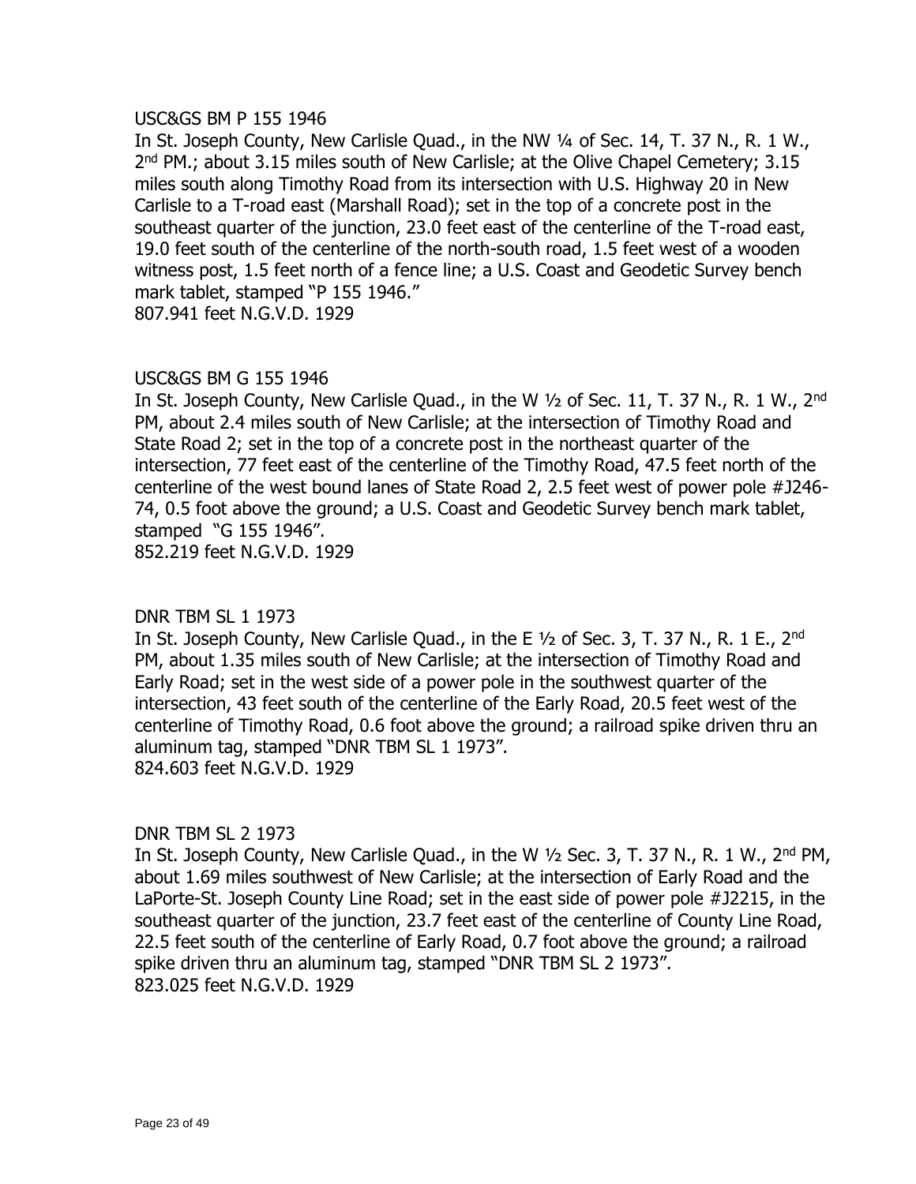USC&GS BM P 155 1946

In St. Joseph County, New Carlisle Quad., in the NW ¼ of Sec. 14, T. 37 N., R. 1 W., 2nd PM.; about 3.15 miles south of New Carlisle; at the Olive Chapel Cemetery; 3.15 miles south along Timothy Road from its intersection with U.S. Highway 20 in New Carlisle to a T-road east (Marshall Road); set in the top of a concrete post in the southeast quarter of the junction, 23.0 feet east of the centerline of the T-road east, 19.0 feet south of the centerline of the north-south road, 1.5 feet west of a wooden witness post, 1.5 feet north of a fence line; a U.S. Coast and Geodetic Survey bench mark tablet, stamped "P 155 1946."

807.941 feet N.G.V.D. 1929

USC&GS BM G 155 1946

In St. Joseph County, New Carlisle Quad., in the W ½ of Sec. 11, T. 37 N., R. 1 W., 2nd PM, about 2.4 miles south of New Carlisle; at the intersection of Timothy Road and State Road 2; set in the top of a concrete post in the northeast quarter of the intersection, 77 feet east of the centerline of the Timothy Road, 47.5 feet north of the centerline of the west bound lanes of State Road 2, 2.5 feet west of power pole #J246-74, 0.5 foot above the ground; a U.S. Coast and Geodetic Survey bench mark tablet, stamped "G 155 1946".

852.219 feet N.G.V.D. 1929

DNR TBM SL 1 1973

In St. Joseph County, New Carlisle Quad., in the E ½ of Sec. 3, T. 37 N., R. 1 E., 2nd PM, about 1.35 miles south of New Carlisle; at the intersection of Timothy Road and Early Road; set in the west side of a power pole in the southwest quarter of the intersection, 43 feet south of the centerline of the Early Road, 20.5 feet west of the centerline of Timothy Road, 0.6 foot above the ground; a railroad spike driven thru an aluminum tag, stamped "DNR TBM SL 1 1973".

824.603 feet N.G.V.D. 1929

DNR TBM SL 2 1973

In St. Joseph County, New Carlisle Quad., in the W ½ Sec. 3, T. 37 N., R. 1 W., 2nd PM, about 1.69 miles southwest of New Carlisle; at the intersection of Early Road and the LaPorte-St. Joseph County Line Road; set in the east side of power pole #J2215, in the southeast quarter of the junction, 23.7 feet east of the centerline of County Line Road, 22.5 feet south of the centerline of Early Road, 0.7 foot above the ground; a railroad spike driven thru an aluminum tag, stamped "DNR TBM SL 2 1973".

823.025 feet N.G.V.D. 1929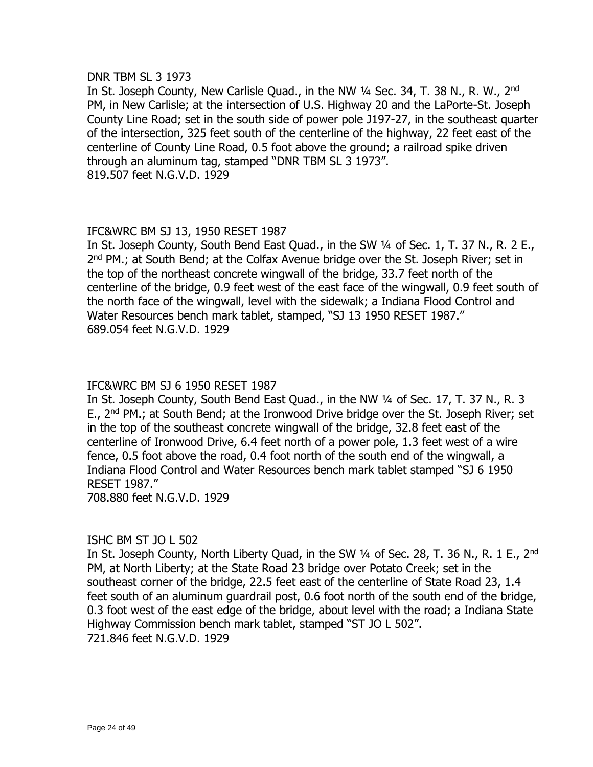DNR TBM SL 3 1973

In St. Joseph County, New Carlisle Quad., in the NW ¼ Sec. 34, T. 38 N., R. W., 2nd PM, in New Carlisle; at the intersection of U.S. Highway 20 and the LaPorte-St. Joseph County Line Road; set in the south side of power pole J197-27, in the southeast quarter of the intersection, 325 feet south of the centerline of the highway, 22 feet east of the centerline of County Line Road, 0.5 foot above the ground; a railroad spike driven through an aluminum tag, stamped "DNR TBM SL 3 1973".

819.507 feet N.G.V.D. 1929

IFC&WRC BM SJ 13, 1950 RESET 1987

In St. Joseph County, South Bend East Quad., in the SW ¼ of Sec. 1, T. 37 N., R. 2 E., 2nd PM.; at South Bend; at the Colfax Avenue bridge over the St. Joseph River; set in the top of the northeast concrete wingwall of the bridge, 33.7 feet north of the centerline of the bridge, 0.9 feet west of the east face of the wingwall, 0.9 feet south of the north face of the wingwall, level with the sidewalk; a Indiana Flood Control and Water Resources bench mark tablet, stamped, "SJ 13 1950 RESET 1987."

689.054 feet N.G.V.D. 1929

IFC&WRC BM SJ 6 1950 RESET 1987

In St. Joseph County, South Bend East Quad., in the NW ¼ of Sec. 17, T. 37 N., R. 3 E., 2nd PM.; at South Bend; at the Ironwood Drive bridge over the St. Joseph River; set in the top of the southeast concrete wingwall of the bridge, 32.8 feet east of the centerline of Ironwood Drive, 6.4 feet north of a power pole, 1.3 feet west of a wire fence, 0.5 foot above the road, 0.4 foot north of the south end of the wingwall, a Indiana Flood Control and Water Resources bench mark tablet stamped "SJ 6 1950 RESET 1987."

708.880 feet N.G.V.D. 1929

ISHC BM ST JO L 502

In St. Joseph County, North Liberty Quad, in the SW ¼ of Sec. 28, T. 36 N., R. 1 E., 2nd PM, at North Liberty; at the State Road 23 bridge over Potato Creek; set in the southeast corner of the bridge, 22.5 feet east of the centerline of State Road 23, 1.4 feet south of an aluminum guardrail post, 0.6 foot north of the south end of the bridge, 0.3 foot west of the east edge of the bridge, about level with the road; a Indiana State Highway Commission bench mark tablet, stamped "ST JO L 502".

721.846 feet N.G.V.D. 1929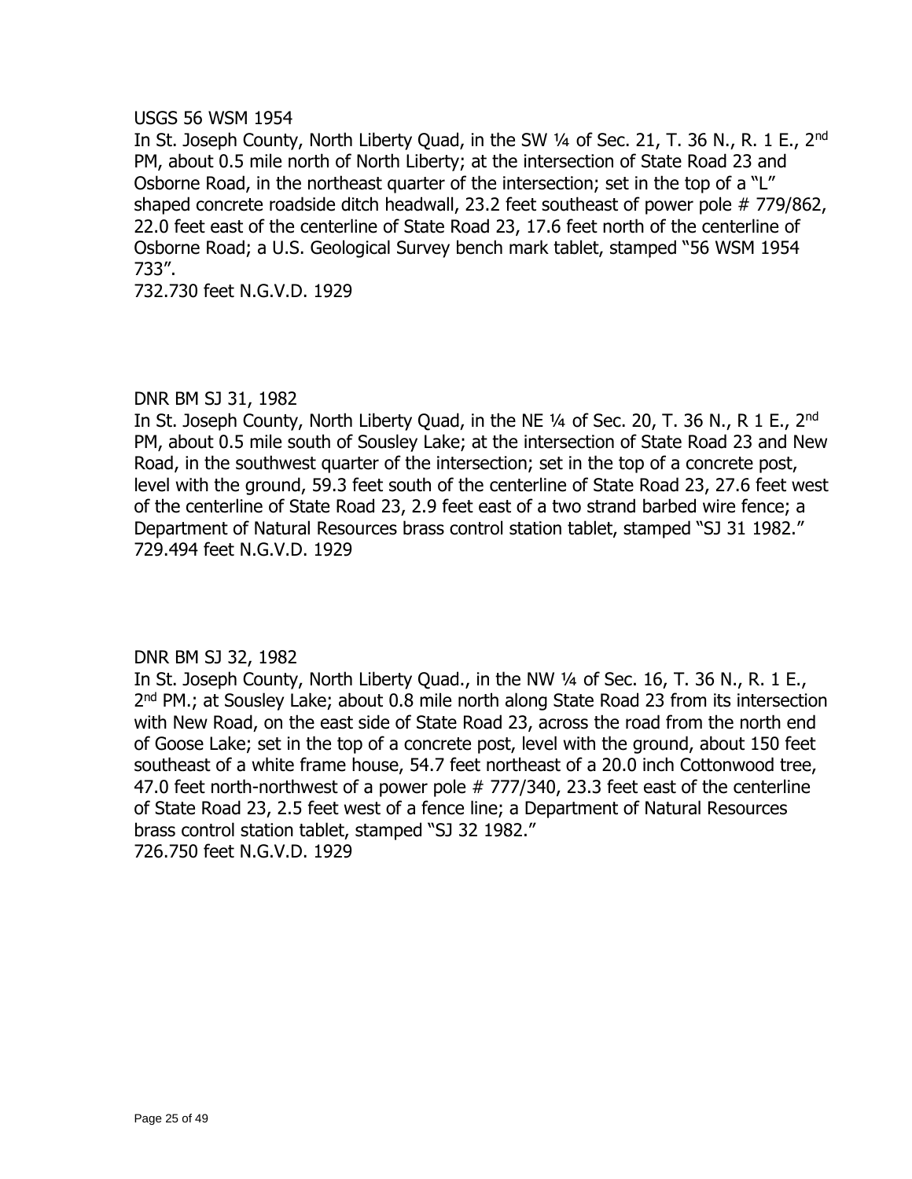USGS 56 WSM 1954

In St. Joseph County, North Liberty Quad, in the SW ¼ of Sec. 21, T. 36 N., R. 1 E., 2nd PM, about 0.5 mile north of North Liberty; at the intersection of State Road 23 and Osborne Road, in the northeast quarter of the intersection; set in the top of a "L" shaped concrete roadside ditch headwall, 23.2 feet southeast of power pole # 779/862, 22.0 feet east of the centerline of State Road 23, 17.6 feet north of the centerline of Osborne Road; a U.S. Geological Survey bench mark tablet, stamped "56 WSM 1954 733".

732.730 feet N.G.V.D. 1929

DNR BM SJ 31, 1982

In St. Joseph County, North Liberty Quad, in the NE ¼ of Sec. 20, T. 36 N., R 1 E., 2nd PM, about 0.5 mile south of Sousley Lake; at the intersection of State Road 23 and New Road, in the southwest quarter of the intersection; set in the top of a concrete post, level with the ground, 59.3 feet south of the centerline of State Road 23, 27.6 feet west of the centerline of State Road 23, 2.9 feet east of a two strand barbed wire fence; a Department of Natural Resources brass control station tablet, stamped "SJ 31 1982."

729.494 feet N.G.V.D. 1929

DNR BM SJ 32, 1982

In St. Joseph County, North Liberty Quad., in the NW ¼ of Sec. 16, T. 36 N., R. 1 E., 2nd PM.; at Sousley Lake; about 0.8 mile north along State Road 23 from its intersection with New Road, on the east side of State Road 23, across the road from the north end of Goose Lake; set in the top of a concrete post, level with the ground, about 150 feet southeast of a white frame house, 54.7 feet northeast of a 20.0 inch Cottonwood tree, 47.0 feet north-northwest of a power pole # 777/340, 23.3 feet east of the centerline of State Road 23, 2.5 feet west of a fence line; a Department of Natural Resources brass control station tablet, stamped "SJ 32 1982."

726.750 feet N.G.V.D. 1929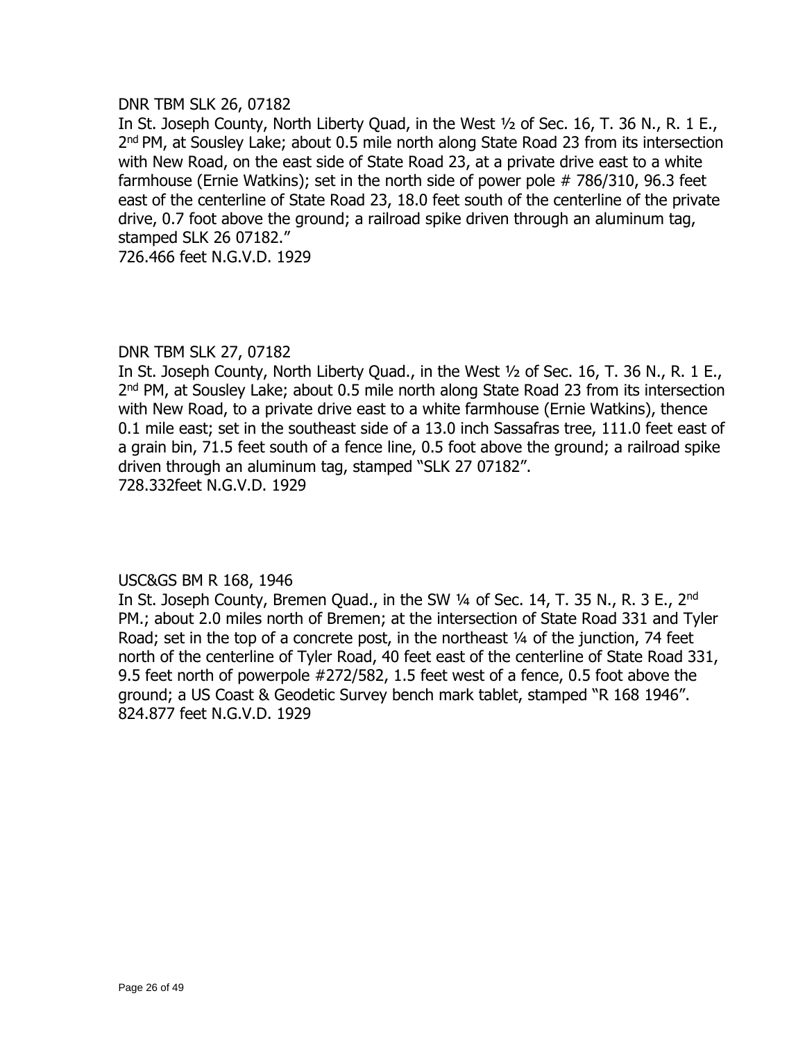DNR TBM SLK 26, 07182

In St. Joseph County, North Liberty Quad, in the West ½ of Sec. 16, T. 36 N., R. 1 E., 2nd PM, at Sousley Lake; about 0.5 mile north along State Road 23 from its intersection with New Road, on the east side of State Road 23, at a private drive east to a white farmhouse (Ernie Watkins); set in the north side of power pole # 786/310, 96.3 feet east of the centerline of State Road 23, 18.0 feet south of the centerline of the private drive, 0.7 foot above the ground; a railroad spike driven through an aluminum tag, stamped SLK 26 07182."

726.466 feet N.G.V.D. 1929

DNR TBM SLK 27, 07182

In St. Joseph County, North Liberty Quad., in the West ½ of Sec. 16, T. 36 N., R. 1 E., 2nd PM, at Sousley Lake; about 0.5 mile north along State Road 23 from its intersection with New Road, to a private drive east to a white farmhouse (Ernie Watkins), thence 0.1 mile east; set in the southeast side of a 13.0 inch Sassafras tree, 111.0 feet east of a grain bin, 71.5 feet south of a fence line, 0.5 foot above the ground; a railroad spike driven through an aluminum tag, stamped "SLK 27 07182".

728.332feet N.G.V.D. 1929

USC&GS BM R 168, 1946

In St. Joseph County, Bremen Quad., in the SW ¼ of Sec. 14, T. 35 N., R. 3 E., 2nd PM.; about 2.0 miles north of Bremen; at the intersection of State Road 331 and Tyler Road; set in the top of a concrete post, in the northeast ¼ of the junction, 74 feet north of the centerline of Tyler Road, 40 feet east of the centerline of State Road 331, 9.5 feet north of powerpole #272/582, 1.5 feet west of a fence, 0.5 foot above the ground; a US Coast & Geodetic Survey bench mark tablet, stamped "R 168 1946".

824.877 feet N.G.V.D. 1929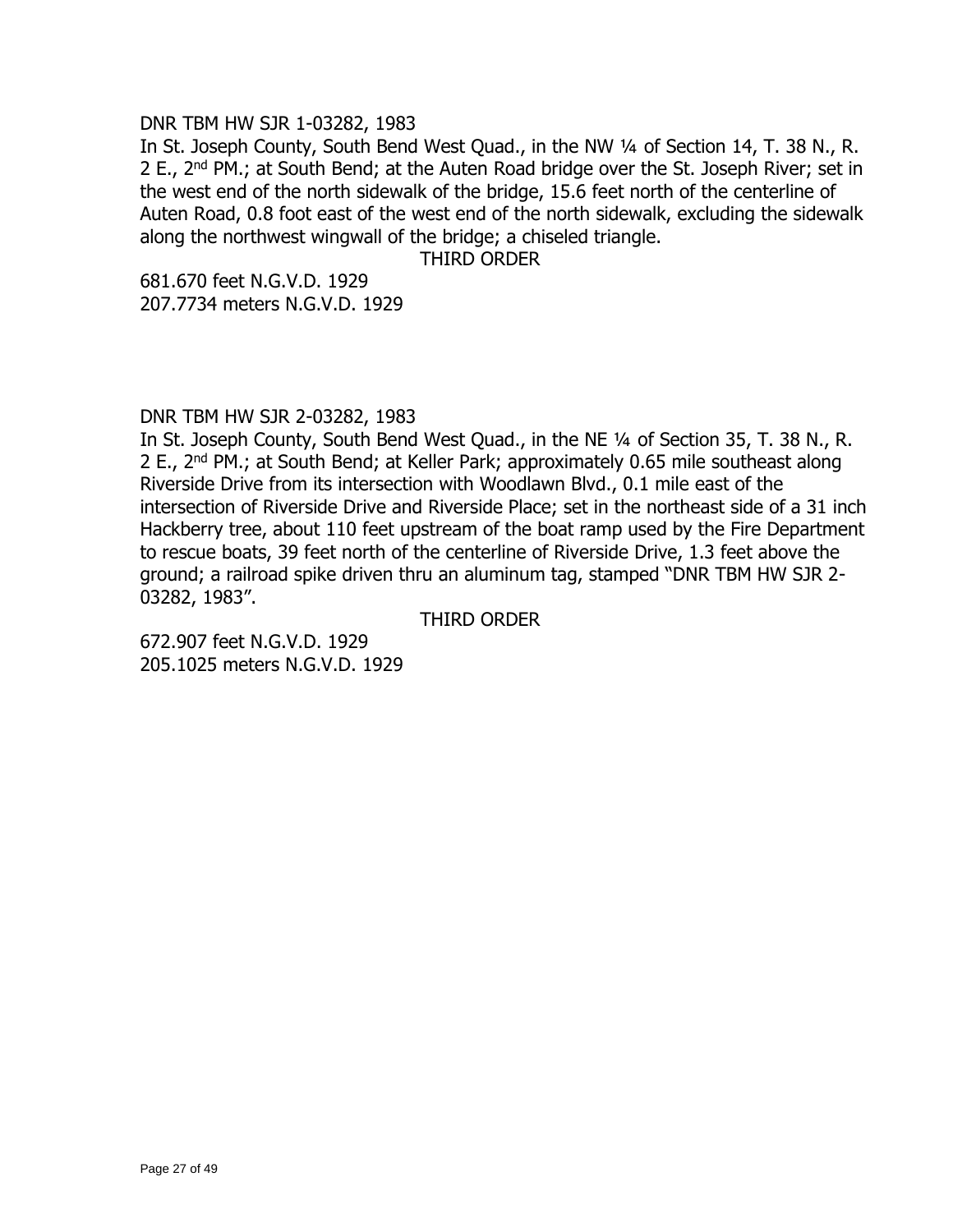DNR TBM HW SJR 1-03282, 1983

In St. Joseph County, South Bend West Quad., in the NW ¼ of Section 14, T. 38 N., R. 2 E., 2nd PM.; at South Bend; at the Auten Road bridge over the St. Joseph River; set in the west end of the north sidewalk of the bridge, 15.6 feet north of the centerline of Auten Road, 0.8 foot east of the west end of the north sidewalk, excluding the sidewalk along the northwest wingwall of the bridge; a chiseled triangle.

THIRD ORDER

681.670 feet N.G.V.D. 1929
207.7734 meters N.G.V.D. 1929

DNR TBM HW SJR 2-03282, 1983

In St. Joseph County, South Bend West Quad., in the NE ¼ of Section 35, T. 38 N., R. 2 E., 2nd PM.; at South Bend; at Keller Park; approximately 0.65 mile southeast along Riverside Drive from its intersection with Woodlawn Blvd., 0.1 mile east of the intersection of Riverside Drive and Riverside Place; set in the northeast side of a 31 inch Hackberry tree, about 110 feet upstream of the boat ramp used by the Fire Department to rescue boats, 39 feet north of the centerline of Riverside Drive, 1.3 feet above the ground; a railroad spike driven thru an aluminum tag, stamped "DNR TBM HW SJR 2-03282, 1983".

THIRD ORDER

672.907 feet N.G.V.D. 1929
205.1025 meters N.G.V.D. 1929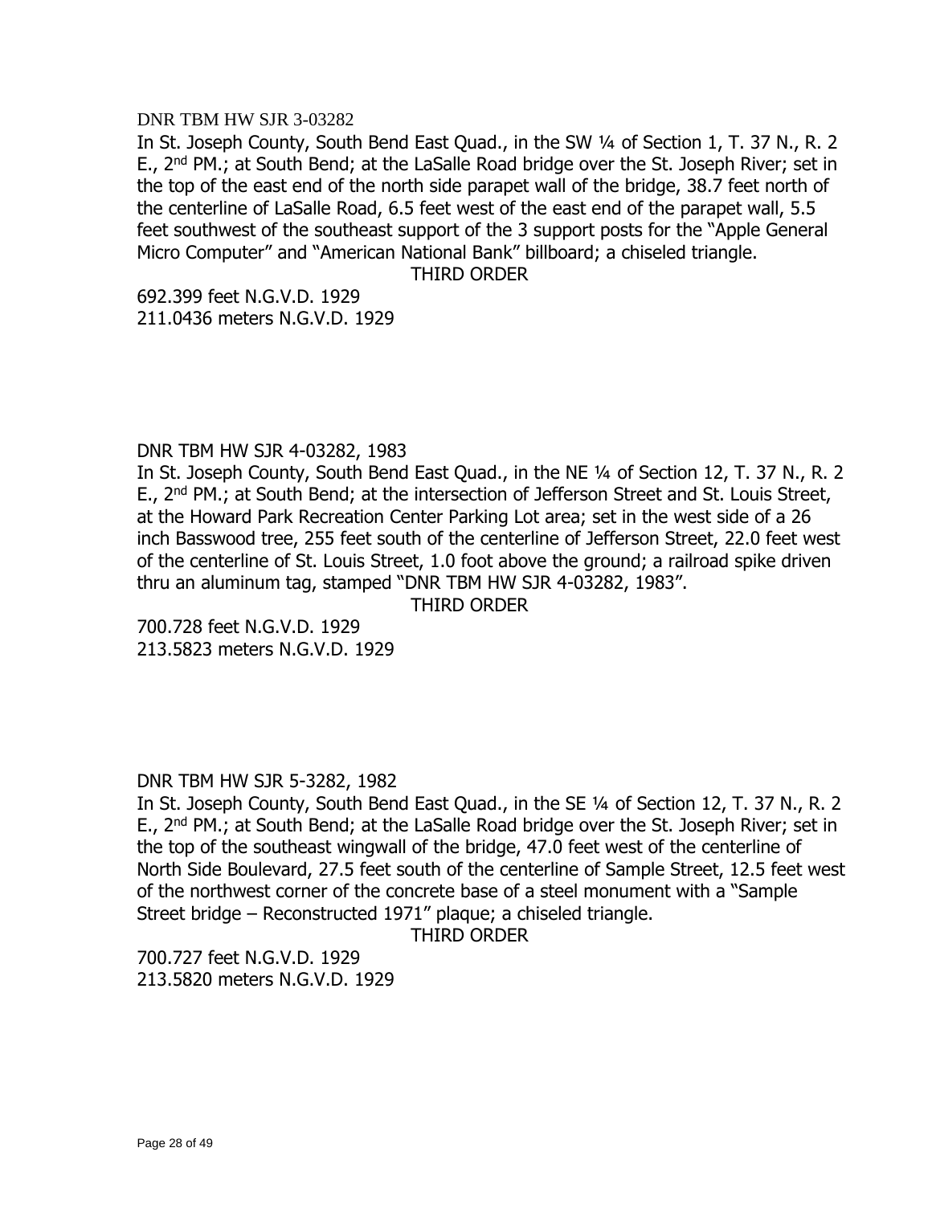DNR TBM HW SJR 3-03282

In St. Joseph County, South Bend East Quad., in the SW ¼ of Section 1, T. 37 N., R. 2 E., 2nd PM.; at South Bend; at the LaSalle Road bridge over the St. Joseph River; set in the top of the east end of the north side parapet wall of the bridge, 38.7 feet north of the centerline of LaSalle Road, 6.5 feet west of the east end of the parapet wall, 5.5 feet southwest of the southeast support of the 3 support posts for the "Apple General Micro Computer" and "American National Bank" billboard; a chiseled triangle.

THIRD ORDER

692.399 feet N.G.V.D. 1929
211.0436 meters N.G.V.D. 1929

DNR TBM HW SJR 4-03282, 1983

In St. Joseph County, South Bend East Quad., in the NE ¼ of Section 12, T. 37 N., R. 2 E., 2nd PM.; at South Bend; at the intersection of Jefferson Street and St. Louis Street, at the Howard Park Recreation Center Parking Lot area; set in the west side of a 26 inch Basswood tree, 255 feet south of the centerline of Jefferson Street, 22.0 feet west of the centerline of St. Louis Street, 1.0 foot above the ground; a railroad spike driven thru an aluminum tag, stamped "DNR TBM HW SJR 4-03282, 1983".

THIRD ORDER

700.728 feet N.G.V.D. 1929
213.5823 meters N.G.V.D. 1929

DNR TBM HW SJR 5-3282, 1982

In St. Joseph County, South Bend East Quad., in the SE ¼ of Section 12, T. 37 N., R. 2 E., 2nd PM.; at South Bend; at the LaSalle Road bridge over the St. Joseph River; set in the top of the southeast wingwall of the bridge, 47.0 feet west of the centerline of North Side Boulevard, 27.5 feet south of the centerline of Sample Street, 12.5 feet west of the northwest corner of the concrete base of a steel monument with a "Sample Street bridge – Reconstructed 1971" plaque; a chiseled triangle.

THIRD ORDER

700.727 feet N.G.V.D. 1929
213.5820 meters N.G.V.D. 1929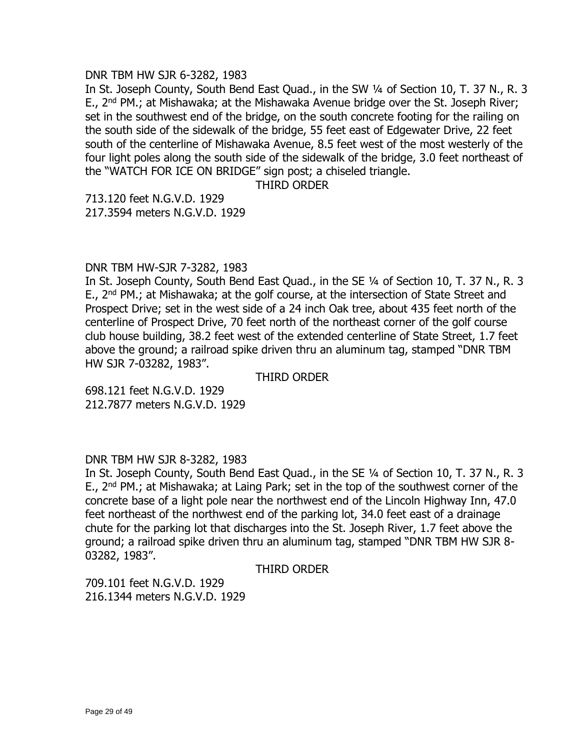DNR TBM HW SJR 6-3282, 1983

In St. Joseph County, South Bend East Quad., in the SW ¼ of Section 10, T. 37 N., R. 3 E., 2nd PM.; at Mishawaka; at the Mishawaka Avenue bridge over the St. Joseph River; set in the southwest end of the bridge, on the south concrete footing for the railing on the south side of the sidewalk of the bridge, 55 feet east of Edgewater Drive, 22 feet south of the centerline of Mishawaka Avenue, 8.5 feet west of the most westerly of the four light poles along the south side of the sidewalk of the bridge, 3.0 feet northeast of the "WATCH FOR ICE ON BRIDGE" sign post; a chiseled triangle.

THIRD ORDER

713.120 feet N.G.V.D. 1929
217.3594 meters N.G.V.D. 1929

DNR TBM HW-SJR 7-3282, 1983

In St. Joseph County, South Bend East Quad., in the SE ¼ of Section 10, T. 37 N., R. 3 E., 2nd PM.; at Mishawaka; at the golf course, at the intersection of State Street and Prospect Drive; set in the west side of a 24 inch Oak tree, about 435 feet north of the centerline of Prospect Drive, 70 feet north of the northeast corner of the golf course club house building, 38.2 feet west of the extended centerline of State Street, 1.7 feet above the ground; a railroad spike driven thru an aluminum tag, stamped "DNR TBM HW SJR 7-03282, 1983".

THIRD ORDER

698.121 feet N.G.V.D. 1929
212.7877 meters N.G.V.D. 1929

DNR TBM HW SJR 8-3282, 1983

In St. Joseph County, South Bend East Quad., in the SE ¼ of Section 10, T. 37 N., R. 3 E., 2nd PM.; at Mishawaka; at Laing Park; set in the top of the southwest corner of the concrete base of a light pole near the northwest end of the Lincoln Highway Inn, 47.0 feet northeast of the northwest end of the parking lot, 34.0 feet east of a drainage chute for the parking lot that discharges into the St. Joseph River, 1.7 feet above the ground; a railroad spike driven thru an aluminum tag, stamped "DNR TBM HW SJR 8-03282, 1983".

THIRD ORDER

709.101 feet N.G.V.D. 1929
216.1344 meters N.G.V.D. 1929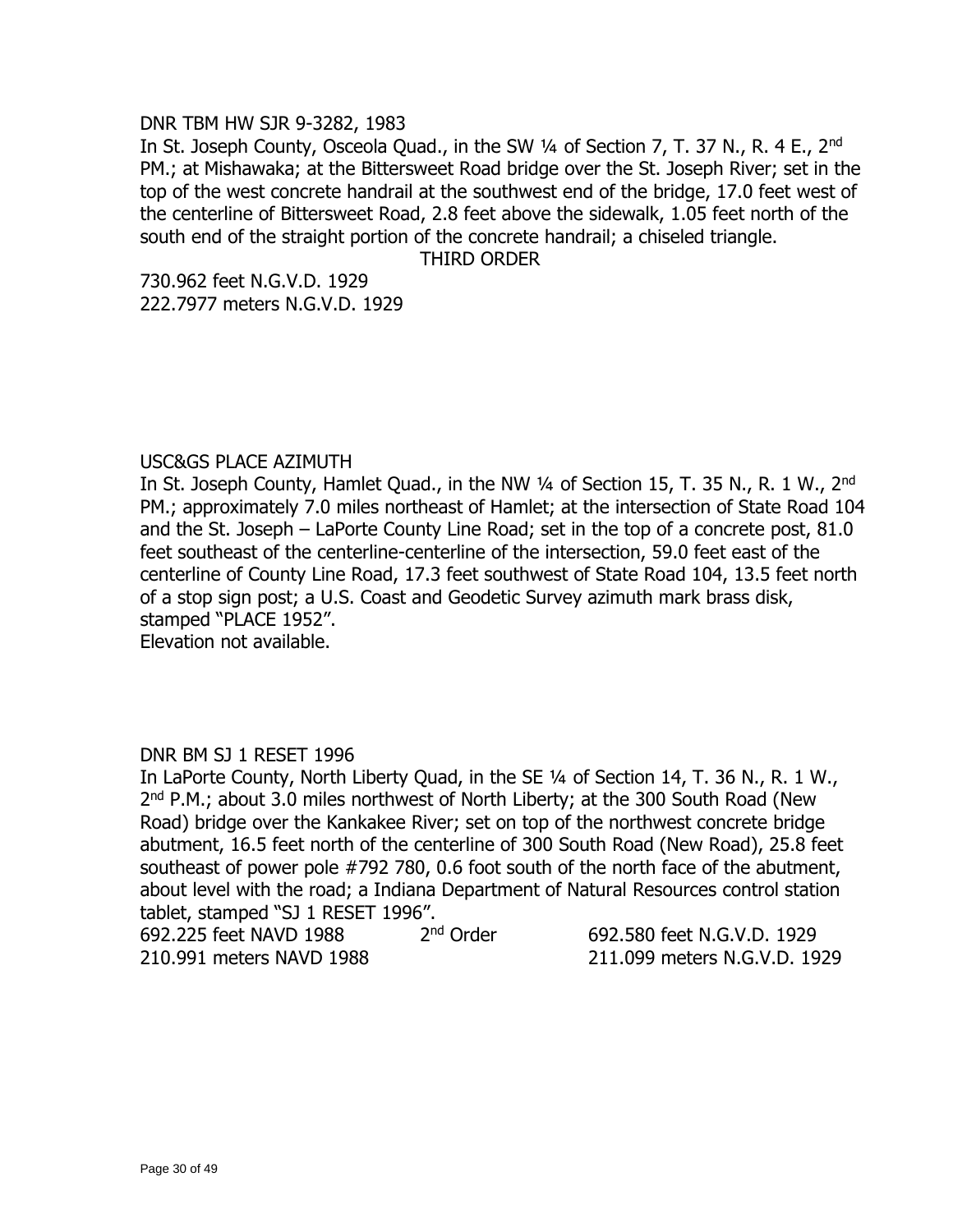DNR TBM HW SJR 9-3282, 1983

In St. Joseph County, Osceola Quad., in the SW ¼ of Section 7, T. 37 N., R. 4 E., 2nd PM.; at Mishawaka; at the Bittersweet Road bridge over the St. Joseph River; set in the top of the west concrete handrail at the southwest end of the bridge, 17.0 feet west of the centerline of Bittersweet Road, 2.8 feet above the sidewalk, 1.05 feet north of the south end of the straight portion of the concrete handrail; a chiseled triangle.

THIRD ORDER

730.962 feet N.G.V.D. 1929
222.7977 meters N.G.V.D. 1929

USC&GS PLACE AZIMUTH

In St. Joseph County, Hamlet Quad., in the NW ¼ of Section 15, T. 35 N., R. 1 W., 2nd PM.; approximately 7.0 miles northeast of Hamlet; at the intersection of State Road 104 and the St. Joseph – LaPorte County Line Road; set in the top of a concrete post, 81.0 feet southeast of the centerline-centerline of the intersection, 59.0 feet east of the centerline of County Line Road, 17.3 feet southwest of State Road 104, 13.5 feet north of a stop sign post; a U.S. Coast and Geodetic Survey azimuth mark brass disk, stamped "PLACE 1952".

Elevation not available.

DNR BM SJ 1 RESET 1996

In LaPorte County, North Liberty Quad, in the SE ¼ of Section 14, T. 36 N., R. 1 W., 2nd P.M.; about 3.0 miles northwest of North Liberty; at the 300 South Road (New Road) bridge over the Kankakee River; set on top of the northwest concrete bridge abutment, 16.5 feet north of the centerline of 300 South Road (New Road), 25.8 feet southeast of power pole #792 780, 0.6 foot south of the north face of the abutment, about level with the road; a Indiana Department of Natural Resources control station tablet, stamped "SJ 1 RESET 1996".

692.225 feet NAVD 1988 2nd Order 692.580 feet N.G.V.D. 1929
210.991 meters NAVD 1988 211.099 meters N.G.V.D. 1929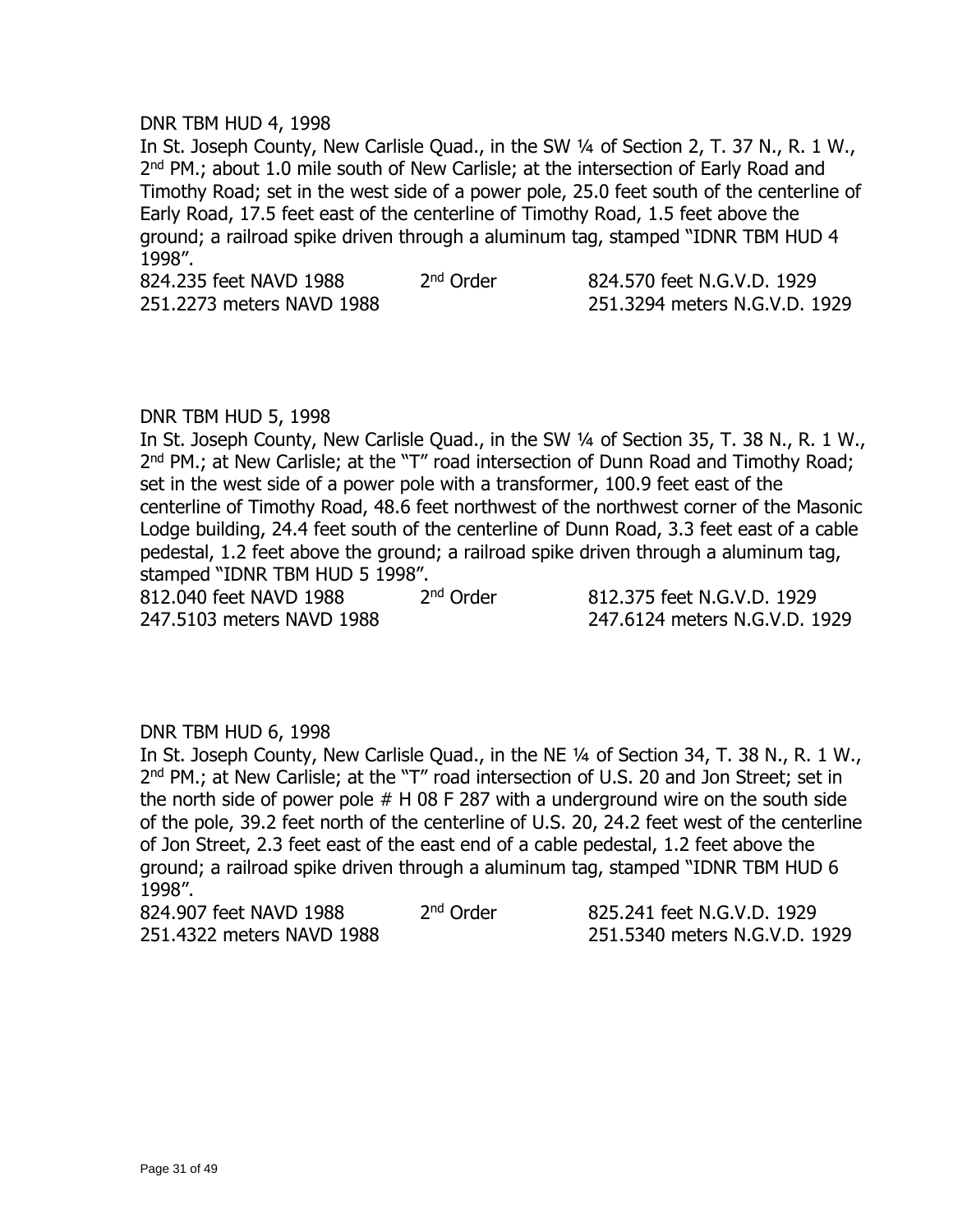DNR TBM HUD 4, 1998

In St. Joseph County, New Carlisle Quad., in the SW ¼ of Section 2, T. 37 N., R. 1 W., 2nd PM.; about 1.0 mile south of New Carlisle; at the intersection of Early Road and Timothy Road; set in the west side of a power pole, 25.0 feet south of the centerline of Early Road, 17.5 feet east of the centerline of Timothy Road, 1.5 feet above the ground; a railroad spike driven through a aluminum tag, stamped "IDNR TBM HUD 4 1998".

| | | |
|---|---|---|
| 824.235 feet NAVD 1988 | 2nd Order | 824.570 feet N.G.V.D. 1929 |
| 251.2273 meters NAVD 1988 | | 251.3294 meters N.G.V.D. 1929 |

DNR TBM HUD 5, 1998

In St. Joseph County, New Carlisle Quad., in the SW ¼ of Section 35, T. 38 N., R. 1 W., 2nd PM.; at New Carlisle; at the "T" road intersection of Dunn Road and Timothy Road; set in the west side of a power pole with a transformer, 100.9 feet east of the centerline of Timothy Road, 48.6 feet northwest of the northwest corner of the Masonic Lodge building, 24.4 feet south of the centerline of Dunn Road, 3.3 feet east of a cable pedestal, 1.2 feet above the ground; a railroad spike driven through a aluminum tag, stamped "IDNR TBM HUD 5 1998".

| | | |
|---|---|---|
| 812.040 feet NAVD 1988 | 2nd Order | 812.375 feet N.G.V.D. 1929 |
| 247.5103 meters NAVD 1988 | | 247.6124 meters N.G.V.D. 1929 |

DNR TBM HUD 6, 1998

In St. Joseph County, New Carlisle Quad., in the NE ¼ of Section 34, T. 38 N., R. 1 W., 2nd PM.; at New Carlisle; at the "T" road intersection of U.S. 20 and Jon Street; set in the north side of power pole # H 08 F 287 with a underground wire on the south side of the pole, 39.2 feet north of the centerline of U.S. 20, 24.2 feet west of the centerline of Jon Street, 2.3 feet east of the east end of a cable pedestal, 1.2 feet above the ground; a railroad spike driven through a aluminum tag, stamped "IDNR TBM HUD 6 1998".

| | | |
|---|---|---|
| 824.907 feet NAVD 1988 | 2nd Order | 825.241 feet N.G.V.D. 1929 |
| 251.4322 meters NAVD 1988 | | 251.5340 meters N.G.V.D. 1929 |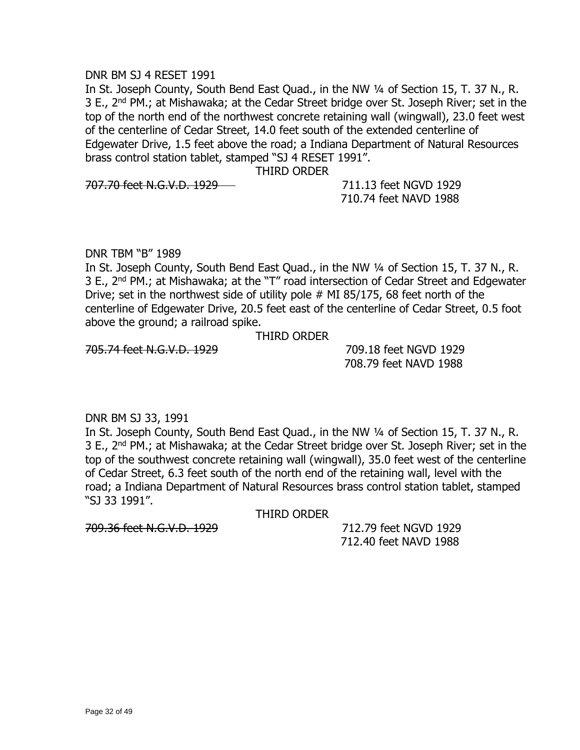DNR BM SJ 4 RESET 1991

In St. Joseph County, South Bend East Quad., in the NW ¼ of Section 15, T. 37 N., R. 3 E., 2nd PM.; at Mishawaka; at the Cedar Street bridge over St. Joseph River; set in the top of the north end of the northwest concrete retaining wall (wingwall), 23.0 feet west of the centerline of Cedar Street, 14.0 feet south of the extended centerline of Edgewater Drive, 1.5 feet above the road; a Indiana Department of Natural Resources brass control station tablet, stamped "SJ 4 RESET 1991".

THIRD ORDER

~~707.70 feet N.G.V.D. 1929~~ 711.13 feet NGVD 1929

710.74 feet NAVD 1988

DNR TBM "B" 1989

In St. Joseph County, South Bend East Quad., in the NW ¼ of Section 15, T. 37 N., R. 3 E., 2nd PM.; at Mishawaka; at the "T" road intersection of Cedar Street and Edgewater Drive; set in the northwest side of utility pole # MI 85/175, 68 feet north of the centerline of Edgewater Drive, 20.5 feet east of the centerline of Cedar Street, 0.5 foot above the ground; a railroad spike.

THIRD ORDER

~~705.74 feet N.G.V.D. 1929~~ 709.18 feet NGVD 1929

708.79 feet NAVD 1988

DNR BM SJ 33, 1991

In St. Joseph County, South Bend East Quad., in the NW ¼ of Section 15, T. 37 N., R. 3 E., 2nd PM.; at Mishawaka; at the Cedar Street bridge over St. Joseph River; set in the top of the southwest concrete retaining wall (wingwall), 35.0 feet west of the centerline of Cedar Street, 6.3 feet south of the north end of the retaining wall, level with the road; a Indiana Department of Natural Resources brass control station tablet, stamped "SJ 33 1991".

THIRD ORDER

~~709.36 feet N.G.V.D. 1929~~ 712.79 feet NGVD 1929

712.40 feet NAVD 1988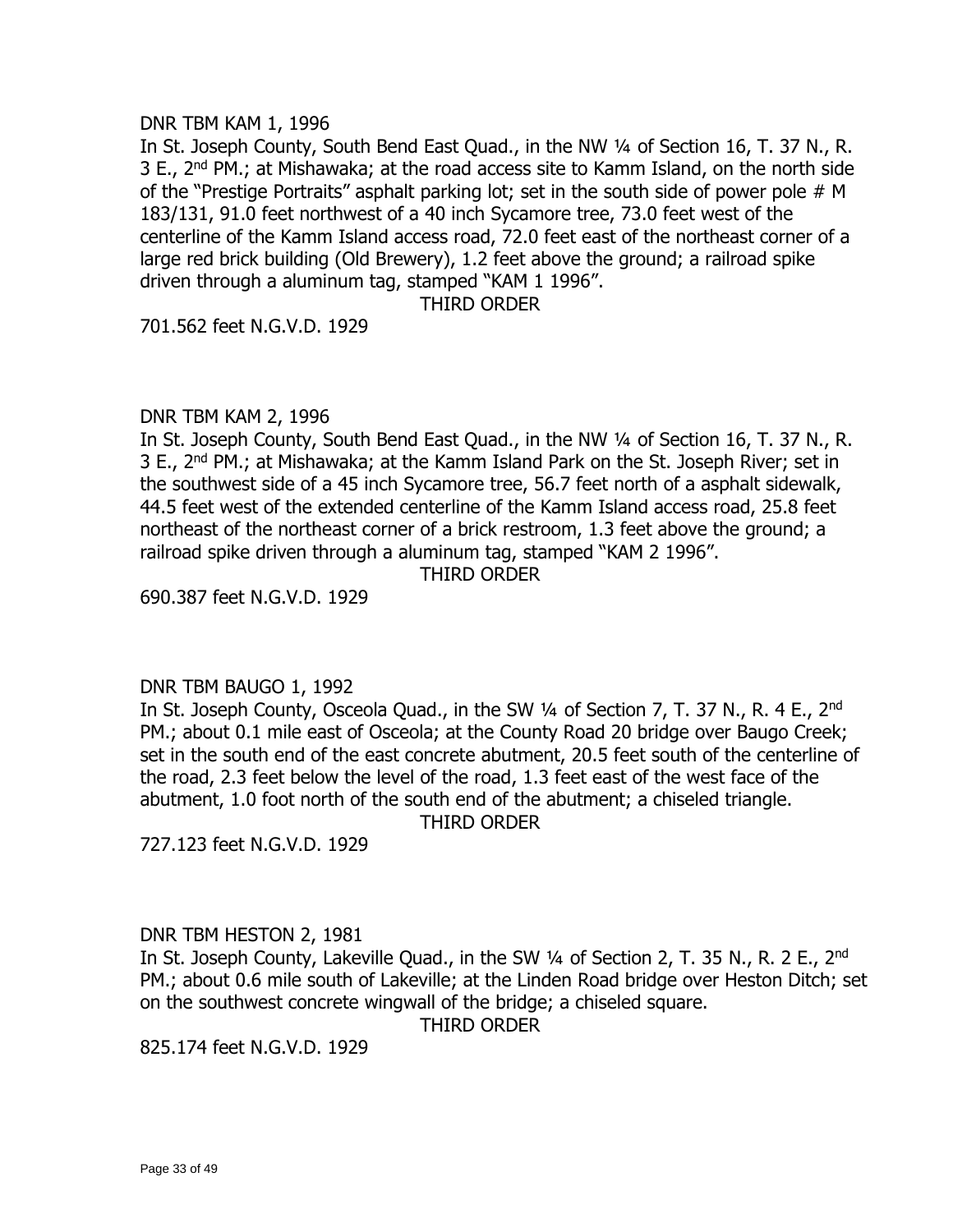DNR TBM KAM 1, 1996

In St. Joseph County, South Bend East Quad., in the NW ¼ of Section 16, T. 37 N., R. 3 E., 2nd PM.; at Mishawaka; at the road access site to Kamm Island, on the north side of the "Prestige Portraits" asphalt parking lot; set in the south side of power pole # M 183/131, 91.0 feet northwest of a 40 inch Sycamore tree, 73.0 feet west of the centerline of the Kamm Island access road, 72.0 feet east of the northeast corner of a large red brick building (Old Brewery), 1.2 feet above the ground; a railroad spike driven through a aluminum tag, stamped "KAM 1 1996".

THIRD ORDER

701.562 feet N.G.V.D. 1929

DNR TBM KAM 2, 1996

In St. Joseph County, South Bend East Quad., in the NW ¼ of Section 16, T. 37 N., R. 3 E., 2nd PM.; at Mishawaka; at the Kamm Island Park on the St. Joseph River; set in the southwest side of a 45 inch Sycamore tree, 56.7 feet north of a asphalt sidewalk, 44.5 feet west of the extended centerline of the Kamm Island access road, 25.8 feet northeast of the northeast corner of a brick restroom, 1.3 feet above the ground; a railroad spike driven through a aluminum tag, stamped "KAM 2 1996".

THIRD ORDER

690.387 feet N.G.V.D. 1929

DNR TBM BAUGO 1, 1992

In St. Joseph County, Osceola Quad., in the SW ¼ of Section 7, T. 37 N., R. 4 E., 2nd PM.; about 0.1 mile east of Osceola; at the County Road 20 bridge over Baugo Creek; set in the south end of the east concrete abutment, 20.5 feet south of the centerline of the road, 2.3 feet below the level of the road, 1.3 feet east of the west face of the abutment, 1.0 foot north of the south end of the abutment; a chiseled triangle.

THIRD ORDER

727.123 feet N.G.V.D. 1929

DNR TBM HESTON 2, 1981

In St. Joseph County, Lakeville Quad., in the SW ¼ of Section 2, T. 35 N., R. 2 E., 2nd PM.; about 0.6 mile south of Lakeville; at the Linden Road bridge over Heston Ditch; set on the southwest concrete wingwall of the bridge; a chiseled square.

THIRD ORDER

825.174 feet N.G.V.D. 1929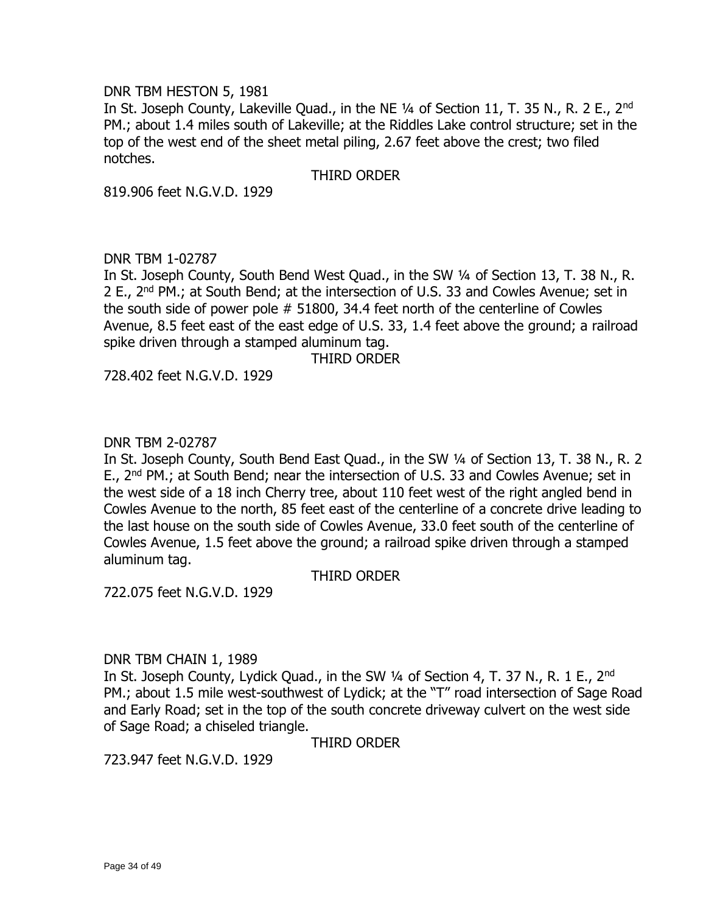DNR TBM HESTON 5, 1981

In St. Joseph County, Lakeville Quad., in the NE ¼ of Section 11, T. 35 N., R. 2 E., 2nd PM.; about 1.4 miles south of Lakeville; at the Riddles Lake control structure; set in the top of the west end of the sheet metal piling, 2.67 feet above the crest; two filed notches.

THIRD ORDER

819.906 feet N.G.V.D. 1929

DNR TBM 1-02787

In St. Joseph County, South Bend West Quad., in the SW ¼ of Section 13, T. 38 N., R. 2 E., 2nd PM.; at South Bend; at the intersection of U.S. 33 and Cowles Avenue; set in the south side of power pole # 51800, 34.4 feet north of the centerline of Cowles Avenue, 8.5 feet east of the east edge of U.S. 33, 1.4 feet above the ground; a railroad spike driven through a stamped aluminum tag.

THIRD ORDER

728.402 feet N.G.V.D. 1929

DNR TBM 2-02787

In St. Joseph County, South Bend East Quad., in the SW ¼ of Section 13, T. 38 N., R. 2 E., 2nd PM.; at South Bend; near the intersection of U.S. 33 and Cowles Avenue; set in the west side of a 18 inch Cherry tree, about 110 feet west of the right angled bend in Cowles Avenue to the north, 85 feet east of the centerline of a concrete drive leading to the last house on the south side of Cowles Avenue, 33.0 feet south of the centerline of Cowles Avenue, 1.5 feet above the ground; a railroad spike driven through a stamped aluminum tag.

THIRD ORDER

722.075 feet N.G.V.D. 1929

DNR TBM CHAIN 1, 1989

In St. Joseph County, Lydick Quad., in the SW ¼ of Section 4, T. 37 N., R. 1 E., 2nd PM.; about 1.5 mile west-southwest of Lydick; at the "T" road intersection of Sage Road and Early Road; set in the top of the south concrete driveway culvert on the west side of Sage Road; a chiseled triangle.

THIRD ORDER

723.947 feet N.G.V.D. 1929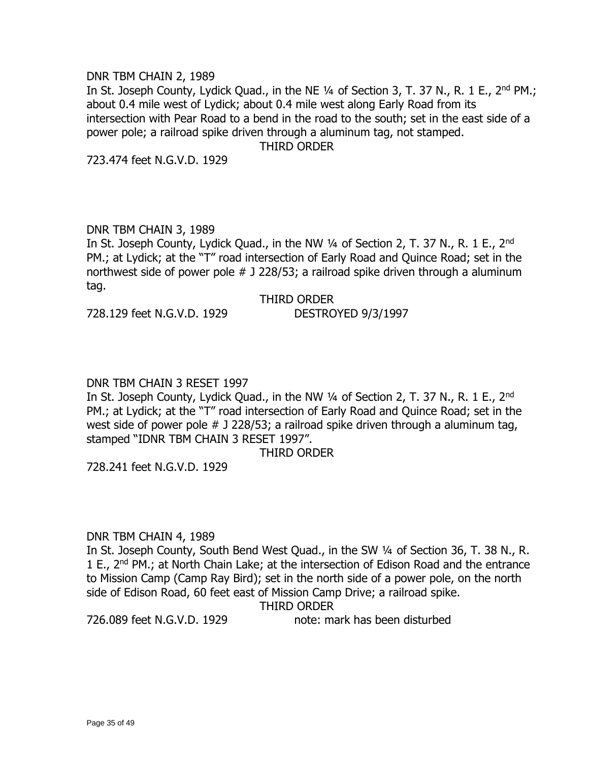DNR TBM CHAIN 2, 1989

In St. Joseph County, Lydick Quad., in the NE ¼ of Section 3, T. 37 N., R. 1 E., 2nd PM.; about 0.4 mile west of Lydick; about 0.4 mile west along Early Road from its intersection with Pear Road to a bend in the road to the south; set in the east side of a power pole; a railroad spike driven through a aluminum tag, not stamped.

THIRD ORDER

723.474 feet N.G.V.D. 1929

DNR TBM CHAIN 3, 1989

In St. Joseph County, Lydick Quad., in the NW ¼ of Section 2, T. 37 N., R. 1 E., 2nd PM.; at Lydick; at the "T" road intersection of Early Road and Quince Road; set in the northwest side of power pole # J 228/53; a railroad spike driven through a aluminum tag.

THIRD ORDER

728.129 feet N.G.V.D. 1929 DESTROYED 9/3/1997

DNR TBM CHAIN 3 RESET 1997

In St. Joseph County, Lydick Quad., in the NW ¼ of Section 2, T. 37 N., R. 1 E., 2nd PM.; at Lydick; at the "T" road intersection of Early Road and Quince Road; set in the west side of power pole # J 228/53; a railroad spike driven through a aluminum tag, stamped "IDNR TBM CHAIN 3 RESET 1997".

THIRD ORDER

728.241 feet N.G.V.D. 1929

DNR TBM CHAIN 4, 1989

In St. Joseph County, South Bend West Quad., in the SW ¼ of Section 36, T. 38 N., R. 1 E., 2nd PM.; at North Chain Lake; at the intersection of Edison Road and the entrance to Mission Camp (Camp Ray Bird); set in the north side of a power pole, on the north side of Edison Road, 60 feet east of Mission Camp Drive; a railroad spike.

THIRD ORDER

726.089 feet N.G.V.D. 1929 note: mark has been disturbed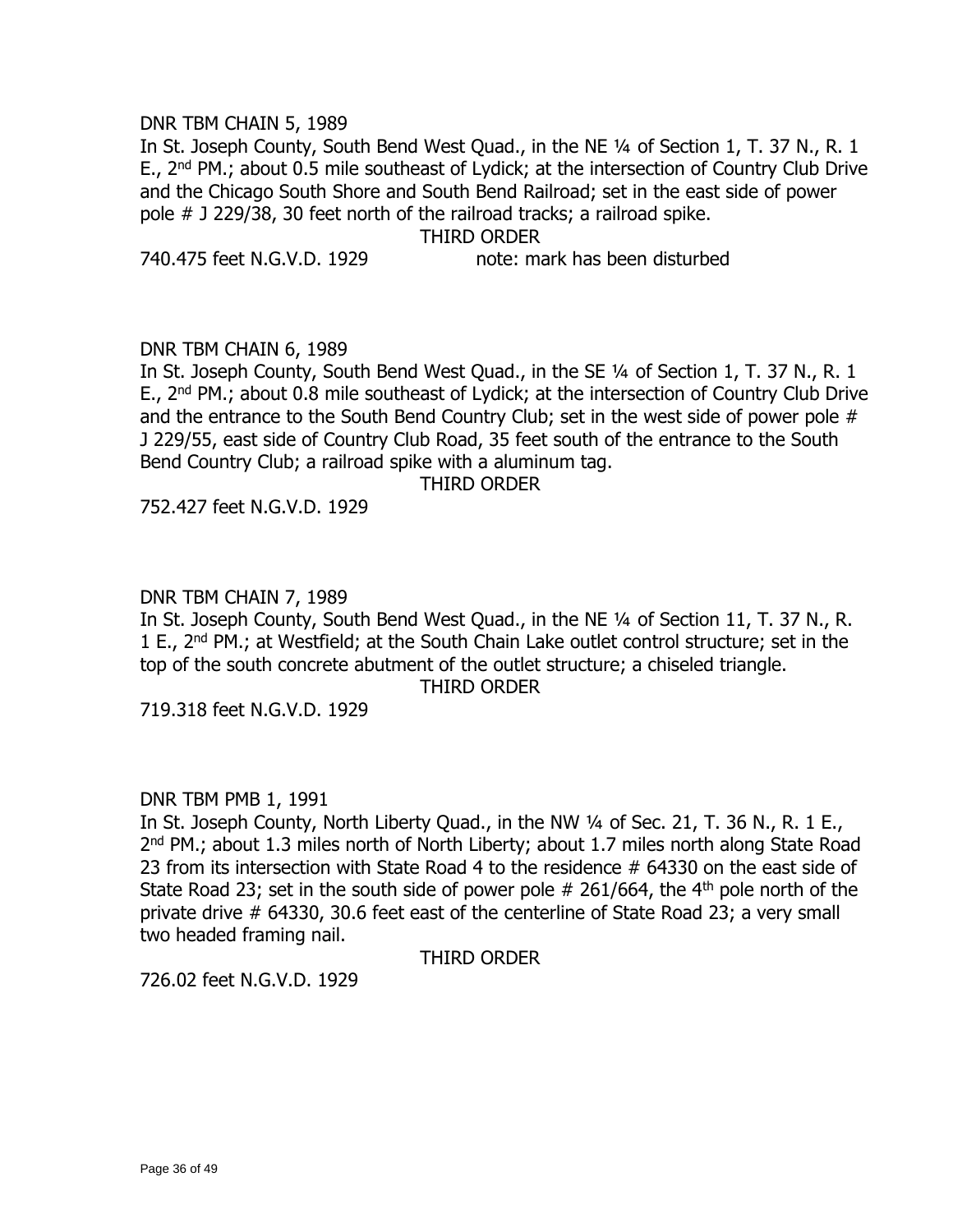DNR TBM CHAIN 5, 1989

In St. Joseph County, South Bend West Quad., in the NE ¼ of Section 1, T. 37 N., R. 1 E., 2nd PM.; about 0.5 mile southeast of Lydick; at the intersection of Country Club Drive and the Chicago South Shore and South Bend Railroad; set in the east side of power pole # J 229/38, 30 feet north of the railroad tracks; a railroad spike.

THIRD ORDER

740.475 feet N.G.V.D. 1929 note: mark has been disturbed

DNR TBM CHAIN 6, 1989

In St. Joseph County, South Bend West Quad., in the SE ¼ of Section 1, T. 37 N., R. 1 E., 2nd PM.; about 0.8 mile southeast of Lydick; at the intersection of Country Club Drive and the entrance to the South Bend Country Club; set in the west side of power pole # J 229/55, east side of Country Club Road, 35 feet south of the entrance to the South Bend Country Club; a railroad spike with a aluminum tag.

THIRD ORDER

752.427 feet N.G.V.D. 1929

DNR TBM CHAIN 7, 1989

In St. Joseph County, South Bend West Quad., in the NE ¼ of Section 11, T. 37 N., R. 1 E., 2nd PM.; at Westfield; at the South Chain Lake outlet control structure; set in the top of the south concrete abutment of the outlet structure; a chiseled triangle.

THIRD ORDER

719.318 feet N.G.V.D. 1929

DNR TBM PMB 1, 1991

In St. Joseph County, North Liberty Quad., in the NW ¼ of Sec. 21, T. 36 N., R. 1 E., 2nd PM.; about 1.3 miles north of North Liberty; about 1.7 miles north along State Road 23 from its intersection with State Road 4 to the residence # 64330 on the east side of State Road 23; set in the south side of power pole # 261/664, the 4th pole north of the private drive # 64330, 30.6 feet east of the centerline of State Road 23; a very small two headed framing nail.

THIRD ORDER

726.02 feet N.G.V.D. 1929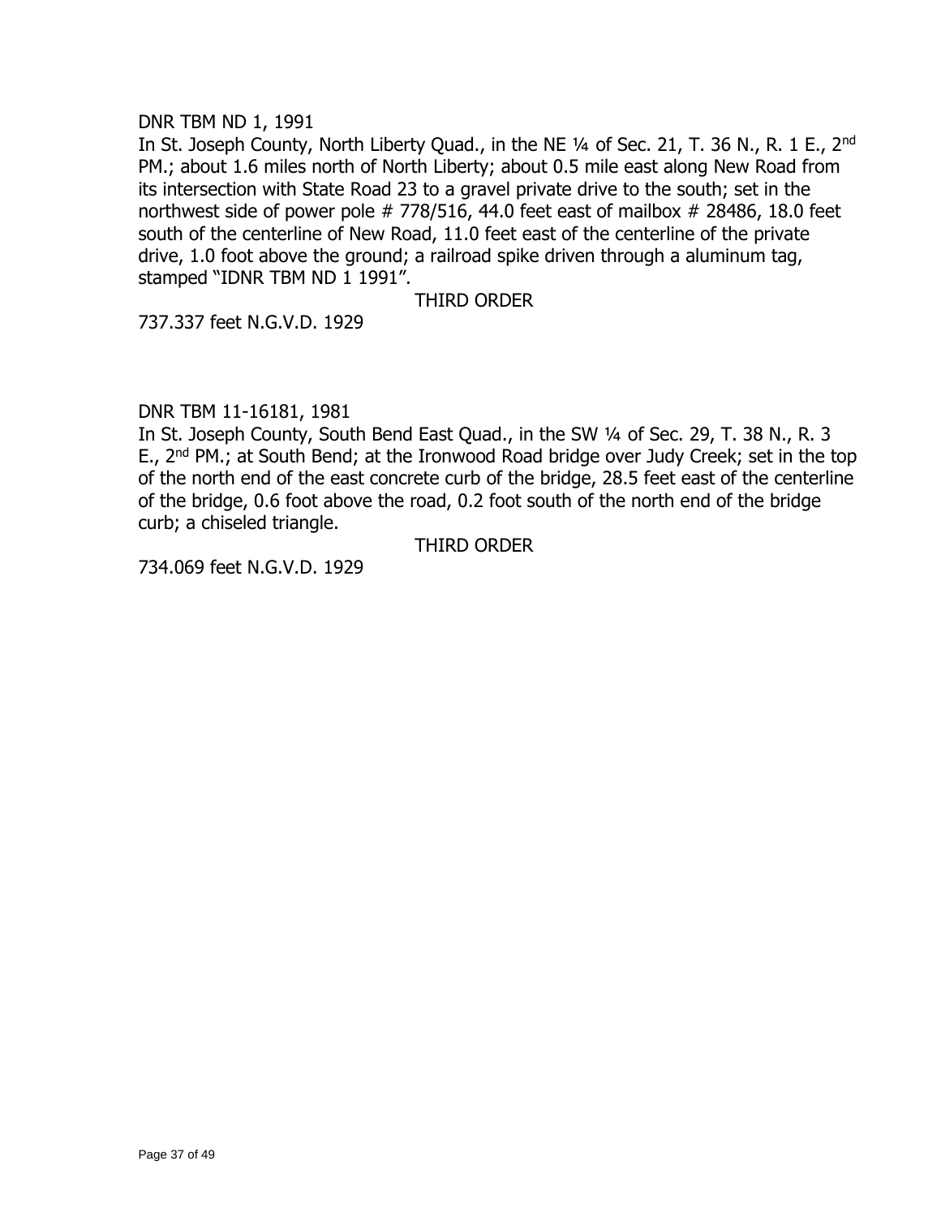DNR TBM ND 1, 1991
In St. Joseph County, North Liberty Quad., in the NE ¼ of Sec. 21, T. 36 N., R. 1 E., 2nd PM.; about 1.6 miles north of North Liberty; about 0.5 mile east along New Road from its intersection with State Road 23 to a gravel private drive to the south; set in the northwest side of power pole # 778/516, 44.0 feet east of mailbox # 28486, 18.0 feet south of the centerline of New Road, 11.0 feet east of the centerline of the private drive, 1.0 foot above the ground; a railroad spike driven through a aluminum tag, stamped "IDNR TBM ND 1 1991".

THIRD ORDER

737.337 feet N.G.V.D. 1929

DNR TBM 11-16181, 1981
In St. Joseph County, South Bend East Quad., in the SW ¼ of Sec. 29, T. 38 N., R. 3 E., 2nd PM.; at South Bend; at the Ironwood Road bridge over Judy Creek; set in the top of the north end of the east concrete curb of the bridge, 28.5 feet east of the centerline of the bridge, 0.6 foot above the road, 0.2 foot south of the north end of the bridge curb; a chiseled triangle.

THIRD ORDER

734.069 feet N.G.V.D. 1929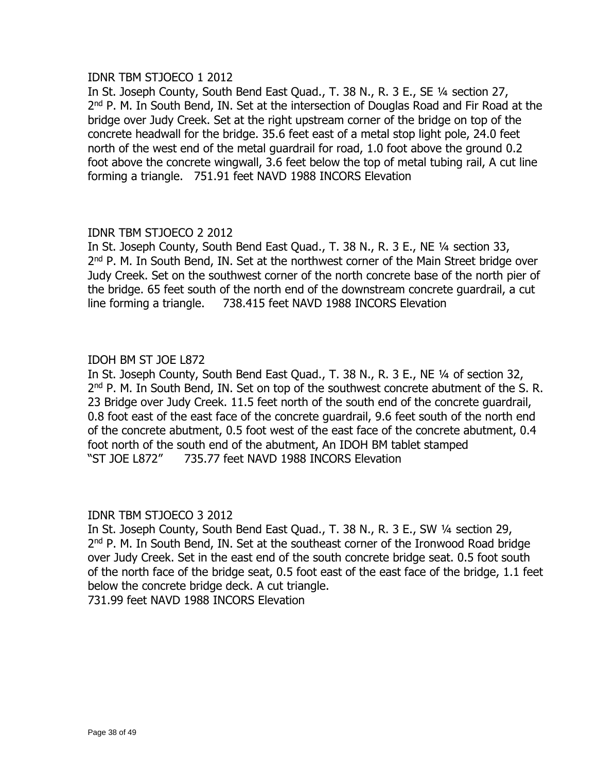IDNR TBM STJOECO 1 2012

In St. Joseph County, South Bend East Quad., T. 38 N., R. 3 E., SE ¼ section 27, 2nd P. M. In South Bend, IN. Set at the intersection of Douglas Road and Fir Road at the bridge over Judy Creek. Set at the right upstream corner of the bridge on top of the concrete headwall for the bridge. 35.6 feet east of a metal stop light pole, 24.0 feet north of the west end of the metal guardrail for road, 1.0 foot above the ground 0.2 foot above the concrete wingwall, 3.6 feet below the top of metal tubing rail, A cut line forming a triangle. 751.91 feet NAVD 1988 INCORS Elevation

IDNR TBM STJOECO 2 2012

In St. Joseph County, South Bend East Quad., T. 38 N., R. 3 E., NE ¼ section 33, 2nd P. M. In South Bend, IN. Set at the northwest corner of the Main Street bridge over Judy Creek. Set on the southwest corner of the north concrete base of the north pier of the bridge. 65 feet south of the north end of the downstream concrete guardrail, a cut line forming a triangle. 738.415 feet NAVD 1988 INCORS Elevation

IDOH BM ST JOE L872

In St. Joseph County, South Bend East Quad., T. 38 N., R. 3 E., NE ¼ of section 32, 2nd P. M. In South Bend, IN. Set on top of the southwest concrete abutment of the S. R. 23 Bridge over Judy Creek. 11.5 feet north of the south end of the concrete guardrail, 0.8 foot east of the east face of the concrete guardrail, 9.6 feet south of the north end of the concrete abutment, 0.5 foot west of the east face of the concrete abutment, 0.4 foot north of the south end of the abutment, An IDOH BM tablet stamped "ST JOE L872" 735.77 feet NAVD 1988 INCORS Elevation

IDNR TBM STJOECO 3 2012

In St. Joseph County, South Bend East Quad., T. 38 N., R. 3 E., SW ¼ section 29, 2nd P. M. In South Bend, IN. Set at the southeast corner of the Ironwood Road bridge over Judy Creek. Set in the east end of the south concrete bridge seat. 0.5 foot south of the north face of the bridge seat, 0.5 foot east of the east face of the bridge, 1.1 feet below the concrete bridge deck. A cut triangle.
731.99 feet NAVD 1988 INCORS Elevation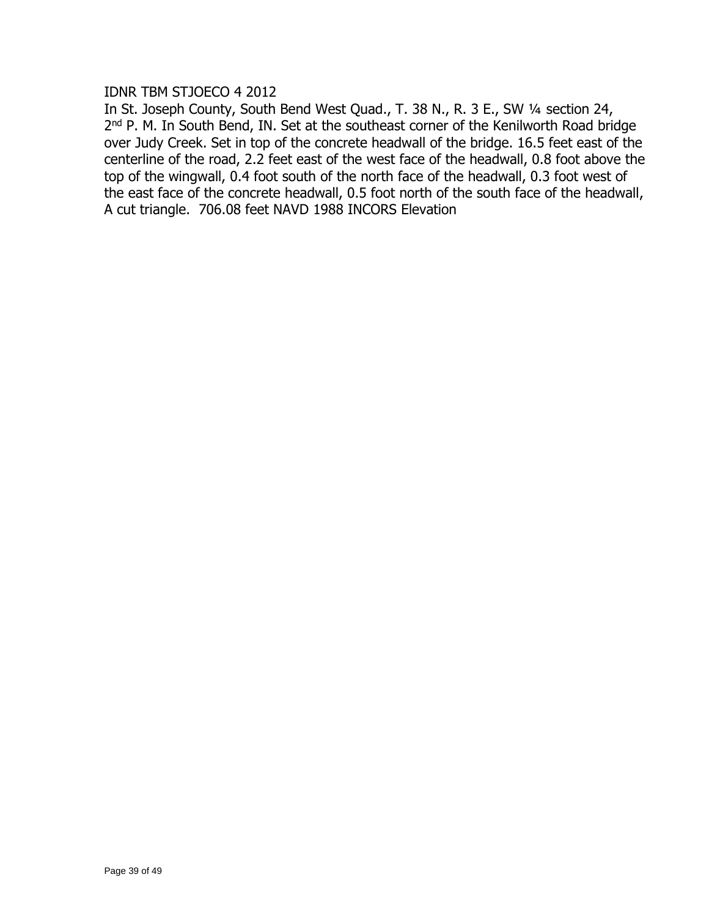IDNR TBM STJOECO 4 2012

In St. Joseph County, South Bend West Quad., T. 38 N., R. 3 E., SW ¼ section 24, 2nd P. M. In South Bend, IN. Set at the southeast corner of the Kenilworth Road bridge over Judy Creek. Set in top of the concrete headwall of the bridge. 16.5 feet east of the centerline of the road, 2.2 feet east of the west face of the headwall, 0.8 foot above the top of the wingwall, 0.4 foot south of the north face of the headwall, 0.3 foot west of the east face of the concrete headwall, 0.5 foot north of the south face of the headwall, A cut triangle. 706.08 feet NAVD 1988 INCORS Elevation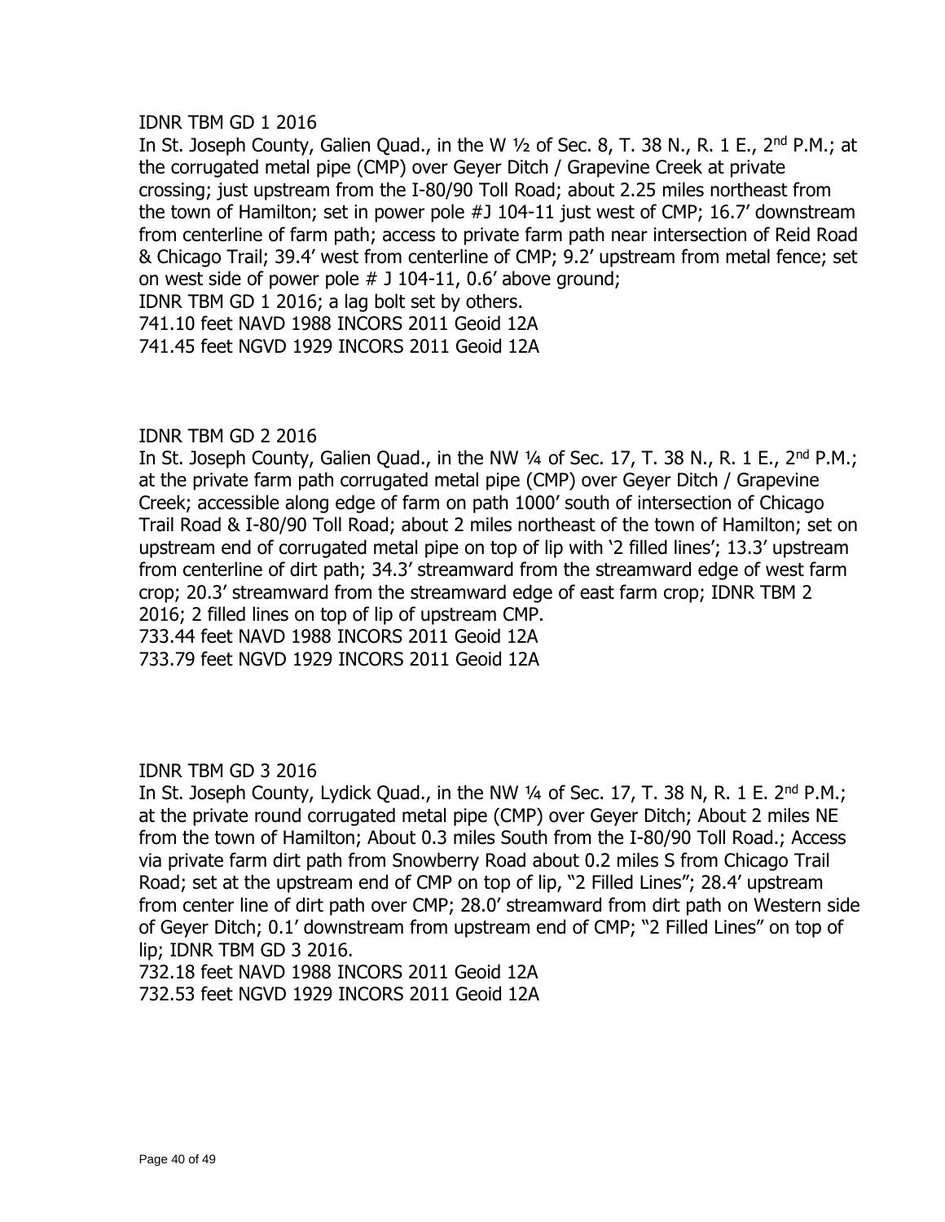IDNR TBM GD 1 2016

In St. Joseph County, Galien Quad., in the W ½ of Sec. 8, T. 38 N., R. 1 E., 2nd P.M.; at the corrugated metal pipe (CMP) over Geyer Ditch / Grapevine Creek at private crossing; just upstream from the I-80/90 Toll Road; about 2.25 miles northeast from the town of Hamilton; set in power pole #J 104-11 just west of CMP; 16.7' downstream from centerline of farm path; access to private farm path near intersection of Reid Road & Chicago Trail; 39.4' west from centerline of CMP; 9.2' upstream from metal fence; set on west side of power pole # J 104-11, 0.6' above ground;
IDNR TBM GD 1 2016; a lag bolt set by others.
741.10 feet NAVD 1988 INCORS 2011 Geoid 12A
741.45 feet NGVD 1929 INCORS 2011 Geoid 12A

IDNR TBM GD 2 2016

In St. Joseph County, Galien Quad., in the NW ¼ of Sec. 17, T. 38 N., R. 1 E., 2nd P.M.; at the private farm path corrugated metal pipe (CMP) over Geyer Ditch / Grapevine Creek; accessible along edge of farm on path 1000' south of intersection of Chicago Trail Road & I-80/90 Toll Road; about 2 miles northeast of the town of Hamilton; set on upstream end of corrugated metal pipe on top of lip with '2 filled lines'; 13.3' upstream from centerline of dirt path; 34.3' streamward from the streamward edge of west farm crop; 20.3' streamward from the streamward edge of east farm crop; IDNR TBM 2 2016; 2 filled lines on top of lip of upstream CMP.
733.44 feet NAVD 1988 INCORS 2011 Geoid 12A
733.79 feet NGVD 1929 INCORS 2011 Geoid 12A

IDNR TBM GD 3 2016

In St. Joseph County, Lydick Quad., in the NW ¼ of Sec. 17, T. 38 N, R. 1 E. 2nd P.M.; at the private round corrugated metal pipe (CMP) over Geyer Ditch; About 2 miles NE from the town of Hamilton; About 0.3 miles South from the I-80/90 Toll Road.; Access via private farm dirt path from Snowberry Road about 0.2 miles S from Chicago Trail Road; set at the upstream end of CMP on top of lip, "2 Filled Lines"; 28.4' upstream from center line of dirt path over CMP; 28.0' streamward from dirt path on Western side of Geyer Ditch; 0.1' downstream from upstream end of CMP; "2 Filled Lines" on top of lip; IDNR TBM GD 3 2016.
732.18 feet NAVD 1988 INCORS 2011 Geoid 12A
732.53 feet NGVD 1929 INCORS 2011 Geoid 12A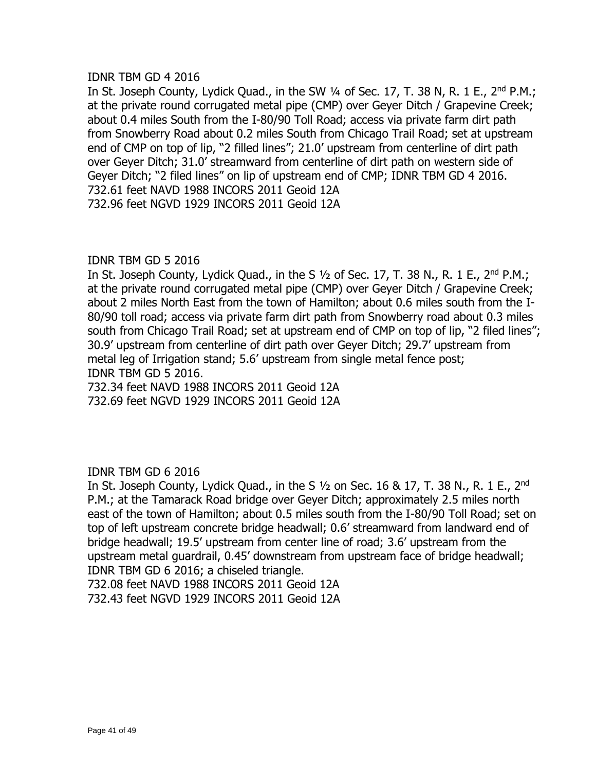IDNR TBM GD 4 2016

In St. Joseph County, Lydick Quad., in the SW ¼ of Sec. 17, T. 38 N, R. 1 E., 2nd P.M.; at the private round corrugated metal pipe (CMP) over Geyer Ditch / Grapevine Creek; about 0.4 miles South from the I-80/90 Toll Road; access via private farm dirt path from Snowberry Road about 0.2 miles South from Chicago Trail Road; set at upstream end of CMP on top of lip, "2 filled lines"; 21.0' upstream from centerline of dirt path over Geyer Ditch; 31.0' streamward from centerline of dirt path on western side of Geyer Ditch; "2 filed lines" on lip of upstream end of CMP; IDNR TBM GD 4 2016.
732.61 feet NAVD 1988 INCORS 2011 Geoid 12A
732.96 feet NGVD 1929 INCORS 2011 Geoid 12A

IDNR TBM GD 5 2016

In St. Joseph County, Lydick Quad., in the S ½ of Sec. 17, T. 38 N., R. 1 E., 2nd P.M.; at the private round corrugated metal pipe (CMP) over Geyer Ditch / Grapevine Creek; about 2 miles North East from the town of Hamilton; about 0.6 miles south from the I-80/90 toll road; access via private farm dirt path from Snowberry road about 0.3 miles south from Chicago Trail Road; set at upstream end of CMP on top of lip, "2 filed lines"; 30.9' upstream from centerline of dirt path over Geyer Ditch; 29.7' upstream from metal leg of Irrigation stand; 5.6' upstream from single metal fence post; IDNR TBM GD 5 2016.
732.34 feet NAVD 1988 INCORS 2011 Geoid 12A
732.69 feet NGVD 1929 INCORS 2011 Geoid 12A

IDNR TBM GD 6 2016

In St. Joseph County, Lydick Quad., in the S ½ on Sec. 16 & 17, T. 38 N., R. 1 E., 2nd P.M.; at the Tamarack Road bridge over Geyer Ditch; approximately 2.5 miles north east of the town of Hamilton; about 0.5 miles south from the I-80/90 Toll Road; set on top of left upstream concrete bridge headwall; 0.6' streamward from landward end of bridge headwall; 19.5' upstream from center line of road; 3.6' upstream from the upstream metal guardrail, 0.45' downstream from upstream face of bridge headwall; IDNR TBM GD 6 2016; a chiseled triangle.
732.08 feet NAVD 1988 INCORS 2011 Geoid 12A
732.43 feet NGVD 1929 INCORS 2011 Geoid 12A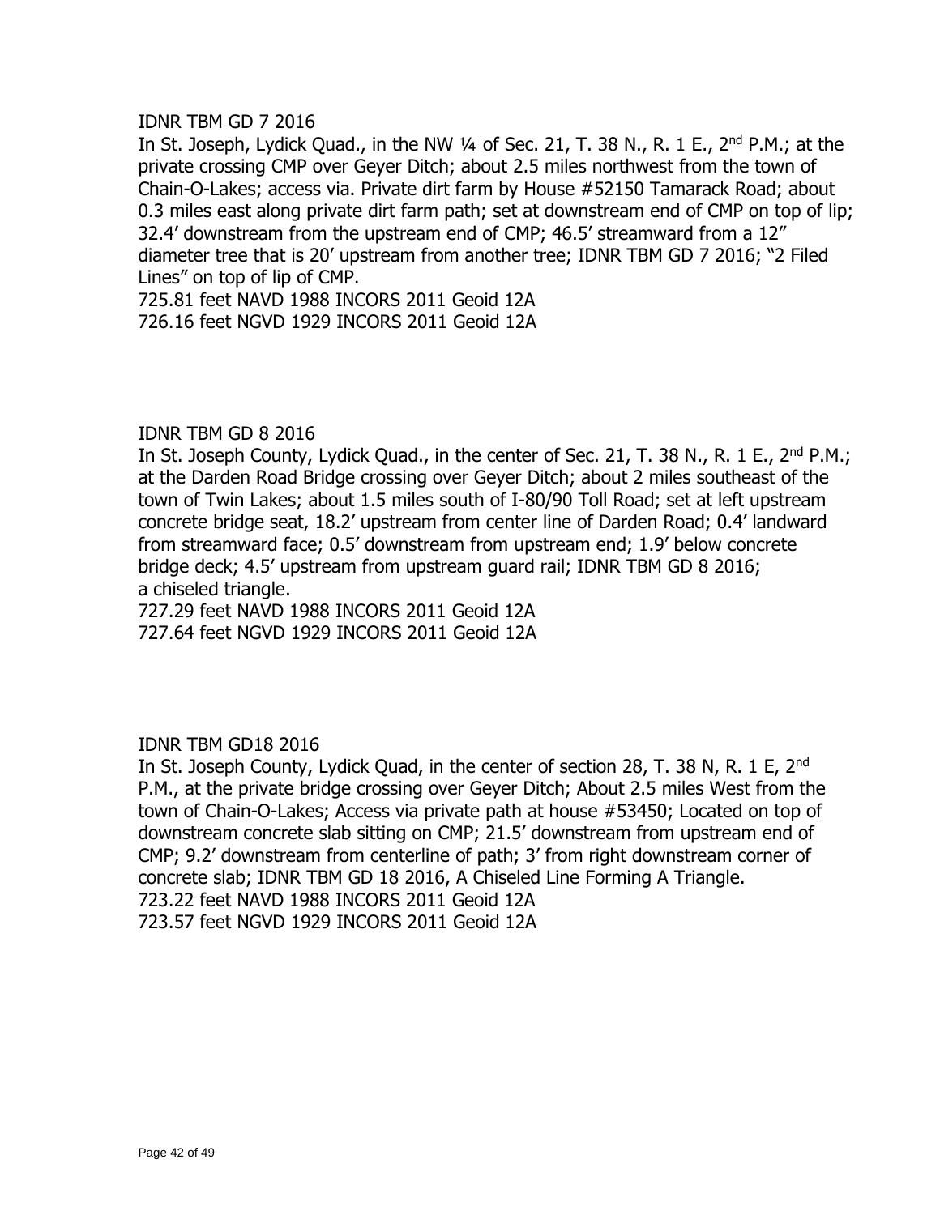IDNR TBM GD 7 2016

In St. Joseph, Lydick Quad., in the NW ¼ of Sec. 21, T. 38 N., R. 1 E., 2nd P.M.; at the private crossing CMP over Geyer Ditch; about 2.5 miles northwest from the town of Chain-O-Lakes; access via. Private dirt farm by House #52150 Tamarack Road; about 0.3 miles east along private dirt farm path; set at downstream end of CMP on top of lip; 32.4' downstream from the upstream end of CMP; 46.5' streamward from a 12" diameter tree that is 20' upstream from another tree; IDNR TBM GD 7 2016; "2 Filed Lines" on top of lip of CMP.

725.81 feet NAVD 1988 INCORS 2011 Geoid 12A

726.16 feet NGVD 1929 INCORS 2011 Geoid 12A

IDNR TBM GD 8 2016

In St. Joseph County, Lydick Quad., in the center of Sec. 21, T. 38 N., R. 1 E., 2nd P.M.; at the Darden Road Bridge crossing over Geyer Ditch; about 2 miles southeast of the town of Twin Lakes; about 1.5 miles south of I-80/90 Toll Road; set at left upstream concrete bridge seat, 18.2' upstream from center line of Darden Road; 0.4' landward from streamward face; 0.5' downstream from upstream end; 1.9' below concrete bridge deck; 4.5' upstream from upstream guard rail; IDNR TBM GD 8 2016; a chiseled triangle.

727.29 feet NAVD 1988 INCORS 2011 Geoid 12A

727.64 feet NGVD 1929 INCORS 2011 Geoid 12A

IDNR TBM GD18 2016

In St. Joseph County, Lydick Quad, in the center of section 28, T. 38 N, R. 1 E, 2nd P.M., at the private bridge crossing over Geyer Ditch; About 2.5 miles West from the town of Chain-O-Lakes; Access via private path at house #53450; Located on top of downstream concrete slab sitting on CMP; 21.5' downstream from upstream end of CMP; 9.2' downstream from centerline of path; 3' from right downstream corner of concrete slab; IDNR TBM GD 18 2016, A Chiseled Line Forming A Triangle.

723.22 feet NAVD 1988 INCORS 2011 Geoid 12A

723.57 feet NGVD 1929 INCORS 2011 Geoid 12A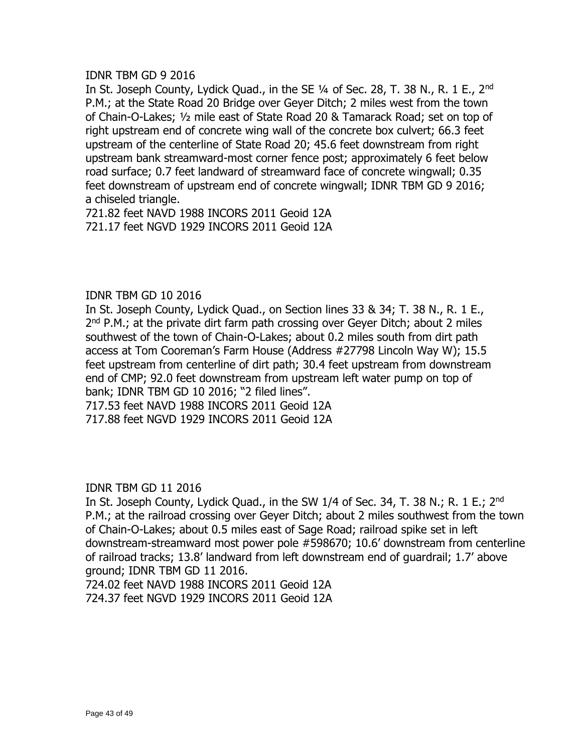IDNR TBM GD 9 2016

In St. Joseph County, Lydick Quad., in the SE ¼ of Sec. 28, T. 38 N., R. 1 E., 2nd P.M.; at the State Road 20 Bridge over Geyer Ditch; 2 miles west from the town of Chain-O-Lakes; ½ mile east of State Road 20 & Tamarack Road; set on top of right upstream end of concrete wing wall of the concrete box culvert; 66.3 feet upstream of the centerline of State Road 20; 45.6 feet downstream from right upstream bank streamward-most corner fence post; approximately 6 feet below road surface; 0.7 feet landward of streamward face of concrete wingwall; 0.35 feet downstream of upstream end of concrete wingwall; IDNR TBM GD 9 2016; a chiseled triangle.
721.82 feet NAVD 1988 INCORS 2011 Geoid 12A
721.17 feet NGVD 1929 INCORS 2011 Geoid 12A

IDNR TBM GD 10 2016

In St. Joseph County, Lydick Quad., on Section lines 33 & 34; T. 38 N., R. 1 E., 2nd P.M.; at the private dirt farm path crossing over Geyer Ditch; about 2 miles southwest of the town of Chain-O-Lakes; about 0.2 miles south from dirt path access at Tom Cooreman's Farm House (Address #27798 Lincoln Way W); 15.5 feet upstream from centerline of dirt path; 30.4 feet upstream from downstream end of CMP; 92.0 feet downstream from upstream left water pump on top of bank; IDNR TBM GD 10 2016; "2 filed lines".
717.53 feet NAVD 1988 INCORS 2011 Geoid 12A
717.88 feet NGVD 1929 INCORS 2011 Geoid 12A

IDNR TBM GD 11 2016

In St. Joseph County, Lydick Quad., in the SW 1/4 of Sec. 34, T. 38 N.; R. 1 E.; 2nd P.M.; at the railroad crossing over Geyer Ditch; about 2 miles southwest from the town of Chain-O-Lakes; about 0.5 miles east of Sage Road; railroad spike set in left downstream-streamward most power pole #598670; 10.6' downstream from centerline of railroad tracks; 13.8' landward from left downstream end of guardrail; 1.7' above ground; IDNR TBM GD 11 2016.
724.02 feet NAVD 1988 INCORS 2011 Geoid 12A
724.37 feet NGVD 1929 INCORS 2011 Geoid 12A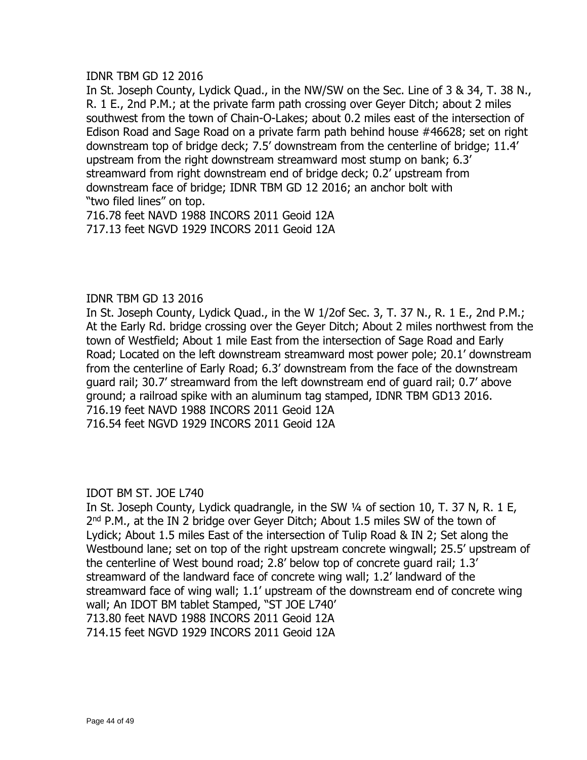IDNR TBM GD 12 2016

In St. Joseph County, Lydick Quad., in the NW/SW on the Sec. Line of 3 & 34, T. 38 N., R. 1 E., 2nd P.M.; at the private farm path crossing over Geyer Ditch; about 2 miles southwest from the town of Chain-O-Lakes; about 0.2 miles east of the intersection of Edison Road and Sage Road on a private farm path behind house #46628; set on right downstream top of bridge deck; 7.5' downstream from the centerline of bridge; 11.4' upstream from the right downstream streamward most stump on bank; 6.3' streamward from right downstream end of bridge deck; 0.2' upstream from downstream face of bridge; IDNR TBM GD 12 2016; an anchor bolt with "two filed lines" on top.

716.78 feet NAVD 1988 INCORS 2011 Geoid 12A
717.13 feet NGVD 1929 INCORS 2011 Geoid 12A

IDNR TBM GD 13 2016

In St. Joseph County, Lydick Quad., in the W 1/2of Sec. 3, T. 37 N., R. 1 E., 2nd P.M.; At the Early Rd. bridge crossing over the Geyer Ditch; About 2 miles northwest from the town of Westfield; About 1 mile East from the intersection of Sage Road and Early Road; Located on the left downstream streamward most power pole; 20.1' downstream from the centerline of Early Road; 6.3' downstream from the face of the downstream guard rail; 30.7' streamward from the left downstream end of guard rail; 0.7' above ground; a railroad spike with an aluminum tag stamped, IDNR TBM GD13 2016.

716.19 feet NAVD 1988 INCORS 2011 Geoid 12A
716.54 feet NGVD 1929 INCORS 2011 Geoid 12A

IDOT BM ST. JOE L740

In St. Joseph County, Lydick quadrangle, in the SW ¼ of section 10, T. 37 N, R. 1 E, 2nd P.M., at the IN 2 bridge over Geyer Ditch; About 1.5 miles SW of the town of Lydick; About 1.5 miles East of the intersection of Tulip Road & IN 2; Set along the Westbound lane; set on top of the right upstream concrete wingwall; 25.5' upstream of the centerline of West bound road; 2.8' below top of concrete guard rail; 1.3' streamward of the landward face of concrete wing wall; 1.2' landward of the streamward face of wing wall; 1.1' upstream of the downstream end of concrete wing wall; An IDOT BM tablet Stamped, "ST JOE L740'

713.80 feet NAVD 1988 INCORS 2011 Geoid 12A
714.15 feet NGVD 1929 INCORS 2011 Geoid 12A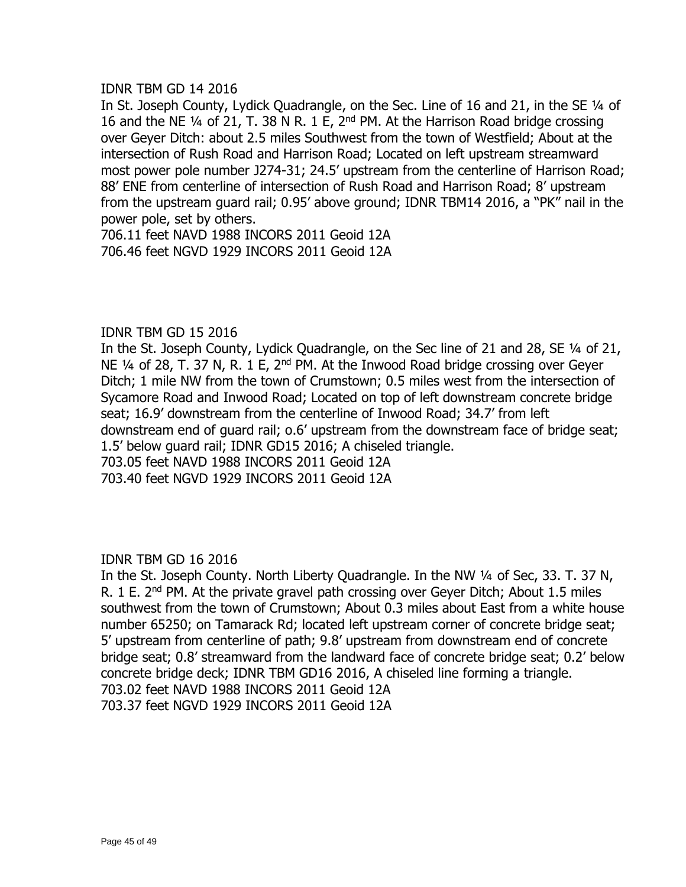IDNR TBM GD 14 2016

In St. Joseph County, Lydick Quadrangle, on the Sec. Line of 16 and 21, in the SE ¼ of 16 and the NE ¼ of 21, T. 38 N R. 1 E, 2nd PM. At the Harrison Road bridge crossing over Geyer Ditch: about 2.5 miles Southwest from the town of Westfield; About at the intersection of Rush Road and Harrison Road; Located on left upstream streamward most power pole number J274-31; 24.5' upstream from the centerline of Harrison Road; 88' ENE from centerline of intersection of Rush Road and Harrison Road; 8' upstream from the upstream guard rail; 0.95' above ground; IDNR TBM14 2016, a "PK" nail in the power pole, set by others.
706.11 feet NAVD 1988 INCORS 2011 Geoid 12A
706.46 feet NGVD 1929 INCORS 2011 Geoid 12A

IDNR TBM GD 15 2016

In the St. Joseph County, Lydick Quadrangle, on the Sec line of 21 and 28, SE ¼ of 21, NE ¼ of 28, T. 37 N, R. 1 E, 2nd PM. At the Inwood Road bridge crossing over Geyer Ditch; 1 mile NW from the town of Crumstown; 0.5 miles west from the intersection of Sycamore Road and Inwood Road; Located on top of left downstream concrete bridge seat; 16.9' downstream from the centerline of Inwood Road; 34.7' from left downstream end of guard rail; o.6' upstream from the downstream face of bridge seat; 1.5' below guard rail; IDNR GD15 2016; A chiseled triangle.
703.05 feet NAVD 1988 INCORS 2011 Geoid 12A
703.40 feet NGVD 1929 INCORS 2011 Geoid 12A

IDNR TBM GD 16 2016

In the St. Joseph County. North Liberty Quadrangle. In the NW ¼ of Sec, 33. T. 37 N, R. 1 E. 2nd PM. At the private gravel path crossing over Geyer Ditch; About 1.5 miles southwest from the town of Crumstown; About 0.3 miles about East from a white house number 65250; on Tamarack Rd; located left upstream corner of concrete bridge seat; 5' upstream from centerline of path; 9.8' upstream from downstream end of concrete bridge seat; 0.8' streamward from the landward face of concrete bridge seat; 0.2' below concrete bridge deck; IDNR TBM GD16 2016, A chiseled line forming a triangle.
703.02 feet NAVD 1988 INCORS 2011 Geoid 12A
703.37 feet NGVD 1929 INCORS 2011 Geoid 12A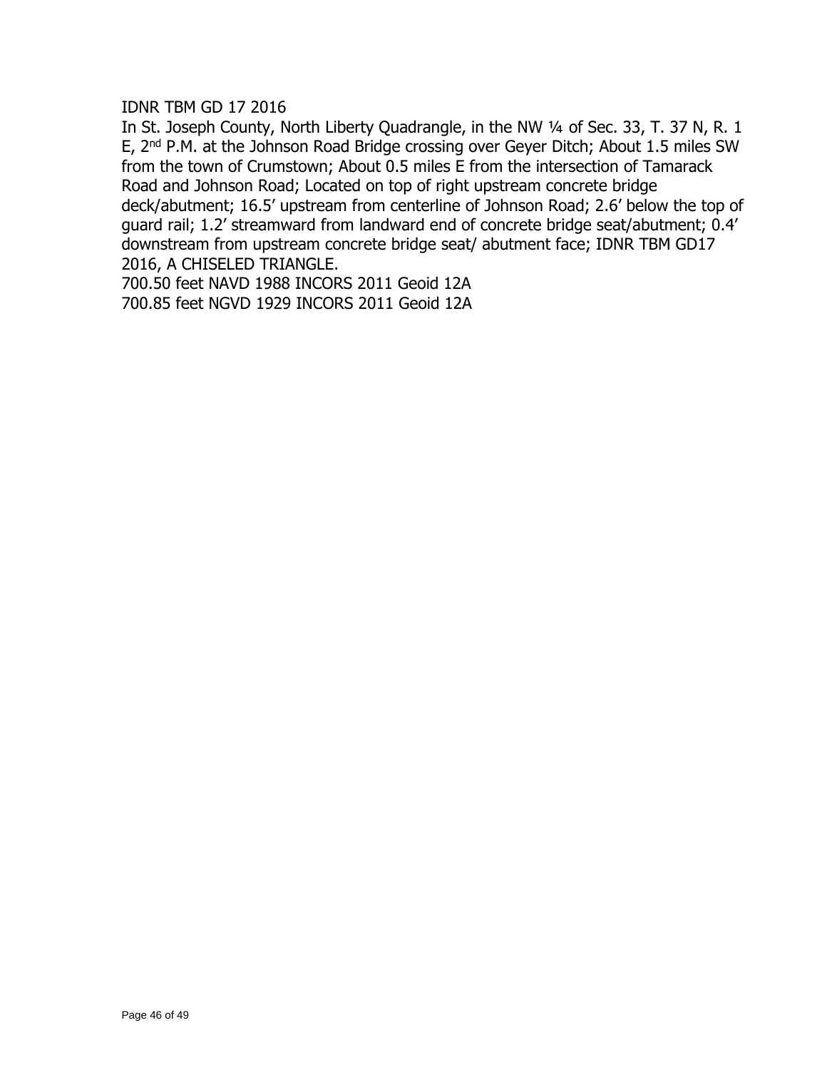IDNR TBM GD 17 2016

In St. Joseph County, North Liberty Quadrangle, in the NW ¼ of Sec. 33, T. 37 N, R. 1 E, 2nd P.M. at the Johnson Road Bridge crossing over Geyer Ditch; About 1.5 miles SW from the town of Crumstown; About 0.5 miles E from the intersection of Tamarack Road and Johnson Road; Located on top of right upstream concrete bridge deck/abutment; 16.5' upstream from centerline of Johnson Road; 2.6' below the top of guard rail; 1.2' streamward from landward end of concrete bridge seat/abutment; 0.4' downstream from upstream concrete bridge seat/ abutment face; IDNR TBM GD17 2016, A CHISELED TRIANGLE.

700.50 feet NAVD 1988 INCORS 2011 Geoid 12A

700.85 feet NGVD 1929 INCORS 2011 Geoid 12A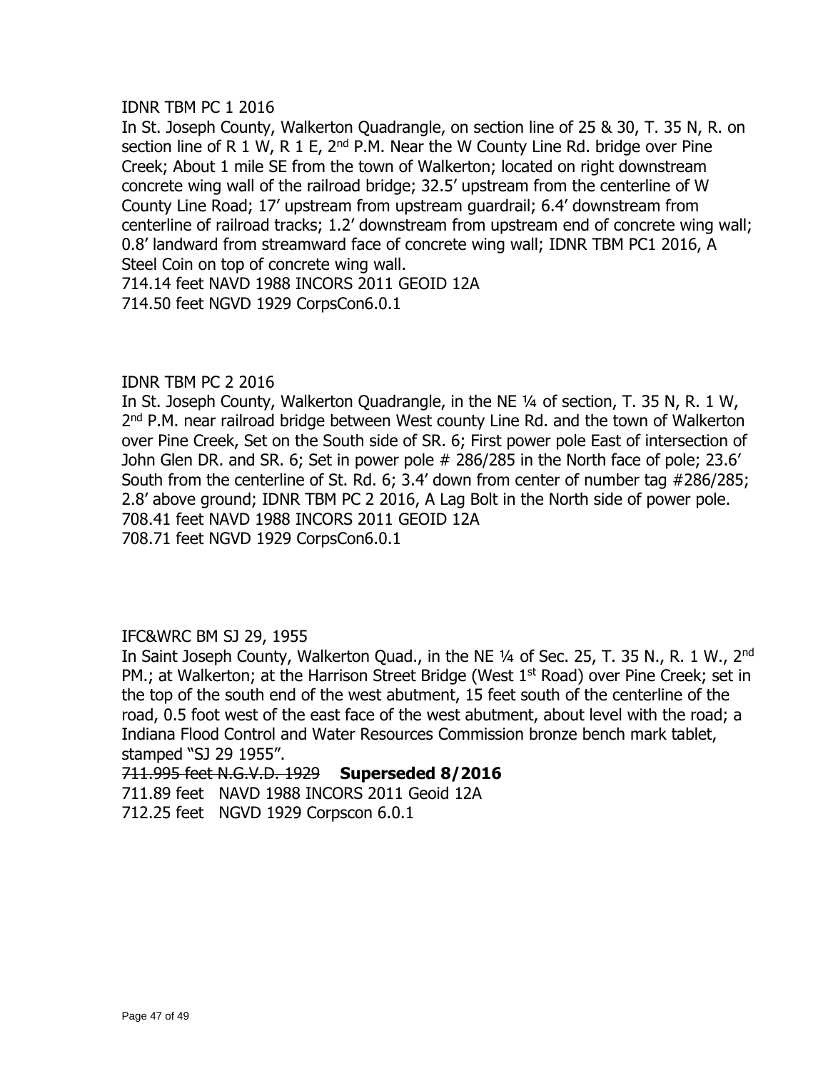IDNR TBM PC 1 2016

In St. Joseph County, Walkerton Quadrangle, on section line of 25 & 30, T. 35 N, R. on section line of R 1 W, R 1 E, 2nd P.M. Near the W County Line Rd. bridge over Pine Creek; About 1 mile SE from the town of Walkerton; located on right downstream concrete wing wall of the railroad bridge; 32.5' upstream from the centerline of W County Line Road; 17' upstream from upstream guardrail; 6.4' downstream from centerline of railroad tracks; 1.2' downstream from upstream end of concrete wing wall; 0.8' landward from streamward face of concrete wing wall; IDNR TBM PC1 2016, A Steel Coin on top of concrete wing wall.

714.14 feet NAVD 1988 INCORS 2011 GEOID 12A

714.50 feet NGVD 1929 CorpsCon6.0.1

IDNR TBM PC 2 2016

In St. Joseph County, Walkerton Quadrangle, in the NE ¼ of section, T. 35 N, R. 1 W, 2nd P.M. near railroad bridge between West county Line Rd. and the town of Walkerton over Pine Creek, Set on the South side of SR. 6; First power pole East of intersection of John Glen DR. and SR. 6; Set in power pole # 286/285 in the North face of pole; 23.6' South from the centerline of St. Rd. 6; 3.4' down from center of number tag #286/285; 2.8' above ground; IDNR TBM PC 2 2016, A Lag Bolt in the North side of power pole.

708.41 feet NAVD 1988 INCORS 2011 GEOID 12A

708.71 feet NGVD 1929 CorpsCon6.0.1

IFC&WRC BM SJ 29, 1955

In Saint Joseph County, Walkerton Quad., in the NE ¼ of Sec. 25, T. 35 N., R. 1 W., 2nd PM.; at Walkerton; at the Harrison Street Bridge (West 1st Road) over Pine Creek; set in the top of the south end of the west abutment, 15 feet south of the centerline of the road, 0.5 foot west of the east face of the west abutment, about level with the road; a Indiana Flood Control and Water Resources Commission bronze bench mark tablet, stamped "SJ 29 1955".

~~711.995 feet N.G.V.D. 1929~~ **Superseded 8/2016**

711.89 feet NAVD 1988 INCORS 2011 Geoid 12A

712.25 feet NGVD 1929 Corpscon 6.0.1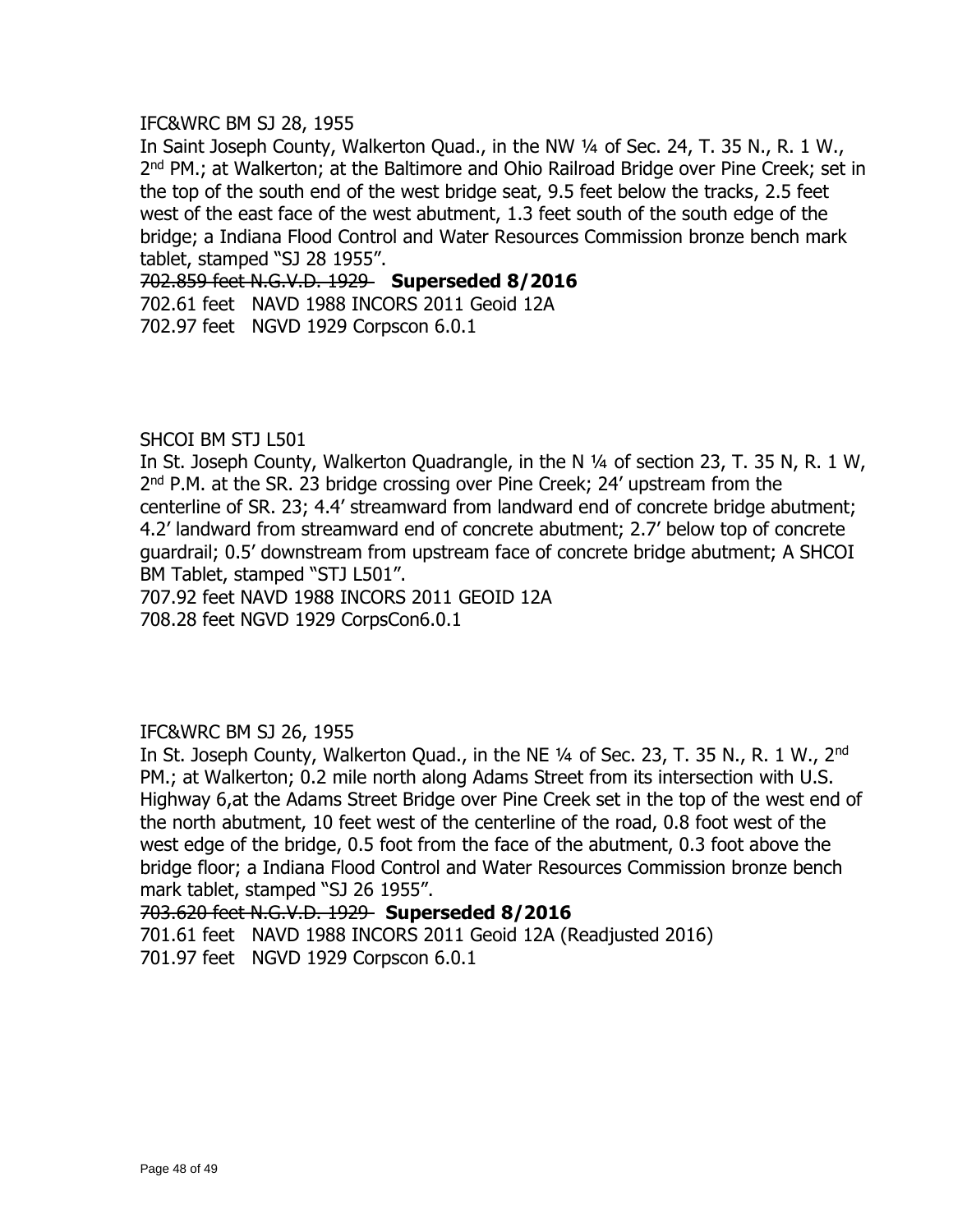IFC&WRC BM SJ 28, 1955

In Saint Joseph County, Walkerton Quad., in the NW ¼ of Sec. 24, T. 35 N., R. 1 W., 2nd PM.; at Walkerton; at the Baltimore and Ohio Railroad Bridge over Pine Creek; set in the top of the south end of the west bridge seat, 9.5 feet below the tracks, 2.5 feet west of the east face of the west abutment, 1.3 feet south of the south edge of the bridge; a Indiana Flood Control and Water Resources Commission bronze bench mark tablet, stamped "SJ 28 1955".

~~702.859 feet N.G.V.D. 1929~~ **Superseded 8/2016**

702.61 feet NAVD 1988 INCORS 2011 Geoid 12A

702.97 feet NGVD 1929 Corpscon 6.0.1

SHCOI BM STJ L501

In St. Joseph County, Walkerton Quadrangle, in the N ¼ of section 23, T. 35 N, R. 1 W, 2nd P.M. at the SR. 23 bridge crossing over Pine Creek; 24' upstream from the centerline of SR. 23; 4.4' streamward from landward end of concrete bridge abutment; 4.2' landward from streamward end of concrete abutment; 2.7' below top of concrete guardrail; 0.5' downstream from upstream face of concrete bridge abutment; A SHCOI BM Tablet, stamped "STJ L501".

707.92 feet NAVD 1988 INCORS 2011 GEOID 12A

708.28 feet NGVD 1929 CorpsCon6.0.1

IFC&WRC BM SJ 26, 1955

In St. Joseph County, Walkerton Quad., in the NE ¼ of Sec. 23, T. 35 N., R. 1 W., 2nd PM.; at Walkerton; 0.2 mile north along Adams Street from its intersection with U.S. Highway 6,at the Adams Street Bridge over Pine Creek set in the top of the west end of the north abutment, 10 feet west of the centerline of the road, 0.8 foot west of the west edge of the bridge, 0.5 foot from the face of the abutment, 0.3 foot above the bridge floor; a Indiana Flood Control and Water Resources Commission bronze bench mark tablet, stamped "SJ 26 1955".

~~703.620 feet N.G.V.D. 1929~~ **Superseded 8/2016**

701.61 feet NAVD 1988 INCORS 2011 Geoid 12A (Readjusted 2016)

701.97 feet NGVD 1929 Corpscon 6.0.1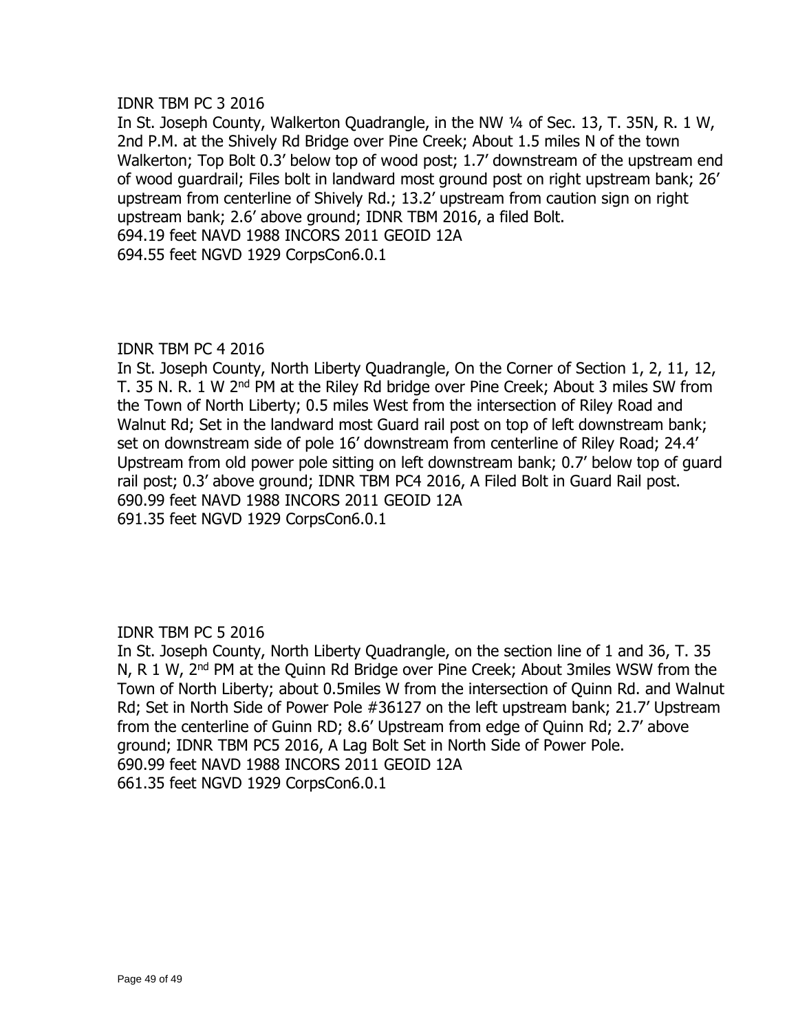IDNR TBM PC 3 2016

In St. Joseph County, Walkerton Quadrangle, in the NW ¼ of Sec. 13, T. 35N, R. 1 W, 2nd P.M. at the Shively Rd Bridge over Pine Creek; About 1.5 miles N of the town Walkerton; Top Bolt 0.3' below top of wood post; 1.7' downstream of the upstream end of wood guardrail; Files bolt in landward most ground post on right upstream bank; 26' upstream from centerline of Shively Rd.; 13.2' upstream from caution sign on right upstream bank; 2.6' above ground; IDNR TBM 2016, a filed Bolt.
694.19 feet NAVD 1988 INCORS 2011 GEOID 12A
694.55 feet NGVD 1929 CorpsCon6.0.1

IDNR TBM PC 4 2016

In St. Joseph County, North Liberty Quadrangle, On the Corner of Section 1, 2, 11, 12, T. 35 N. R. 1 W 2nd PM at the Riley Rd bridge over Pine Creek; About 3 miles SW from the Town of North Liberty; 0.5 miles West from the intersection of Riley Road and Walnut Rd; Set in the landward most Guard rail post on top of left downstream bank; set on downstream side of pole 16' downstream from centerline of Riley Road; 24.4' Upstream from old power pole sitting on left downstream bank; 0.7' below top of guard rail post; 0.3' above ground; IDNR TBM PC4 2016, A Filed Bolt in Guard Rail post.
690.99 feet NAVD 1988 INCORS 2011 GEOID 12A
691.35 feet NGVD 1929 CorpsCon6.0.1

IDNR TBM PC 5 2016

In St. Joseph County, North Liberty Quadrangle, on the section line of 1 and 36, T. 35 N, R 1 W, 2nd PM at the Quinn Rd Bridge over Pine Creek; About 3miles WSW from the Town of North Liberty; about 0.5miles W from the intersection of Quinn Rd. and Walnut Rd; Set in North Side of Power Pole #36127 on the left upstream bank; 21.7' Upstream from the centerline of Guinn RD; 8.6' Upstream from edge of Quinn Rd; 2.7' above ground; IDNR TBM PC5 2016, A Lag Bolt Set in North Side of Power Pole.
690.99 feet NAVD 1988 INCORS 2011 GEOID 12A
661.35 feet NGVD 1929 CorpsCon6.0.1